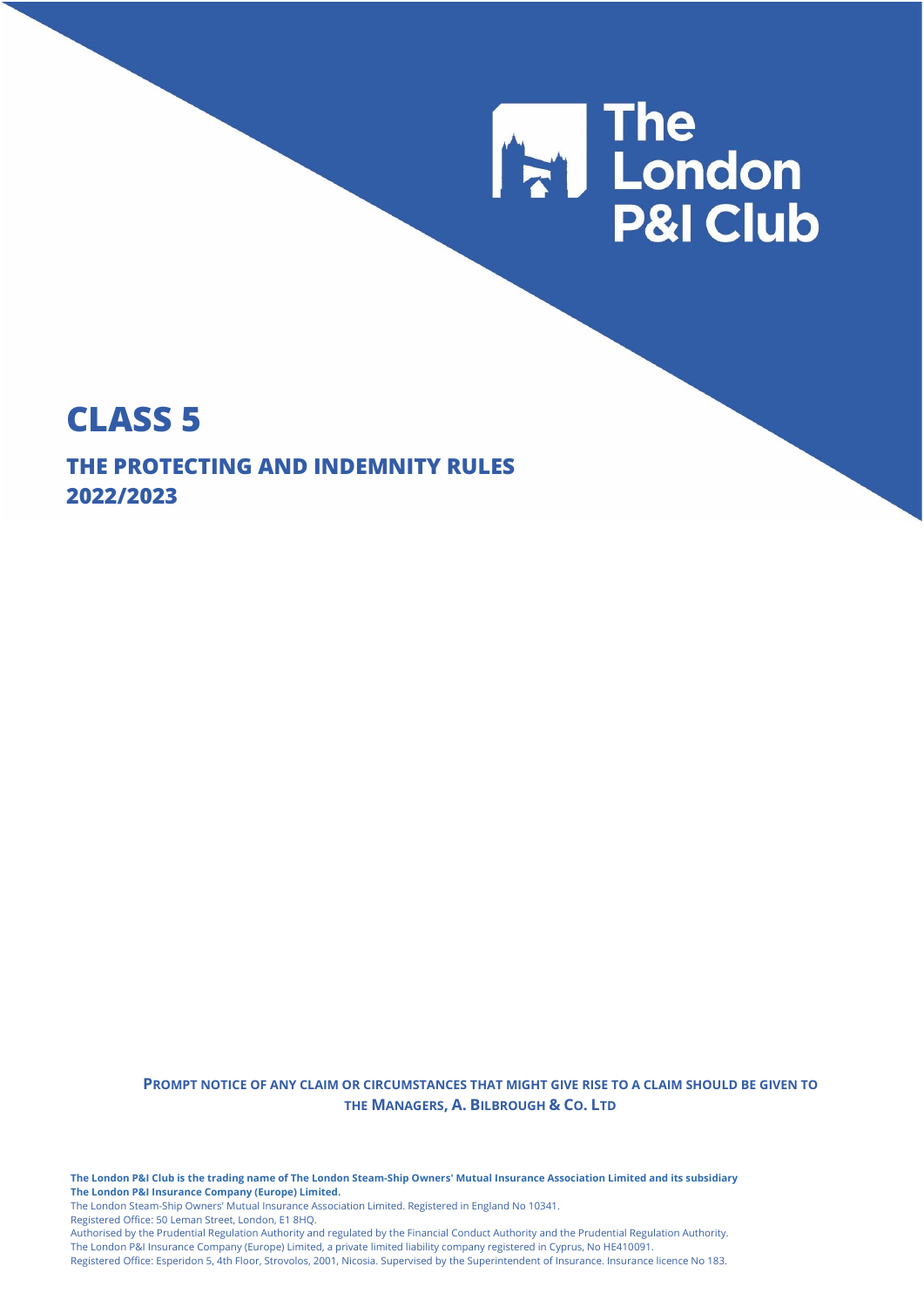The London P&I Club

# CLASS 5

## THE PROTECTING AND INDEMNITY RULES 2022/2023

**PROMPT NOTICE OF ANY CLAIM OR CIRCUMSTANCES THAT MIGHT GIVE RISE TO A CLAIM SHOULD BE GIVEN TO THE MANAGERS, A. BILBROUGH & CO. LTD**

**The London P&I Club is the trading name of The London Steam-Ship Owners' Mutual Insurance Association Limited and its subsidiary The London P&I Insurance Company (Europe) Limited.**

The London Steam-Ship Owners' Mutual Insurance Association Limited. Registered in England No 10341.

Registered Office: 50 Leman Street, London, E1 8HQ.

Authorised by the Prudential Regulation Authority and regulated by the Financial Conduct Authority and the Prudential Regulation Authority.

The London P&I Insurance Company (Europe) Limited, a private limited liability company registered in Cyprus, No HE410091.

Registered Office: Esperidon 5, 4th Floor, Strovolos, 2001, Nicosia. Supervised by the Superintendent of Insurance. Insurance licence No 183.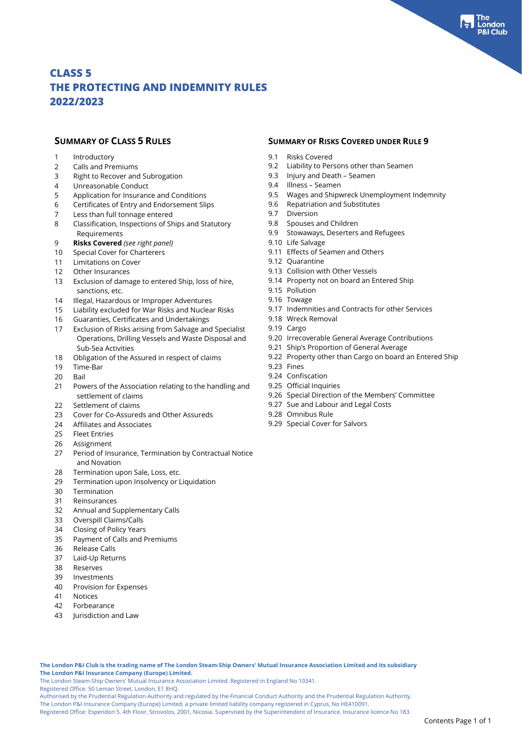# CLASS 5
# THE PROTECTING AND INDEMNITY RULES
# 2022/2023

## SUMMARY OF CLASS 5 RULES

1 Introductory
2 Calls and Premiums
3 Right to Recover and Subrogation
4 Unreasonable Conduct
5 Application for Insurance and Conditions
6 Certificates of Entry and Endorsement Slips
7 Less than full tonnage entered
8 Classification, Inspections of Ships and Statutory Requirements
9 **Risks Covered** *(see right panel)*
10 Special Cover for Charterers
11 Limitations on Cover
12 Other Insurances
13 Exclusion of damage to entered Ship, loss of hire, sanctions, etc.
14 Illegal, Hazardous or Improper Adventures
15 Liability excluded for War Risks and Nuclear Risks
16 Guaranties, Certificates and Undertakings
17 Exclusion of Risks arising from Salvage and Specialist Operations, Drilling Vessels and Waste Disposal and Sub-Sea Activities
18 Obligation of the Assured in respect of claims
19 Time-Bar
20 Bail
21 Powers of the Association relating to the handling and settlement of claims
22 Settlement of claims
23 Cover for Co-Assureds and Other Assureds
24 Affiliates and Associates
25 Fleet Entries
26 Assignment
27 Period of Insurance, Termination by Contractual Notice and Novation
28 Termination upon Sale, Loss, etc.
29 Termination upon Insolvency or Liquidation
30 Termination
31 Reinsurances
32 Annual and Supplementary Calls
33 Overspill Claims/Calls
34 Closing of Policy Years
35 Payment of Calls and Premiums
36 Release Calls
37 Laid-Up Returns
38 Reserves
39 Investments
40 Provision for Expenses
41 Notices
42 Forbearance
43 Jurisdiction and Law

## SUMMARY OF RISKS COVERED UNDER RULE 9

9.1 Risks Covered
9.2 Liability to Persons other than Seamen
9.3 Injury and Death – Seamen
9.4 Illness – Seamen
9.5 Wages and Shipwreck Unemployment Indemnity
9.6 Repatriation and Substitutes
9.7 Diversion
9.8 Spouses and Children
9.9 Stowaways, Deserters and Refugees
9.10 Life Salvage
9.11 Effects of Seamen and Others
9.12 Quarantine
9.13 Collision with Other Vessels
9.14 Property not on board an Entered Ship
9.15 Pollution
9.16 Towage
9.17 Indemnities and Contracts for other Services
9.18 Wreck Removal
9.19 Cargo
9.20 Irrecoverable General Average Contributions
9.21 Ship's Proportion of General Average
9.22 Property other than Cargo on board an Entered Ship
9.23 Fines
9.24 Confiscation
9.25 Official Inquiries
9.26 Special Direction of the Members' Committee
9.27 Sue and Labour and Legal Costs
9.28 Omnibus Rule
9.29 Special Cover for Salvors

**The London P&I Club is the trading name of The London Steam-Ship Owners' Mutual Insurance Association Limited and its subsidiary The London P&I Insurance Company (Europe) Limited.**
The London Steam-Ship Owners' Mutual Insurance Association Limited. Registered in England No 10341.
Registered Office: 50 Leman Street, London, E1 8HQ.
Authorised by the Prudential Regulation Authority and regulated by the Financial Conduct Authority and the Prudential Regulation Authority.
The London P&I Insurance Company (Europe) Limited, a private limited liability company registered in Cyprus, No HE410091.
Registered Office: Esperidon 5, 4th Floor, Strovolos, 2001, Nicosia. Supervised by the Superintendent of Insurance. Insurance licence No 183.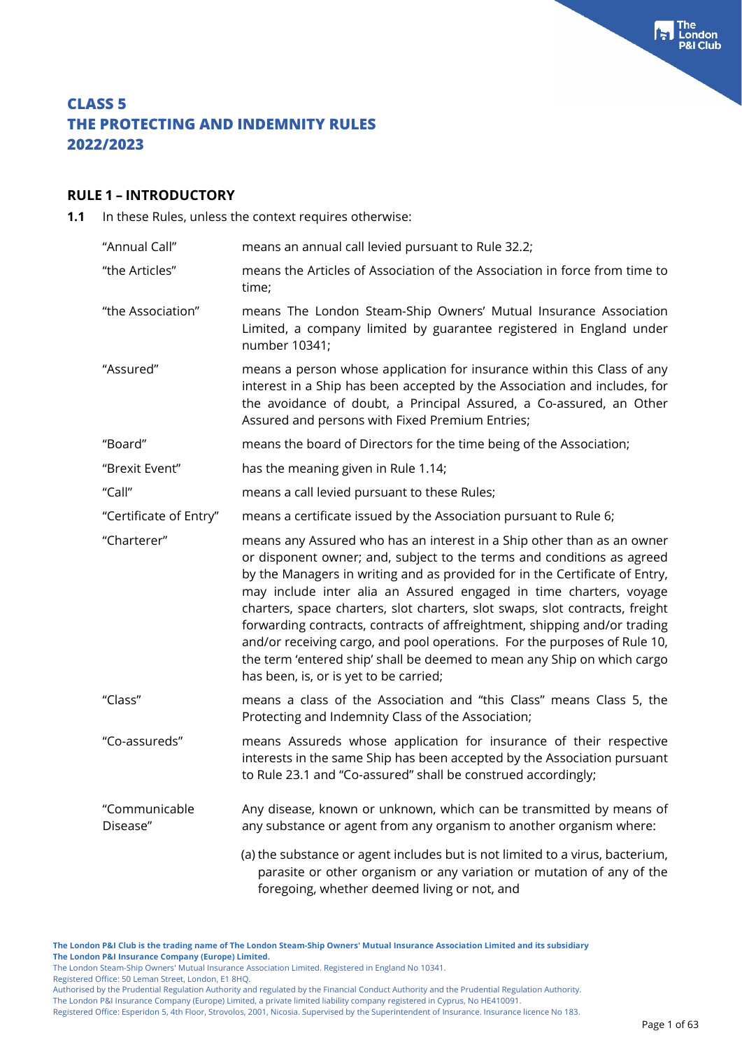# CLASS 5
# THE PROTECTING AND INDEMNITY RULES
# 2022/2023

## RULE 1 – INTRODUCTORY

**1.1** In these Rules, unless the context requires otherwise:

| | |
|---|---|
| "Annual Call" | means an annual call levied pursuant to Rule 32.2; |
| "the Articles" | means the Articles of Association of the Association in force from time to time; |
| "the Association" | means The London Steam-Ship Owners' Mutual Insurance Association Limited, a company limited by guarantee registered in England under number 10341; |
| "Assured" | means a person whose application for insurance within this Class of any interest in a Ship has been accepted by the Association and includes, for the avoidance of doubt, a Principal Assured, a Co-assured, an Other Assured and persons with Fixed Premium Entries; |
| "Board" | means the board of Directors for the time being of the Association; |
| "Brexit Event" | has the meaning given in Rule 1.14; |
| "Call" | means a call levied pursuant to these Rules; |
| "Certificate of Entry" | means a certificate issued by the Association pursuant to Rule 6; |
| "Charterer" | means any Assured who has an interest in a Ship other than as an owner or disponent owner; and, subject to the terms and conditions as agreed by the Managers in writing and as provided for in the Certificate of Entry, may include inter alia an Assured engaged in time charters, voyage charters, space charters, slot charters, slot swaps, slot contracts, freight forwarding contracts, contracts of affreightment, shipping and/or trading and/or receiving cargo, and pool operations. For the purposes of Rule 10, the term 'entered ship' shall be deemed to mean any Ship on which cargo has been, is, or is yet to be carried; |
| "Class" | means a class of the Association and "this Class" means Class 5, the Protecting and Indemnity Class of the Association; |
| "Co-assureds" | means Assureds whose application for insurance of their respective interests in the same Ship has been accepted by the Association pursuant to Rule 23.1 and "Co-assured" shall be construed accordingly; |
| "Communicable Disease" | Any disease, known or unknown, which can be transmitted by means of any substance or agent from any organism to another organism where:<br><br>(a) the substance or agent includes but is not limited to a virus, bacterium, parasite or other organism or any variation or mutation of any of the foregoing, whether deemed living or not, and |

The London P&I Club is the trading name of The London Steam-Ship Owners' Mutual Insurance Association Limited and its subsidiary The London P&I Insurance Company (Europe) Limited.
The London Steam-Ship Owners' Mutual Insurance Association Limited. Registered in England No 10341.
Registered Office: 50 Leman Street, London, E1 8HQ.
Authorised by the Prudential Regulation Authority and regulated by the Financial Conduct Authority and the Prudential Regulation Authority.
The London P&I Insurance Company (Europe) Limited, a private limited liability company registered in Cyprus, No HE410091.
Registered Office: Esperidon 5, 4th Floor, Strovolos, 2001, Nicosia. Supervised by the Superintendent of Insurance. Insurance licence No 183.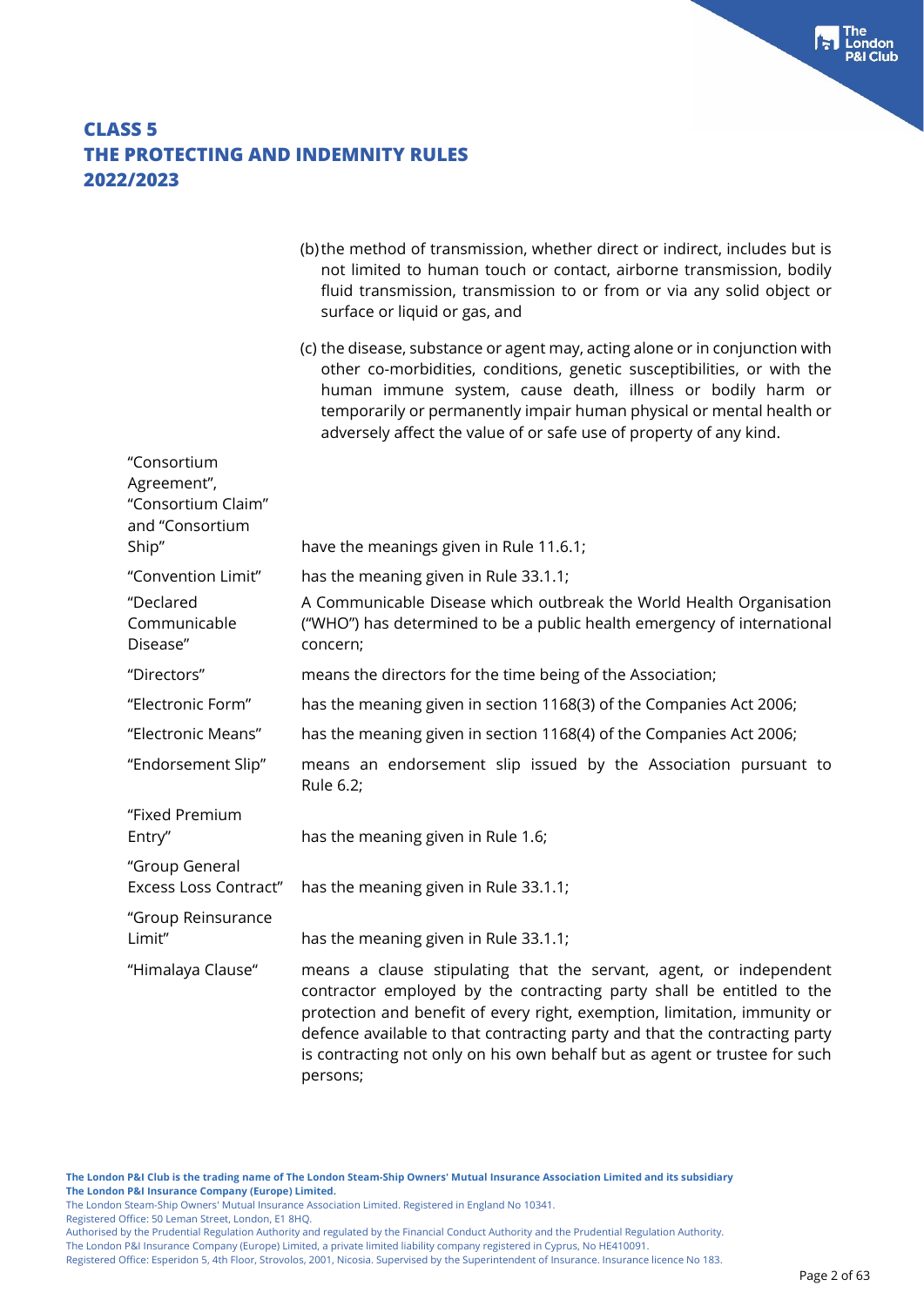(b) the method of transmission, whether direct or indirect, includes but is not limited to human touch or contact, airborne transmission, bodily fluid transmission, transmission to or from or via any solid object or surface or liquid or gas, and

(c) the disease, substance or agent may, acting alone or in conjunction with other co-morbidities, conditions, genetic susceptibilities, or with the human immune system, cause death, illness or bodily harm or temporarily or permanently impair human physical or mental health or adversely affect the value of or safe use of property of any kind.

| | |
|---|---|
| "Consortium Agreement", "Consortium Claim" and "Consortium Ship" | have the meanings given in Rule 11.6.1; |
| "Convention Limit" | has the meaning given in Rule 33.1.1; |
| "Declared Communicable Disease" | A Communicable Disease which outbreak the World Health Organisation ("WHO") has determined to be a public health emergency of international concern; |
| "Directors" | means the directors for the time being of the Association; |
| "Electronic Form" | has the meaning given in section 1168(3) of the Companies Act 2006; |
| "Electronic Means" | has the meaning given in section 1168(4) of the Companies Act 2006; |
| "Endorsement Slip" | means an endorsement slip issued by the Association pursuant to Rule 6.2; |
| "Fixed Premium Entry" | has the meaning given in Rule 1.6; |
| "Group General Excess Loss Contract" | has the meaning given in Rule 33.1.1; |
| "Group Reinsurance Limit" | has the meaning given in Rule 33.1.1; |
| "Himalaya Clause" | means a clause stipulating that the servant, agent, or independent contractor employed by the contracting party shall be entitled to the protection and benefit of every right, exemption, limitation, immunity or defence available to that contracting party and that the contracting party is contracting not only on his own behalf but as agent or trustee for such persons; |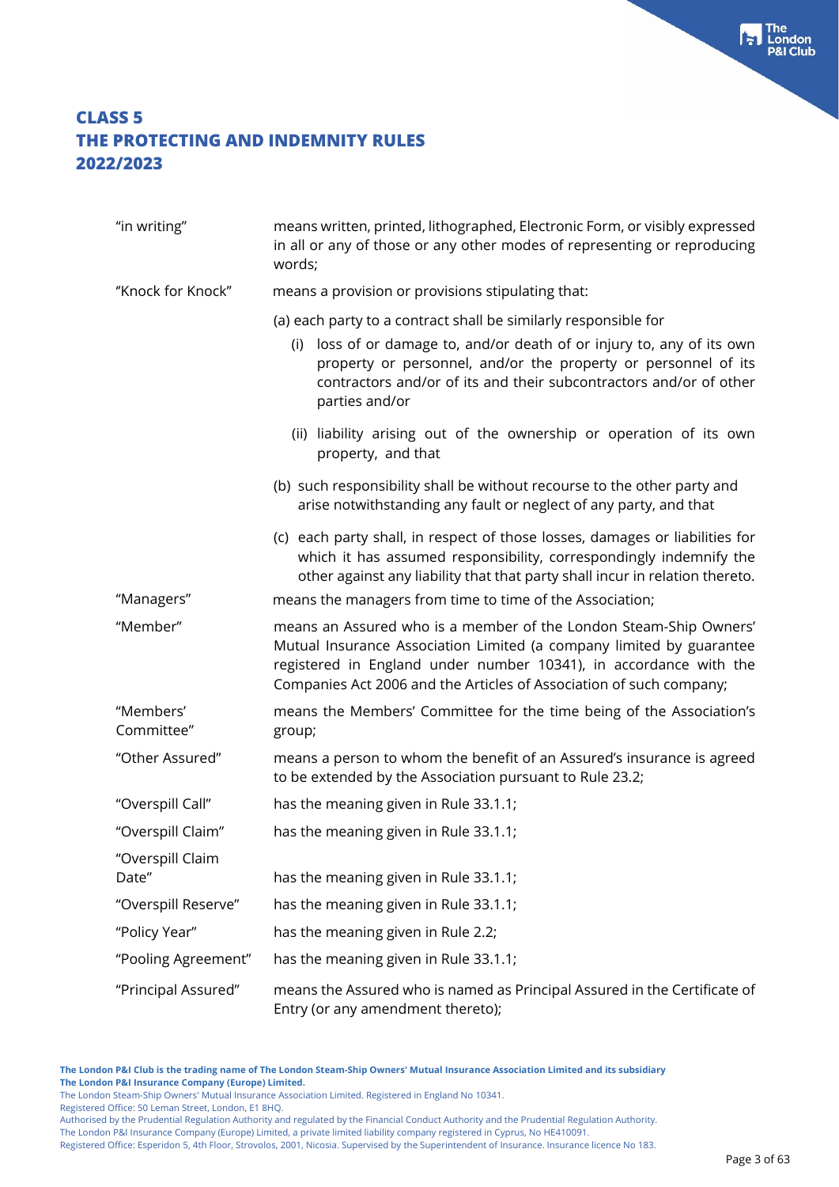| | |
|---|---|
| "in writing" | means written, printed, lithographed, Electronic Form, or visibly expressed in all or any of those or any other modes of representing or reproducing words; |
| "Knock for Knock" | means a provision or provisions stipulating that:<br>(a) each party to a contract shall be similarly responsible for<br>(i) loss of or damage to, and/or death of or injury to, any of its own property or personnel, and/or the property or personnel of its contractors and/or of its and their subcontractors and/or of other parties and/or<br>(ii) liability arising out of the ownership or operation of its own property, and that<br>(b) such responsibility shall be without recourse to the other party and arise notwithstanding any fault or neglect of any party, and that<br>(c) each party shall, in respect of those losses, damages or liabilities for which it has assumed responsibility, correspondingly indemnify the other against any liability that that party shall incur in relation thereto. |
| "Managers" | means the managers from time to time of the Association; |
| "Member" | means an Assured who is a member of the London Steam-Ship Owners' Mutual Insurance Association Limited (a company limited by guarantee registered in England under number 10341), in accordance with the Companies Act 2006 and the Articles of Association of such company; |
| "Members' Committee" | means the Members' Committee for the time being of the Association's group; |
| "Other Assured" | means a person to whom the benefit of an Assured's insurance is agreed to be extended by the Association pursuant to Rule 23.2; |
| "Overspill Call" | has the meaning given in Rule 33.1.1; |
| "Overspill Claim" | has the meaning given in Rule 33.1.1; |
| "Overspill Claim Date" | has the meaning given in Rule 33.1.1; |
| "Overspill Reserve" | has the meaning given in Rule 33.1.1; |
| "Policy Year" | has the meaning given in Rule 2.2; |
| "Pooling Agreement" | has the meaning given in Rule 33.1.1; |
| "Principal Assured" | means the Assured who is named as Principal Assured in the Certificate of Entry (or any amendment thereto); |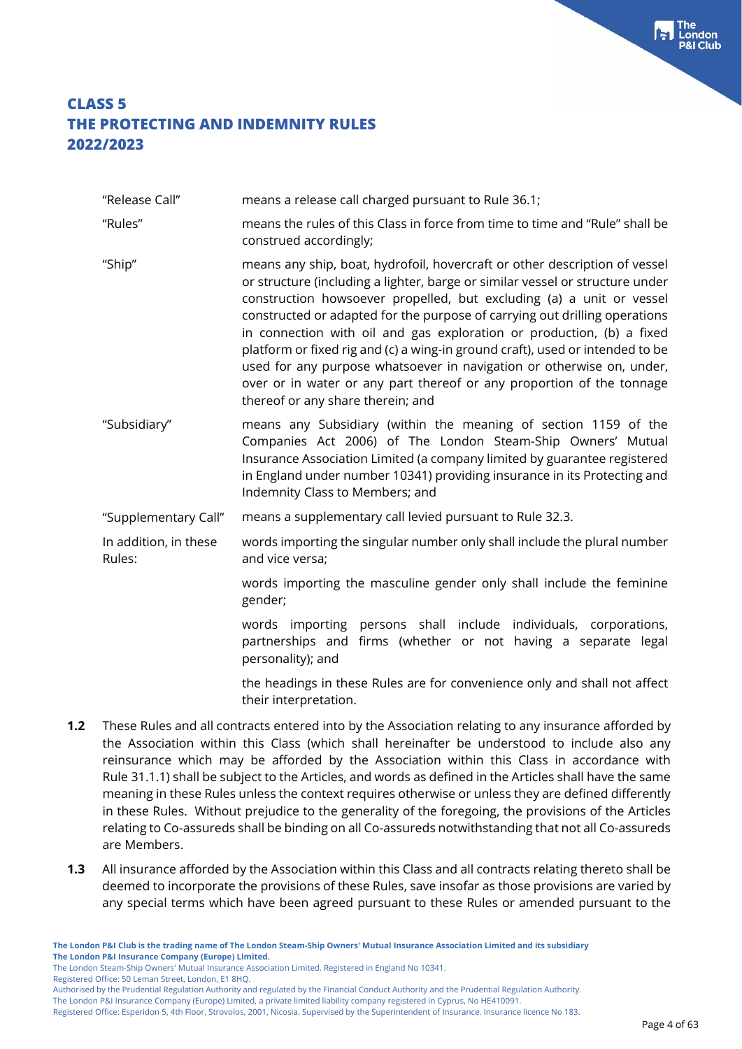| | |
|---|---|
| "Release Call" | means a release call charged pursuant to Rule 36.1; |
| "Rules" | means the rules of this Class in force from time to time and "Rule" shall be construed accordingly; |
| "Ship" | means any ship, boat, hydrofoil, hovercraft or other description of vessel or structure (including a lighter, barge or similar vessel or structure under construction howsoever propelled, but excluding (a) a unit or vessel constructed or adapted for the purpose of carrying out drilling operations in connection with oil and gas exploration or production, (b) a fixed platform or fixed rig and (c) a wing-in ground craft), used or intended to be used for any purpose whatsoever in navigation or otherwise on, under, over or in water or any part thereof or any proportion of the tonnage thereof or any share therein; and |
| "Subsidiary" | means any Subsidiary (within the meaning of section 1159 of the Companies Act 2006) of The London Steam-Ship Owners' Mutual Insurance Association Limited (a company limited by guarantee registered in England under number 10341) providing insurance in its Protecting and Indemnity Class to Members; and |
| "Supplementary Call" | means a supplementary call levied pursuant to Rule 32.3. |
| In addition, in these Rules: | words importing the singular number only shall include the plural number and vice versa; |
| | words importing the masculine gender only shall include the feminine gender; |
| | words importing persons shall include individuals, corporations, partnerships and firms (whether or not having a separate legal personality); and |
| | the headings in these Rules are for convenience only and shall not affect their interpretation. |

**1.2** These Rules and all contracts entered into by the Association relating to any insurance afforded by the Association within this Class (which shall hereinafter be understood to include also any reinsurance which may be afforded by the Association within this Class in accordance with Rule 31.1.1) shall be subject to the Articles, and words as defined in the Articles shall have the same meaning in these Rules unless the context requires otherwise or unless they are defined differently in these Rules. Without prejudice to the generality of the foregoing, the provisions of the Articles relating to Co-assureds shall be binding on all Co-assureds notwithstanding that not all Co-assureds are Members.

**1.3** All insurance afforded by the Association within this Class and all contracts relating thereto shall be deemed to incorporate the provisions of these Rules, save insofar as those provisions are varied by any special terms which have been agreed pursuant to these Rules or amended pursuant to the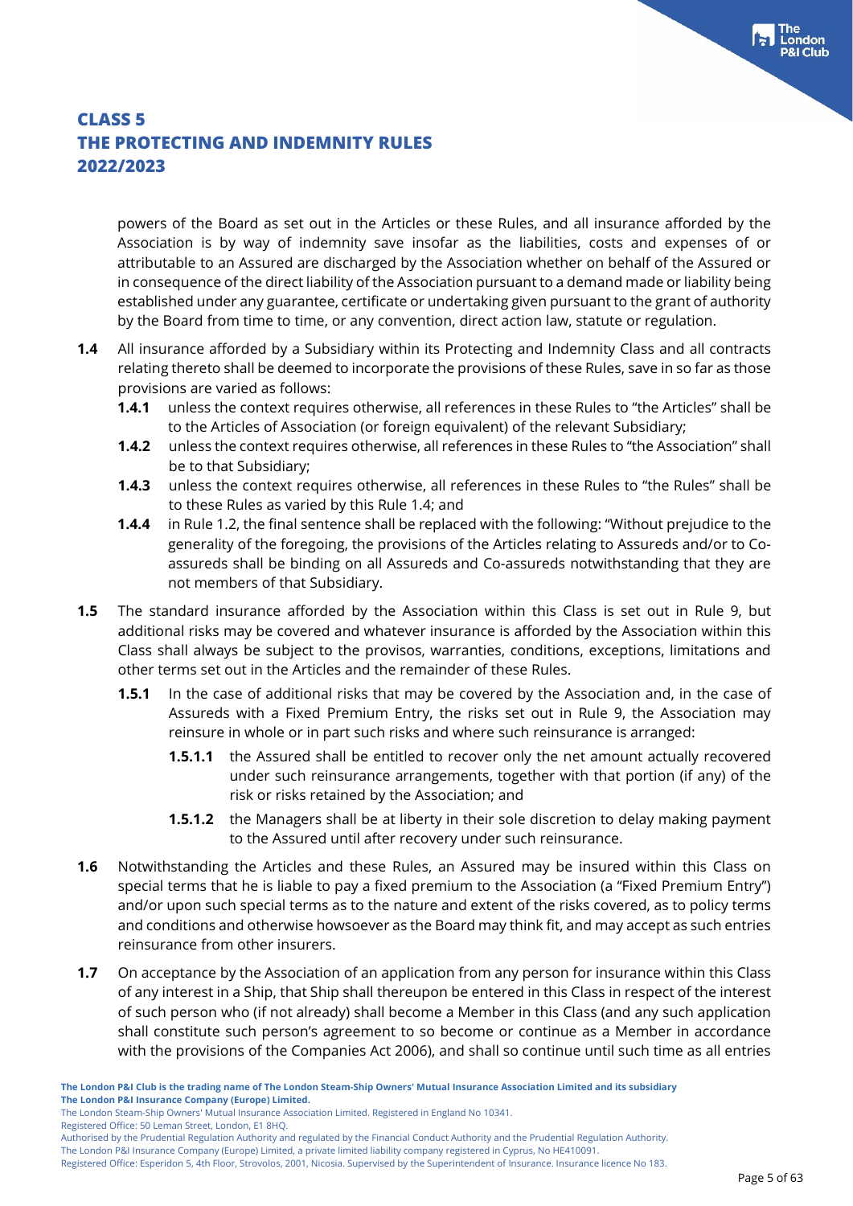powers of the Board as set out in the Articles or these Rules, and all insurance afforded by the Association is by way of indemnity save insofar as the liabilities, costs and expenses of or attributable to an Assured are discharged by the Association whether on behalf of the Assured or in consequence of the direct liability of the Association pursuant to a demand made or liability being established under any guarantee, certificate or undertaking given pursuant to the grant of authority by the Board from time to time, or any convention, direct action law, statute or regulation.

**1.4** All insurance afforded by a Subsidiary within its Protecting and Indemnity Class and all contracts relating thereto shall be deemed to incorporate the provisions of these Rules, save in so far as those provisions are varied as follows:

**1.4.1** unless the context requires otherwise, all references in these Rules to "the Articles" shall be to the Articles of Association (or foreign equivalent) of the relevant Subsidiary;

**1.4.2** unless the context requires otherwise, all references in these Rules to "the Association" shall be to that Subsidiary;

**1.4.3** unless the context requires otherwise, all references in these Rules to "the Rules" shall be to these Rules as varied by this Rule 1.4; and

**1.4.4** in Rule 1.2, the final sentence shall be replaced with the following: "Without prejudice to the generality of the foregoing, the provisions of the Articles relating to Assureds and/or to Co-assureds shall be binding on all Assureds and Co-assureds notwithstanding that they are not members of that Subsidiary.

**1.5** The standard insurance afforded by the Association within this Class is set out in Rule 9, but additional risks may be covered and whatever insurance is afforded by the Association within this Class shall always be subject to the provisos, warranties, conditions, exceptions, limitations and other terms set out in the Articles and the remainder of these Rules.

**1.5.1** In the case of additional risks that may be covered by the Association and, in the case of Assureds with a Fixed Premium Entry, the risks set out in Rule 9, the Association may reinsure in whole or in part such risks and where such reinsurance is arranged:

**1.5.1.1** the Assured shall be entitled to recover only the net amount actually recovered under such reinsurance arrangements, together with that portion (if any) of the risk or risks retained by the Association; and

**1.5.1.2** the Managers shall be at liberty in their sole discretion to delay making payment to the Assured until after recovery under such reinsurance.

**1.6** Notwithstanding the Articles and these Rules, an Assured may be insured within this Class on special terms that he is liable to pay a fixed premium to the Association (a "Fixed Premium Entry") and/or upon such special terms as to the nature and extent of the risks covered, as to policy terms and conditions and otherwise howsoever as the Board may think fit, and may accept as such entries reinsurance from other insurers.

**1.7** On acceptance by the Association of an application from any person for insurance within this Class of any interest in a Ship, that Ship shall thereupon be entered in this Class in respect of the interest of such person who (if not already) shall become a Member in this Class (and any such application shall constitute such person's agreement to so become or continue as a Member in accordance with the provisions of the Companies Act 2006), and shall so continue until such time as all entries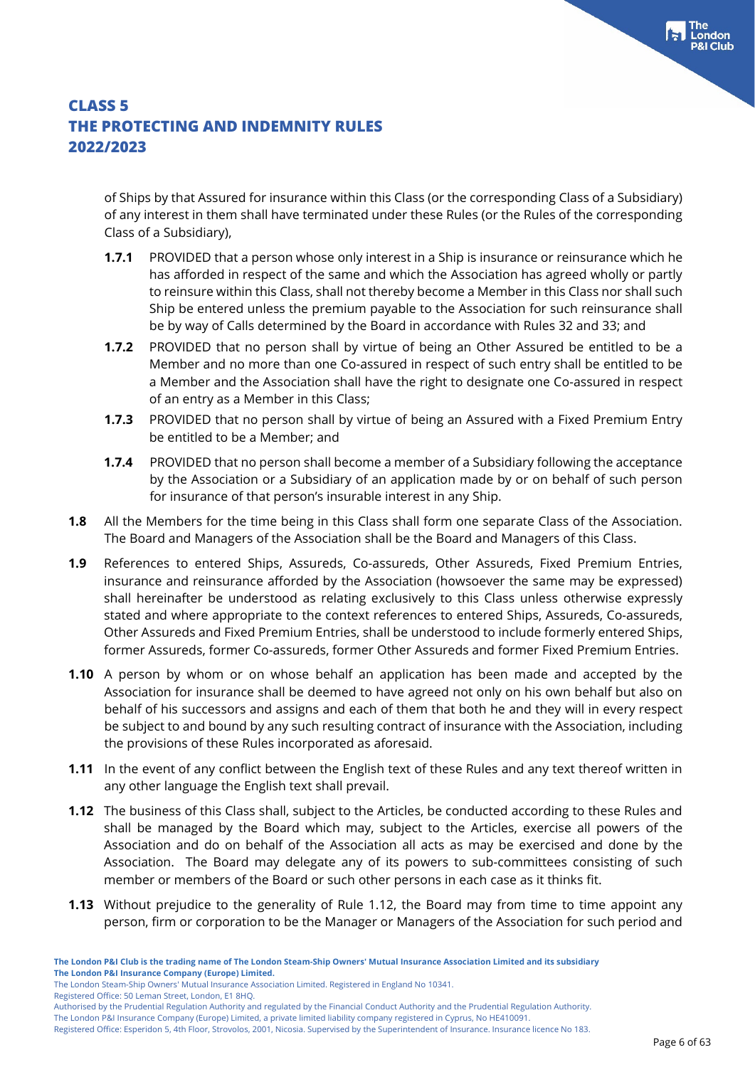of Ships by that Assured for insurance within this Class (or the corresponding Class of a Subsidiary) of any interest in them shall have terminated under these Rules (or the Rules of the corresponding Class of a Subsidiary),

**1.7.1** PROVIDED that a person whose only interest in a Ship is insurance or reinsurance which he has afforded in respect of the same and which the Association has agreed wholly or partly to reinsure within this Class, shall not thereby become a Member in this Class nor shall such Ship be entered unless the premium payable to the Association for such reinsurance shall be by way of Calls determined by the Board in accordance with Rules 32 and 33; and

**1.7.2** PROVIDED that no person shall by virtue of being an Other Assured be entitled to be a Member and no more than one Co-assured in respect of such entry shall be entitled to be a Member and the Association shall have the right to designate one Co-assured in respect of an entry as a Member in this Class;

**1.7.3** PROVIDED that no person shall by virtue of being an Assured with a Fixed Premium Entry be entitled to be a Member; and

**1.7.4** PROVIDED that no person shall become a member of a Subsidiary following the acceptance by the Association or a Subsidiary of an application made by or on behalf of such person for insurance of that person's insurable interest in any Ship.

**1.8** All the Members for the time being in this Class shall form one separate Class of the Association. The Board and Managers of the Association shall be the Board and Managers of this Class.

**1.9** References to entered Ships, Assureds, Co-assureds, Other Assureds, Fixed Premium Entries, insurance and reinsurance afforded by the Association (howsoever the same may be expressed) shall hereinafter be understood as relating exclusively to this Class unless otherwise expressly stated and where appropriate to the context references to entered Ships, Assureds, Co-assureds, Other Assureds and Fixed Premium Entries, shall be understood to include formerly entered Ships, former Assureds, former Co-assureds, former Other Assureds and former Fixed Premium Entries.

**1.10** A person by whom or on whose behalf an application has been made and accepted by the Association for insurance shall be deemed to have agreed not only on his own behalf but also on behalf of his successors and assigns and each of them that both he and they will in every respect be subject to and bound by any such resulting contract of insurance with the Association, including the provisions of these Rules incorporated as aforesaid.

**1.11** In the event of any conflict between the English text of these Rules and any text thereof written in any other language the English text shall prevail.

**1.12** The business of this Class shall, subject to the Articles, be conducted according to these Rules and shall be managed by the Board which may, subject to the Articles, exercise all powers of the Association and do on behalf of the Association all acts as may be exercised and done by the Association. The Board may delegate any of its powers to sub-committees consisting of such member or members of the Board or such other persons in each case as it thinks fit.

**1.13** Without prejudice to the generality of Rule 1.12, the Board may from time to time appoint any person, firm or corporation to be the Manager or Managers of the Association for such period and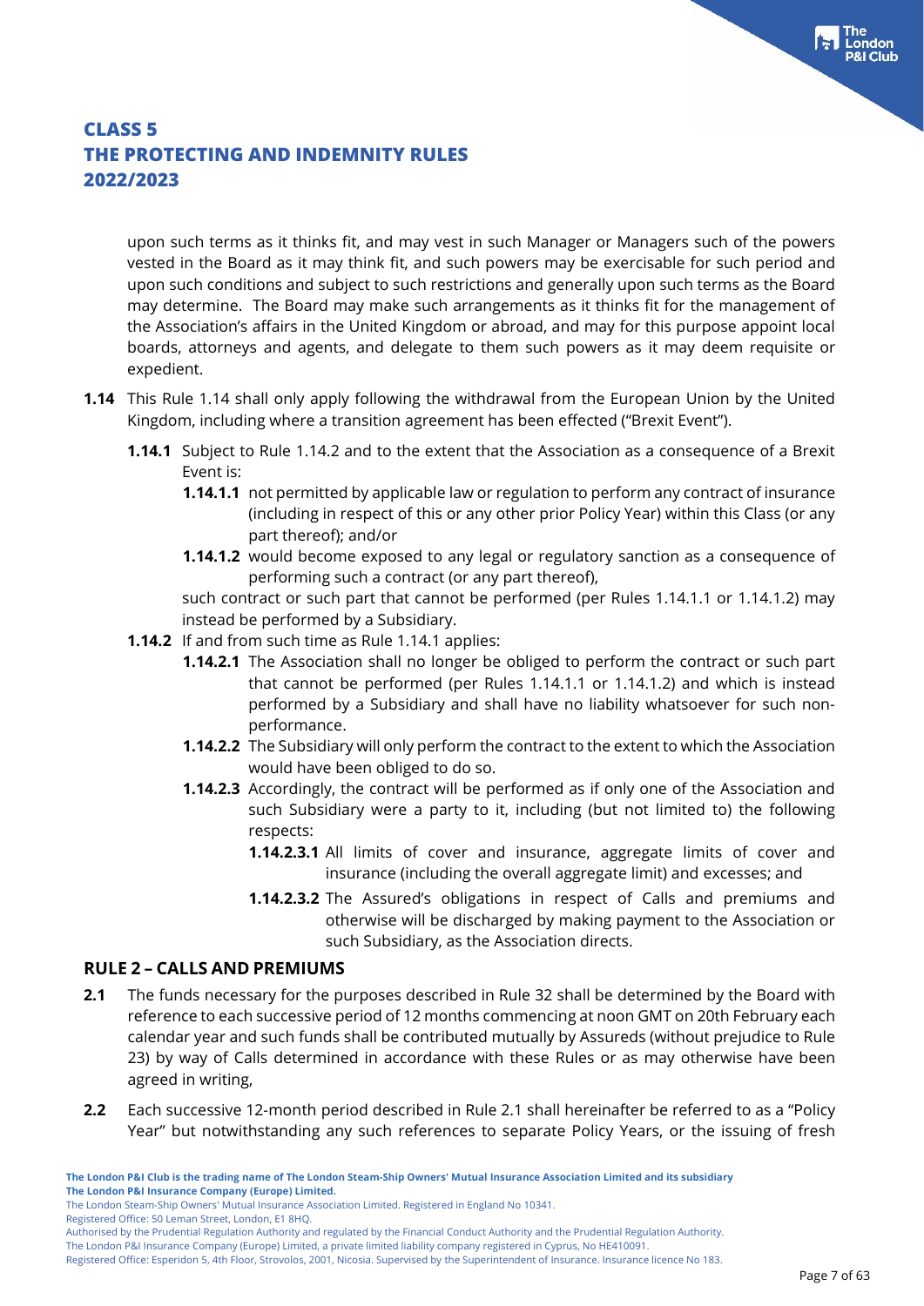upon such terms as it thinks fit, and may vest in such Manager or Managers such of the powers vested in the Board as it may think fit, and such powers may be exercisable for such period and upon such conditions and subject to such restrictions and generally upon such terms as the Board may determine. The Board may make such arrangements as it thinks fit for the management of the Association's affairs in the United Kingdom or abroad, and may for this purpose appoint local boards, attorneys and agents, and delegate to them such powers as it may deem requisite or expedient.

**1.14** This Rule 1.14 shall only apply following the withdrawal from the European Union by the United Kingdom, including where a transition agreement has been effected ("Brexit Event").

**1.14.1** Subject to Rule 1.14.2 and to the extent that the Association as a consequence of a Brexit Event is:

**1.14.1.1** not permitted by applicable law or regulation to perform any contract of insurance (including in respect of this or any other prior Policy Year) within this Class (or any part thereof); and/or

**1.14.1.2** would become exposed to any legal or regulatory sanction as a consequence of performing such a contract (or any part thereof),

such contract or such part that cannot be performed (per Rules 1.14.1.1 or 1.14.1.2) may instead be performed by a Subsidiary.

**1.14.2** If and from such time as Rule 1.14.1 applies:

**1.14.2.1** The Association shall no longer be obliged to perform the contract or such part that cannot be performed (per Rules 1.14.1.1 or 1.14.1.2) and which is instead performed by a Subsidiary and shall have no liability whatsoever for such non-performance.

**1.14.2.2** The Subsidiary will only perform the contract to the extent to which the Association would have been obliged to do so.

**1.14.2.3** Accordingly, the contract will be performed as if only one of the Association and such Subsidiary were a party to it, including (but not limited to) the following respects:

**1.14.2.3.1** All limits of cover and insurance, aggregate limits of cover and insurance (including the overall aggregate limit) and excesses; and

**1.14.2.3.2** The Assured's obligations in respect of Calls and premiums and otherwise will be discharged by making payment to the Association or such Subsidiary, as the Association directs.

## RULE 2 – CALLS AND PREMIUMS

**2.1** The funds necessary for the purposes described in Rule 32 shall be determined by the Board with reference to each successive period of 12 months commencing at noon GMT on 20th February each calendar year and such funds shall be contributed mutually by Assureds (without prejudice to Rule 23) by way of Calls determined in accordance with these Rules or as may otherwise have been agreed in writing,

**2.2** Each successive 12-month period described in Rule 2.1 shall hereinafter be referred to as a "Policy Year" but notwithstanding any such references to separate Policy Years, or the issuing of fresh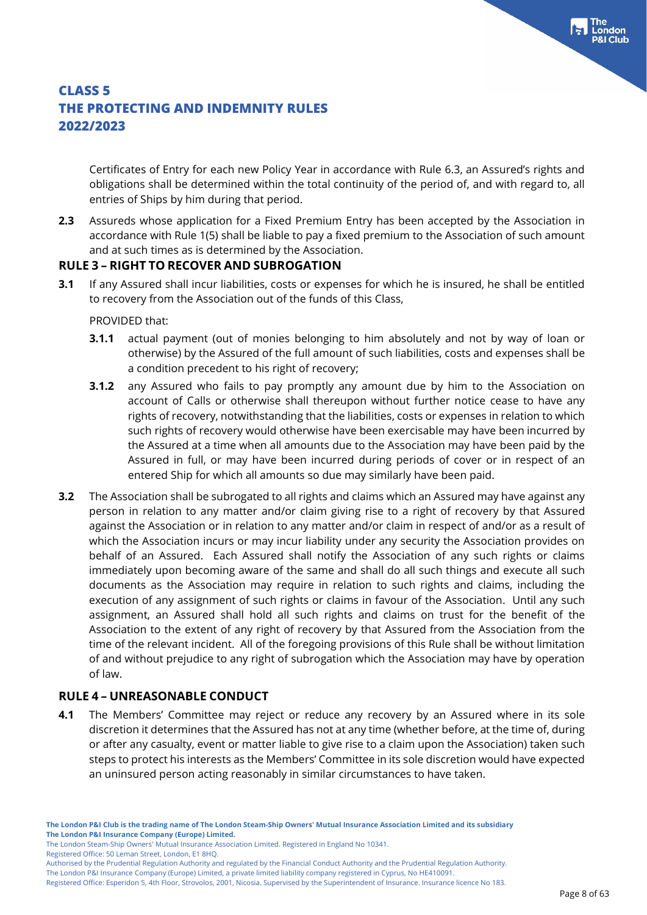Certificates of Entry for each new Policy Year in accordance with Rule 6.3, an Assured's rights and obligations shall be determined within the total continuity of the period of, and with regard to, all entries of Ships by him during that period.

**2.3** Assureds whose application for a Fixed Premium Entry has been accepted by the Association in accordance with Rule 1(5) shall be liable to pay a fixed premium to the Association of such amount and at such times as is determined by the Association.

## RULE 3 – RIGHT TO RECOVER AND SUBROGATION

**3.1** If any Assured shall incur liabilities, costs or expenses for which he is insured, he shall be entitled to recovery from the Association out of the funds of this Class,

PROVIDED that:

**3.1.1** actual payment (out of monies belonging to him absolutely and not by way of loan or otherwise) by the Assured of the full amount of such liabilities, costs and expenses shall be a condition precedent to his right of recovery;

**3.1.2** any Assured who fails to pay promptly any amount due by him to the Association on account of Calls or otherwise shall thereupon without further notice cease to have any rights of recovery, notwithstanding that the liabilities, costs or expenses in relation to which such rights of recovery would otherwise have been exercisable may have been incurred by the Assured at a time when all amounts due to the Association may have been paid by the Assured in full, or may have been incurred during periods of cover or in respect of an entered Ship for which all amounts so due may similarly have been paid.

**3.2** The Association shall be subrogated to all rights and claims which an Assured may have against any person in relation to any matter and/or claim giving rise to a right of recovery by that Assured against the Association or in relation to any matter and/or claim in respect of and/or as a result of which the Association incurs or may incur liability under any security the Association provides on behalf of an Assured. Each Assured shall notify the Association of any such rights or claims immediately upon becoming aware of the same and shall do all such things and execute all such documents as the Association may require in relation to such rights and claims, including the execution of any assignment of such rights or claims in favour of the Association. Until any such assignment, an Assured shall hold all such rights and claims on trust for the benefit of the Association to the extent of any right of recovery by that Assured from the Association from the time of the relevant incident. All of the foregoing provisions of this Rule shall be without limitation of and without prejudice to any right of subrogation which the Association may have by operation of law.

## RULE 4 – UNREASONABLE CONDUCT

**4.1** The Members' Committee may reject or reduce any recovery by an Assured where in its sole discretion it determines that the Assured has not at any time (whether before, at the time of, during or after any casualty, event or matter liable to give rise to a claim upon the Association) taken such steps to protect his interests as the Members' Committee in its sole discretion would have expected an uninsured person acting reasonably in similar circumstances to have taken.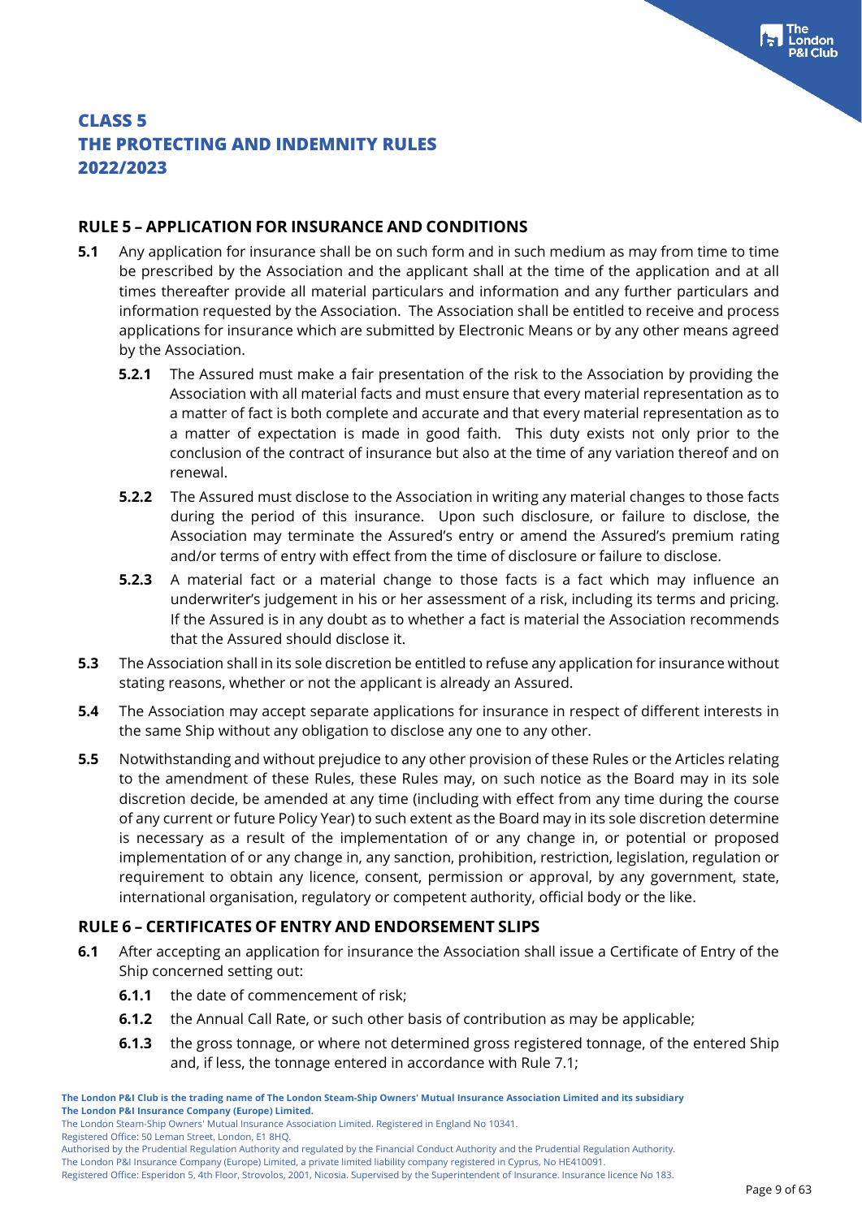# CLASS 5
# THE PROTECTING AND INDEMNITY RULES
# 2022/2023

## RULE 5 – APPLICATION FOR INSURANCE AND CONDITIONS

**5.1** Any application for insurance shall be on such form and in such medium as may from time to time be prescribed by the Association and the applicant shall at the time of the application and at all times thereafter provide all material particulars and information and any further particulars and information requested by the Association. The Association shall be entitled to receive and process applications for insurance which are submitted by Electronic Means or by any other means agreed by the Association.

**5.2.1** The Assured must make a fair presentation of the risk to the Association by providing the Association with all material facts and must ensure that every material representation as to a matter of fact is both complete and accurate and that every material representation as to a matter of expectation is made in good faith. This duty exists not only prior to the conclusion of the contract of insurance but also at the time of any variation thereof and on renewal.

**5.2.2** The Assured must disclose to the Association in writing any material changes to those facts during the period of this insurance. Upon such disclosure, or failure to disclose, the Association may terminate the Assured's entry or amend the Assured's premium rating and/or terms of entry with effect from the time of disclosure or failure to disclose.

**5.2.3** A material fact or a material change to those facts is a fact which may influence an underwriter's judgement in his or her assessment of a risk, including its terms and pricing. If the Assured is in any doubt as to whether a fact is material the Association recommends that the Assured should disclose it.

**5.3** The Association shall in its sole discretion be entitled to refuse any application for insurance without stating reasons, whether or not the applicant is already an Assured.

**5.4** The Association may accept separate applications for insurance in respect of different interests in the same Ship without any obligation to disclose any one to any other.

**5.5** Notwithstanding and without prejudice to any other provision of these Rules or the Articles relating to the amendment of these Rules, these Rules may, on such notice as the Board may in its sole discretion decide, be amended at any time (including with effect from any time during the course of any current or future Policy Year) to such extent as the Board may in its sole discretion determine is necessary as a result of the implementation of or any change in, or potential or proposed implementation of or any change in, any sanction, prohibition, restriction, legislation, regulation or requirement to obtain any licence, consent, permission or approval, by any government, state, international organisation, regulatory or competent authority, official body or the like.

## RULE 6 – CERTIFICATES OF ENTRY AND ENDORSEMENT SLIPS

**6.1** After accepting an application for insurance the Association shall issue a Certificate of Entry of the Ship concerned setting out:

**6.1.1** the date of commencement of risk;

**6.1.2** the Annual Call Rate, or such other basis of contribution as may be applicable;

**6.1.3** the gross tonnage, or where not determined gross registered tonnage, of the entered Ship and, if less, the tonnage entered in accordance with Rule 7.1;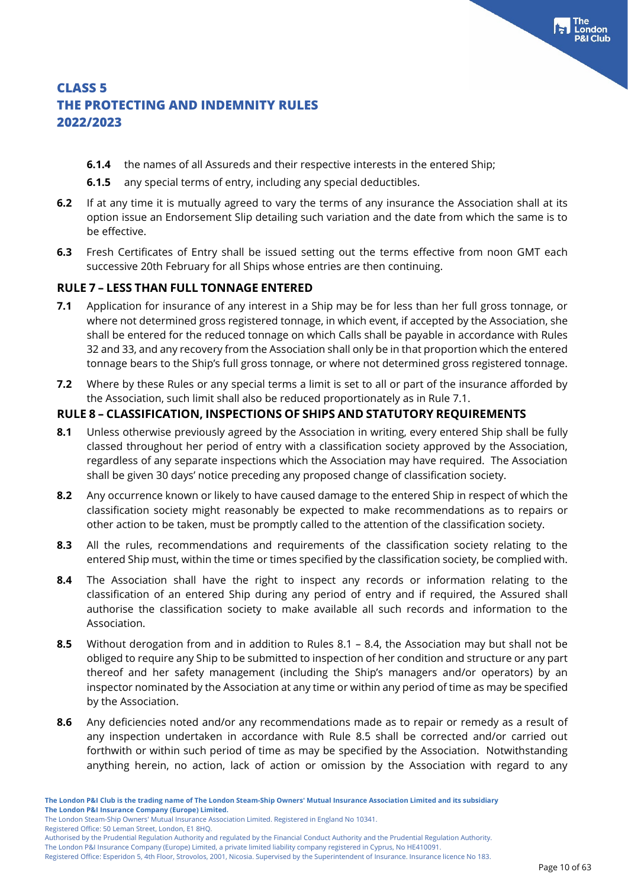**6.1.4** the names of all Assureds and their respective interests in the entered Ship;

**6.1.5** any special terms of entry, including any special deductibles.

**6.2** If at any time it is mutually agreed to vary the terms of any insurance the Association shall at its option issue an Endorsement Slip detailing such variation and the date from which the same is to be effective.

**6.3** Fresh Certificates of Entry shall be issued setting out the terms effective from noon GMT each successive 20th February for all Ships whose entries are then continuing.

## RULE 7 – LESS THAN FULL TONNAGE ENTERED

**7.1** Application for insurance of any interest in a Ship may be for less than her full gross tonnage, or where not determined gross registered tonnage, in which event, if accepted by the Association, she shall be entered for the reduced tonnage on which Calls shall be payable in accordance with Rules 32 and 33, and any recovery from the Association shall only be in that proportion which the entered tonnage bears to the Ship's full gross tonnage, or where not determined gross registered tonnage.

**7.2** Where by these Rules or any special terms a limit is set to all or part of the insurance afforded by the Association, such limit shall also be reduced proportionately as in Rule 7.1.

## RULE 8 – CLASSIFICATION, INSPECTIONS OF SHIPS AND STATUTORY REQUIREMENTS

**8.1** Unless otherwise previously agreed by the Association in writing, every entered Ship shall be fully classed throughout her period of entry with a classification society approved by the Association, regardless of any separate inspections which the Association may have required. The Association shall be given 30 days' notice preceding any proposed change of classification society.

**8.2** Any occurrence known or likely to have caused damage to the entered Ship in respect of which the classification society might reasonably be expected to make recommendations as to repairs or other action to be taken, must be promptly called to the attention of the classification society.

**8.3** All the rules, recommendations and requirements of the classification society relating to the entered Ship must, within the time or times specified by the classification society, be complied with.

**8.4** The Association shall have the right to inspect any records or information relating to the classification of an entered Ship during any period of entry and if required, the Assured shall authorise the classification society to make available all such records and information to the Association.

**8.5** Without derogation from and in addition to Rules 8.1 – 8.4, the Association may but shall not be obliged to require any Ship to be submitted to inspection of her condition and structure or any part thereof and her safety management (including the Ship's managers and/or operators) by an inspector nominated by the Association at any time or within any period of time as may be specified by the Association.

**8.6** Any deficiencies noted and/or any recommendations made as to repair or remedy as a result of any inspection undertaken in accordance with Rule 8.5 shall be corrected and/or carried out forthwith or within such period of time as may be specified by the Association. Notwithstanding anything herein, no action, lack of action or omission by the Association with regard to any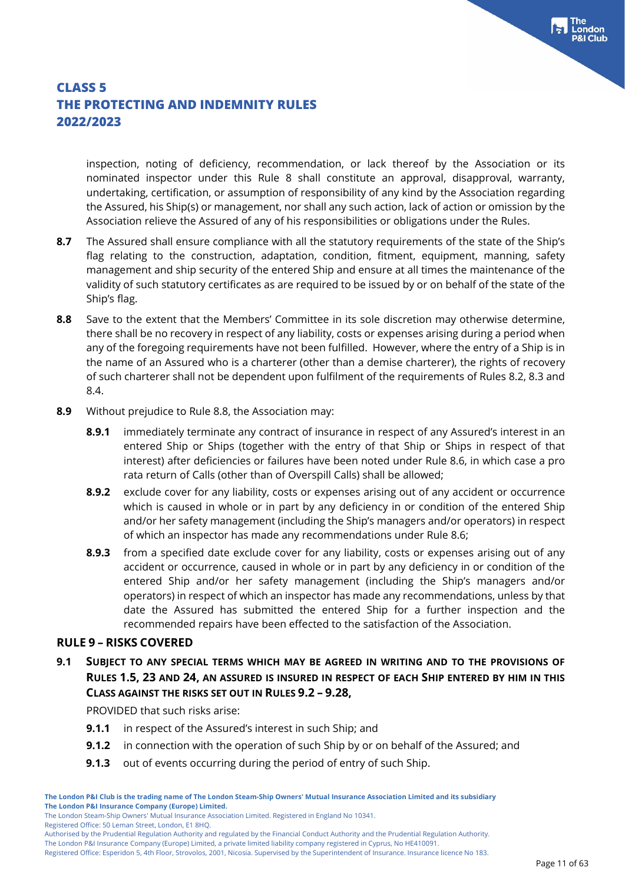inspection, noting of deficiency, recommendation, or lack thereof by the Association or its nominated inspector under this Rule 8 shall constitute an approval, disapproval, warranty, undertaking, certification, or assumption of responsibility of any kind by the Association regarding the Assured, his Ship(s) or management, nor shall any such action, lack of action or omission by the Association relieve the Assured of any of his responsibilities or obligations under the Rules.

**8.7** The Assured shall ensure compliance with all the statutory requirements of the state of the Ship's flag relating to the construction, adaptation, condition, fitment, equipment, manning, safety management and ship security of the entered Ship and ensure at all times the maintenance of the validity of such statutory certificates as are required to be issued by or on behalf of the state of the Ship's flag.

**8.8** Save to the extent that the Members' Committee in its sole discretion may otherwise determine, there shall be no recovery in respect of any liability, costs or expenses arising during a period when any of the foregoing requirements have not been fulfilled. However, where the entry of a Ship is in the name of an Assured who is a charterer (other than a demise charterer), the rights of recovery of such charterer shall not be dependent upon fulfilment of the requirements of Rules 8.2, 8.3 and 8.4.

**8.9** Without prejudice to Rule 8.8, the Association may:

**8.9.1** immediately terminate any contract of insurance in respect of any Assured's interest in an entered Ship or Ships (together with the entry of that Ship or Ships in respect of that interest) after deficiencies or failures have been noted under Rule 8.6, in which case a pro rata return of Calls (other than of Overspill Calls) shall be allowed;

**8.9.2** exclude cover for any liability, costs or expenses arising out of any accident or occurrence which is caused in whole or in part by any deficiency in or condition of the entered Ship and/or her safety management (including the Ship's managers and/or operators) in respect of which an inspector has made any recommendations under Rule 8.6;

**8.9.3** from a specified date exclude cover for any liability, costs or expenses arising out of any accident or occurrence, caused in whole or in part by any deficiency in or condition of the entered Ship and/or her safety management (including the Ship's managers and/or operators) in respect of which an inspector has made any recommendations, unless by that date the Assured has submitted the entered Ship for a further inspection and the recommended repairs have been effected to the satisfaction of the Association.

## RULE 9 – RISKS COVERED

**9.1 SUBJECT TO ANY SPECIAL TERMS WHICH MAY BE AGREED IN WRITING AND TO THE PROVISIONS OF RULES 1.5, 23 AND 24, AN ASSURED IS INSURED IN RESPECT OF EACH SHIP ENTERED BY HIM IN THIS CLASS AGAINST THE RISKS SET OUT IN RULES 9.2 – 9.28,**

PROVIDED that such risks arise:

**9.1.1** in respect of the Assured's interest in such Ship; and

**9.1.2** in connection with the operation of such Ship by or on behalf of the Assured; and

**9.1.3** out of events occurring during the period of entry of such Ship.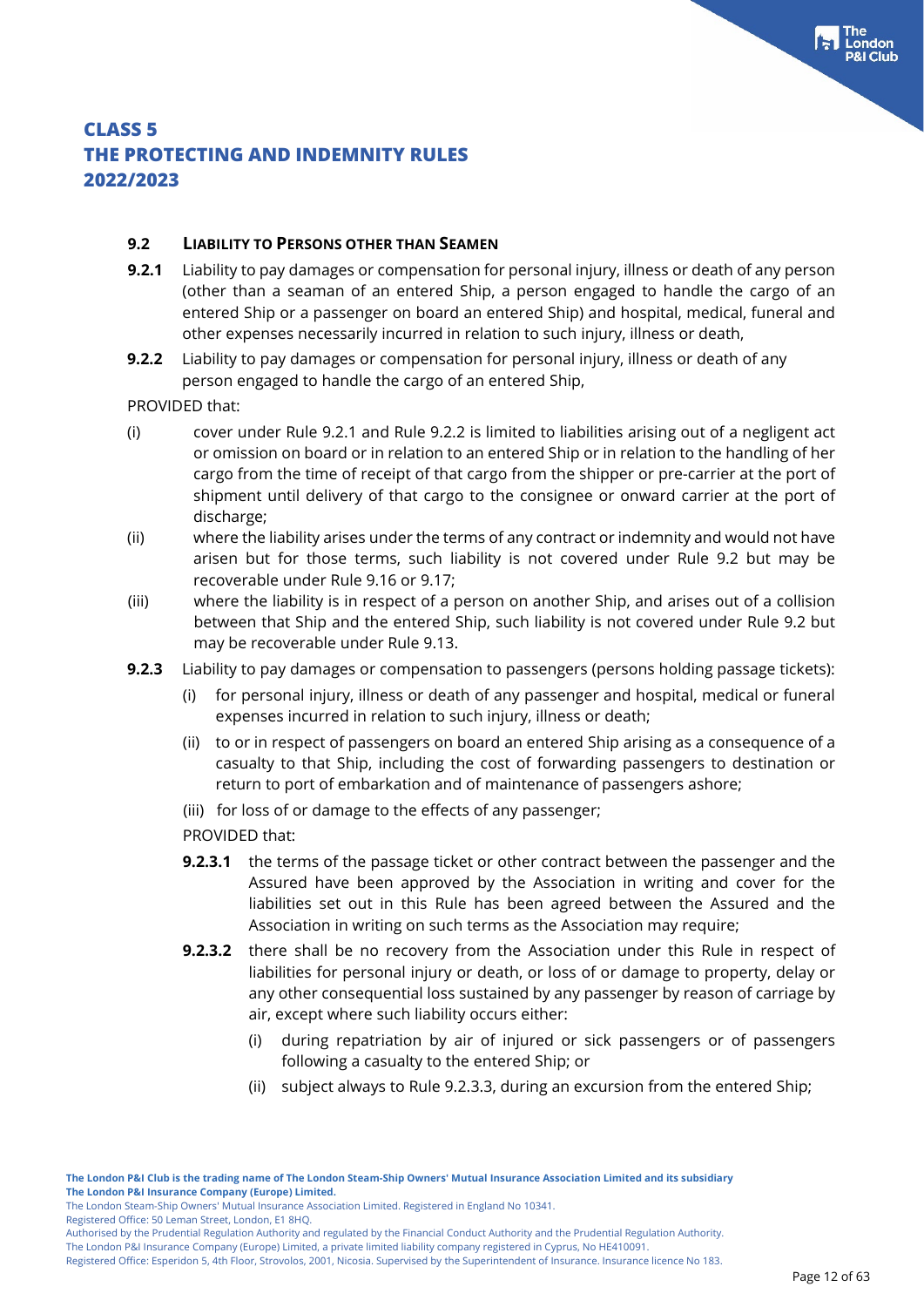# CLASS 5
# THE PROTECTING AND INDEMNITY RULES
# 2022/2023

### 9.2 LIABILITY TO PERSONS OTHER THAN SEAMEN

**9.2.1** Liability to pay damages or compensation for personal injury, illness or death of any person (other than a seaman of an entered Ship, a person engaged to handle the cargo of an entered Ship or a passenger on board an entered Ship) and hospital, medical, funeral and other expenses necessarily incurred in relation to such injury, illness or death,

**9.2.2** Liability to pay damages or compensation for personal injury, illness or death of any person engaged to handle the cargo of an entered Ship,

PROVIDED that:

(i) cover under Rule 9.2.1 and Rule 9.2.2 is limited to liabilities arising out of a negligent act or omission on board or in relation to an entered Ship or in relation to the handling of her cargo from the time of receipt of that cargo from the shipper or pre-carrier at the port of shipment until delivery of that cargo to the consignee or onward carrier at the port of discharge;

(ii) where the liability arises under the terms of any contract or indemnity and would not have arisen but for those terms, such liability is not covered under Rule 9.2 but may be recoverable under Rule 9.16 or 9.17;

(iii) where the liability is in respect of a person on another Ship, and arises out of a collision between that Ship and the entered Ship, such liability is not covered under Rule 9.2 but may be recoverable under Rule 9.13.

**9.2.3** Liability to pay damages or compensation to passengers (persons holding passage tickets):

(i) for personal injury, illness or death of any passenger and hospital, medical or funeral expenses incurred in relation to such injury, illness or death;

(ii) to or in respect of passengers on board an entered Ship arising as a consequence of a casualty to that Ship, including the cost of forwarding passengers to destination or return to port of embarkation and of maintenance of passengers ashore;

(iii) for loss of or damage to the effects of any passenger;

PROVIDED that:

**9.2.3.1** the terms of the passage ticket or other contract between the passenger and the Assured have been approved by the Association in writing and cover for the liabilities set out in this Rule has been agreed between the Assured and the Association in writing on such terms as the Association may require;

**9.2.3.2** there shall be no recovery from the Association under this Rule in respect of liabilities for personal injury or death, or loss of or damage to property, delay or any other consequential loss sustained by any passenger by reason of carriage by air, except where such liability occurs either:

(i) during repatriation by air of injured or sick passengers or of passengers following a casualty to the entered Ship; or

(ii) subject always to Rule 9.2.3.3, during an excursion from the entered Ship;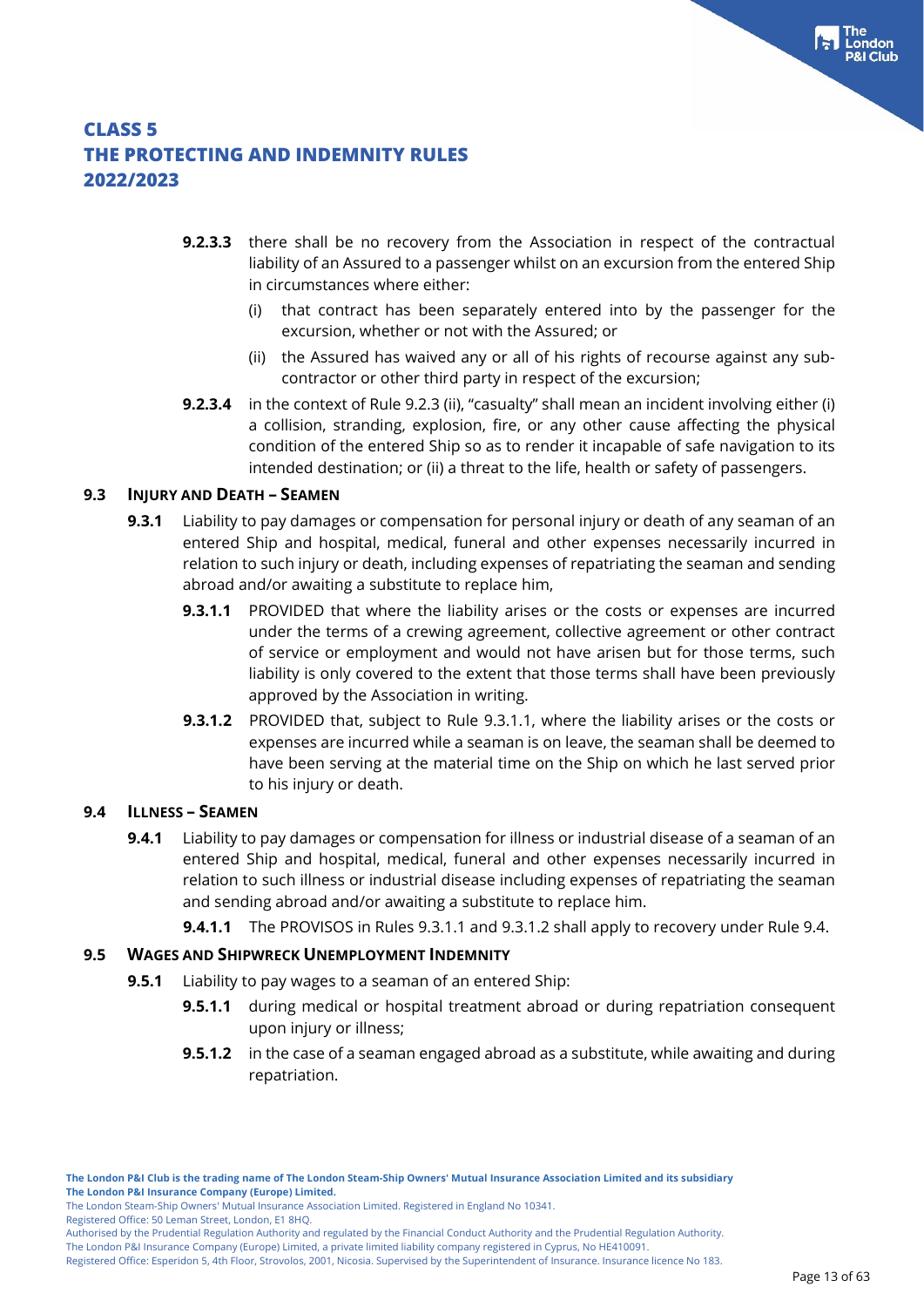**9.2.3.3** there shall be no recovery from the Association in respect of the contractual liability of an Assured to a passenger whilst on an excursion from the entered Ship in circumstances where either:

(i) that contract has been separately entered into by the passenger for the excursion, whether or not with the Assured; or

(ii) the Assured has waived any or all of his rights of recourse against any sub-contractor or other third party in respect of the excursion;

**9.2.3.4** in the context of Rule 9.2.3 (ii), "casualty" shall mean an incident involving either (i) a collision, stranding, explosion, fire, or any other cause affecting the physical condition of the entered Ship so as to render it incapable of safe navigation to its intended destination; or (ii) a threat to the life, health or safety of passengers.

### 9.3 INJURY AND DEATH – SEAMEN

**9.3.1** Liability to pay damages or compensation for personal injury or death of any seaman of an entered Ship and hospital, medical, funeral and other expenses necessarily incurred in relation to such injury or death, including expenses of repatriating the seaman and sending abroad and/or awaiting a substitute to replace him,

**9.3.1.1** PROVIDED that where the liability arises or the costs or expenses are incurred under the terms of a crewing agreement, collective agreement or other contract of service or employment and would not have arisen but for those terms, such liability is only covered to the extent that those terms shall have been previously approved by the Association in writing.

**9.3.1.2** PROVIDED that, subject to Rule 9.3.1.1, where the liability arises or the costs or expenses are incurred while a seaman is on leave, the seaman shall be deemed to have been serving at the material time on the Ship on which he last served prior to his injury or death.

### 9.4 ILLNESS – SEAMEN

**9.4.1** Liability to pay damages or compensation for illness or industrial disease of a seaman of an entered Ship and hospital, medical, funeral and other expenses necessarily incurred in relation to such illness or industrial disease including expenses of repatriating the seaman and sending abroad and/or awaiting a substitute to replace him.

**9.4.1.1** The PROVISOS in Rules 9.3.1.1 and 9.3.1.2 shall apply to recovery under Rule 9.4.

### 9.5 WAGES AND SHIPWRECK UNEMPLOYMENT INDEMNITY

**9.5.1** Liability to pay wages to a seaman of an entered Ship:

**9.5.1.1** during medical or hospital treatment abroad or during repatriation consequent upon injury or illness;

**9.5.1.2** in the case of a seaman engaged abroad as a substitute, while awaiting and during repatriation.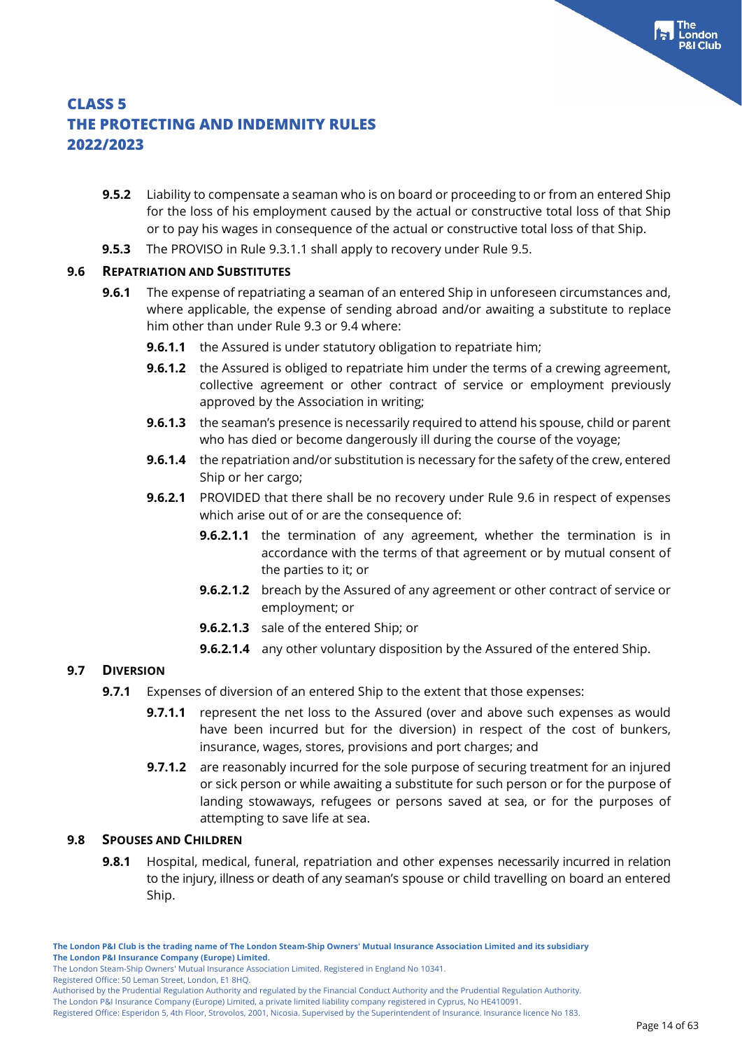**9.5.2** Liability to compensate a seaman who is on board or proceeding to or from an entered Ship for the loss of his employment caused by the actual or constructive total loss of that Ship or to pay his wages in consequence of the actual or constructive total loss of that Ship.

**9.5.3** The PROVISO in Rule 9.3.1.1 shall apply to recovery under Rule 9.5.

### 9.6 REPATRIATION AND SUBSTITUTES

**9.6.1** The expense of repatriating a seaman of an entered Ship in unforeseen circumstances and, where applicable, the expense of sending abroad and/or awaiting a substitute to replace him other than under Rule 9.3 or 9.4 where:

**9.6.1.1** the Assured is under statutory obligation to repatriate him;

**9.6.1.2** the Assured is obliged to repatriate him under the terms of a crewing agreement, collective agreement or other contract of service or employment previously approved by the Association in writing;

**9.6.1.3** the seaman's presence is necessarily required to attend his spouse, child or parent who has died or become dangerously ill during the course of the voyage;

**9.6.1.4** the repatriation and/or substitution is necessary for the safety of the crew, entered Ship or her cargo;

**9.6.2.1** PROVIDED that there shall be no recovery under Rule 9.6 in respect of expenses which arise out of or are the consequence of:

**9.6.2.1.1** the termination of any agreement, whether the termination is in accordance with the terms of that agreement or by mutual consent of the parties to it; or

**9.6.2.1.2** breach by the Assured of any agreement or other contract of service or employment; or

**9.6.2.1.3** sale of the entered Ship; or

**9.6.2.1.4** any other voluntary disposition by the Assured of the entered Ship.

### 9.7 DIVERSION

**9.7.1** Expenses of diversion of an entered Ship to the extent that those expenses:

**9.7.1.1** represent the net loss to the Assured (over and above such expenses as would have been incurred but for the diversion) in respect of the cost of bunkers, insurance, wages, stores, provisions and port charges; and

**9.7.1.2** are reasonably incurred for the sole purpose of securing treatment for an injured or sick person or while awaiting a substitute for such person or for the purpose of landing stowaways, refugees or persons saved at sea, or for the purposes of attempting to save life at sea.

### 9.8 SPOUSES AND CHILDREN

**9.8.1** Hospital, medical, funeral, repatriation and other expenses necessarily incurred in relation to the injury, illness or death of any seaman's spouse or child travelling on board an entered Ship.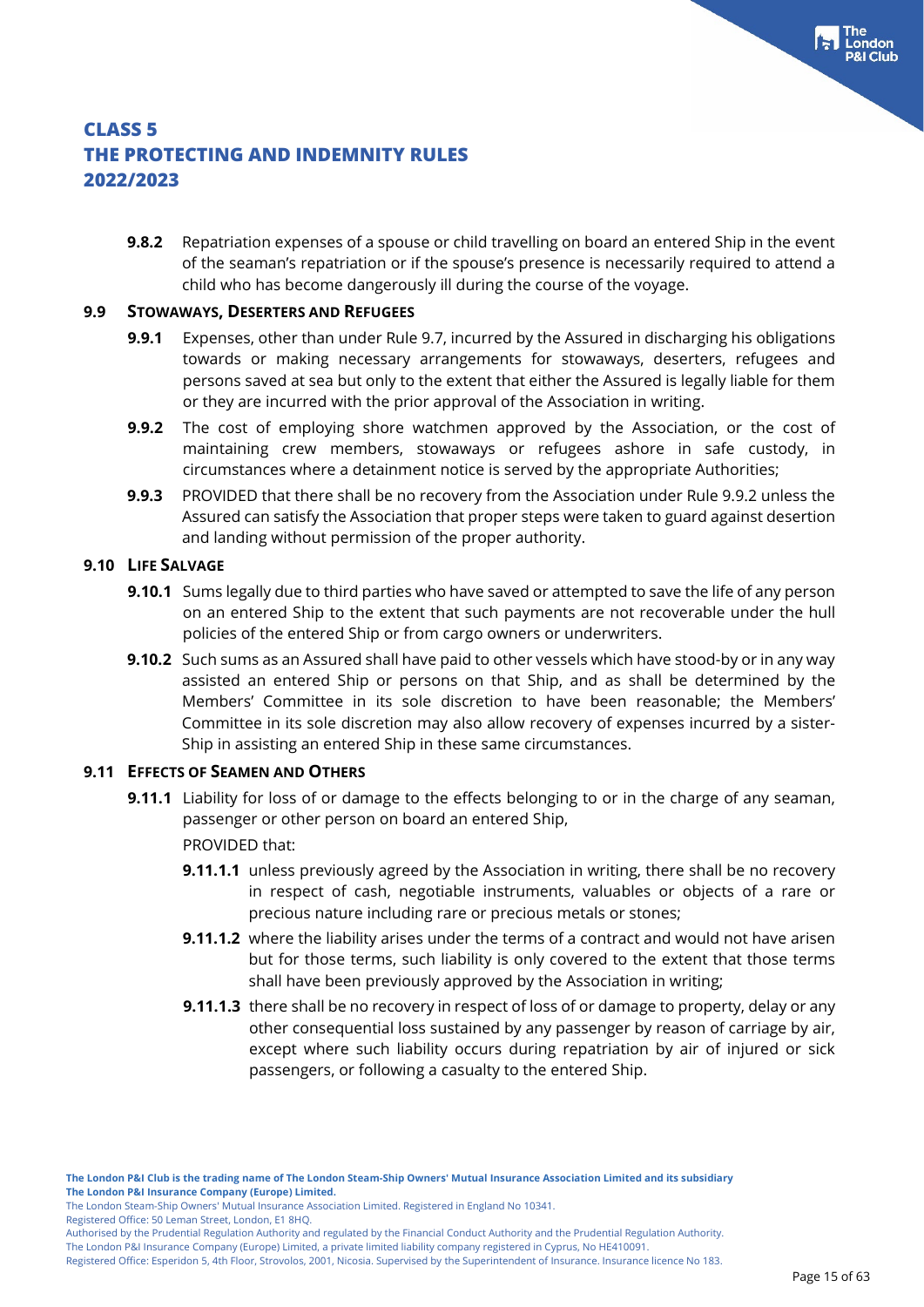**9.8.2** Repatriation expenses of a spouse or child travelling on board an entered Ship in the event of the seaman's repatriation or if the spouse's presence is necessarily required to attend a child who has become dangerously ill during the course of the voyage.

### 9.9 STOWAWAYS, DESERTERS AND REFUGEES

**9.9.1** Expenses, other than under Rule 9.7, incurred by the Assured in discharging his obligations towards or making necessary arrangements for stowaways, deserters, refugees and persons saved at sea but only to the extent that either the Assured is legally liable for them or they are incurred with the prior approval of the Association in writing.

**9.9.2** The cost of employing shore watchmen approved by the Association, or the cost of maintaining crew members, stowaways or refugees ashore in safe custody, in circumstances where a detainment notice is served by the appropriate Authorities;

**9.9.3** PROVIDED that there shall be no recovery from the Association under Rule 9.9.2 unless the Assured can satisfy the Association that proper steps were taken to guard against desertion and landing without permission of the proper authority.

### 9.10 LIFE SALVAGE

**9.10.1** Sums legally due to third parties who have saved or attempted to save the life of any person on an entered Ship to the extent that such payments are not recoverable under the hull policies of the entered Ship or from cargo owners or underwriters.

**9.10.2** Such sums as an Assured shall have paid to other vessels which have stood-by or in any way assisted an entered Ship or persons on that Ship, and as shall be determined by the Members' Committee in its sole discretion to have been reasonable; the Members' Committee in its sole discretion may also allow recovery of expenses incurred by a sister-Ship in assisting an entered Ship in these same circumstances.

### 9.11 EFFECTS OF SEAMEN AND OTHERS

**9.11.1** Liability for loss of or damage to the effects belonging to or in the charge of any seaman, passenger or other person on board an entered Ship,

PROVIDED that:

**9.11.1.1** unless previously agreed by the Association in writing, there shall be no recovery in respect of cash, negotiable instruments, valuables or objects of a rare or precious nature including rare or precious metals or stones;

**9.11.1.2** where the liability arises under the terms of a contract and would not have arisen but for those terms, such liability is only covered to the extent that those terms shall have been previously approved by the Association in writing;

**9.11.1.3** there shall be no recovery in respect of loss of or damage to property, delay or any other consequential loss sustained by any passenger by reason of carriage by air, except where such liability occurs during repatriation by air of injured or sick passengers, or following a casualty to the entered Ship.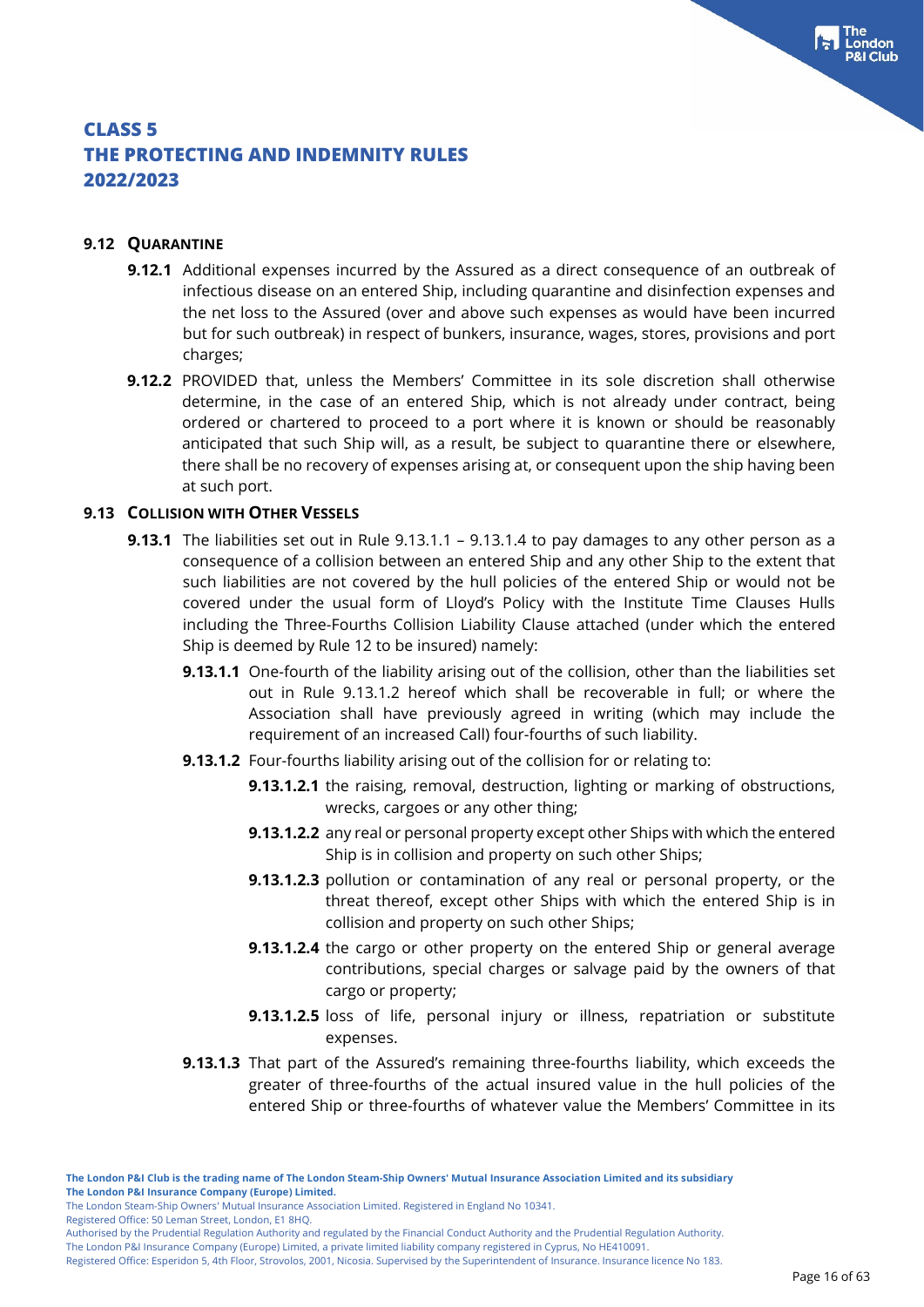## 9.12 QUARANTINE

**9.12.1** Additional expenses incurred by the Assured as a direct consequence of an outbreak of infectious disease on an entered Ship, including quarantine and disinfection expenses and the net loss to the Assured (over and above such expenses as would have been incurred but for such outbreak) in respect of bunkers, insurance, wages, stores, provisions and port charges;

**9.12.2** PROVIDED that, unless the Members' Committee in its sole discretion shall otherwise determine, in the case of an entered Ship, which is not already under contract, being ordered or chartered to proceed to a port where it is known or should be reasonably anticipated that such Ship will, as a result, be subject to quarantine there or elsewhere, there shall be no recovery of expenses arising at, or consequent upon the ship having been at such port.

## 9.13 COLLISION WITH OTHER VESSELS

**9.13.1** The liabilities set out in Rule 9.13.1.1 – 9.13.1.4 to pay damages to any other person as a consequence of a collision between an entered Ship and any other Ship to the extent that such liabilities are not covered by the hull policies of the entered Ship or would not be covered under the usual form of Lloyd's Policy with the Institute Time Clauses Hulls including the Three-Fourths Collision Liability Clause attached (under which the entered Ship is deemed by Rule 12 to be insured) namely:

**9.13.1.1** One-fourth of the liability arising out of the collision, other than the liabilities set out in Rule 9.13.1.2 hereof which shall be recoverable in full; or where the Association shall have previously agreed in writing (which may include the requirement of an increased Call) four-fourths of such liability.

**9.13.1.2** Four-fourths liability arising out of the collision for or relating to:

**9.13.1.2.1** the raising, removal, destruction, lighting or marking of obstructions, wrecks, cargoes or any other thing;

**9.13.1.2.2** any real or personal property except other Ships with which the entered Ship is in collision and property on such other Ships;

**9.13.1.2.3** pollution or contamination of any real or personal property, or the threat thereof, except other Ships with which the entered Ship is in collision and property on such other Ships;

**9.13.1.2.4** the cargo or other property on the entered Ship or general average contributions, special charges or salvage paid by the owners of that cargo or property;

**9.13.1.2.5** loss of life, personal injury or illness, repatriation or substitute expenses.

**9.13.1.3** That part of the Assured's remaining three-fourths liability, which exceeds the greater of three-fourths of the actual insured value in the hull policies of the entered Ship or three-fourths of whatever value the Members' Committee in its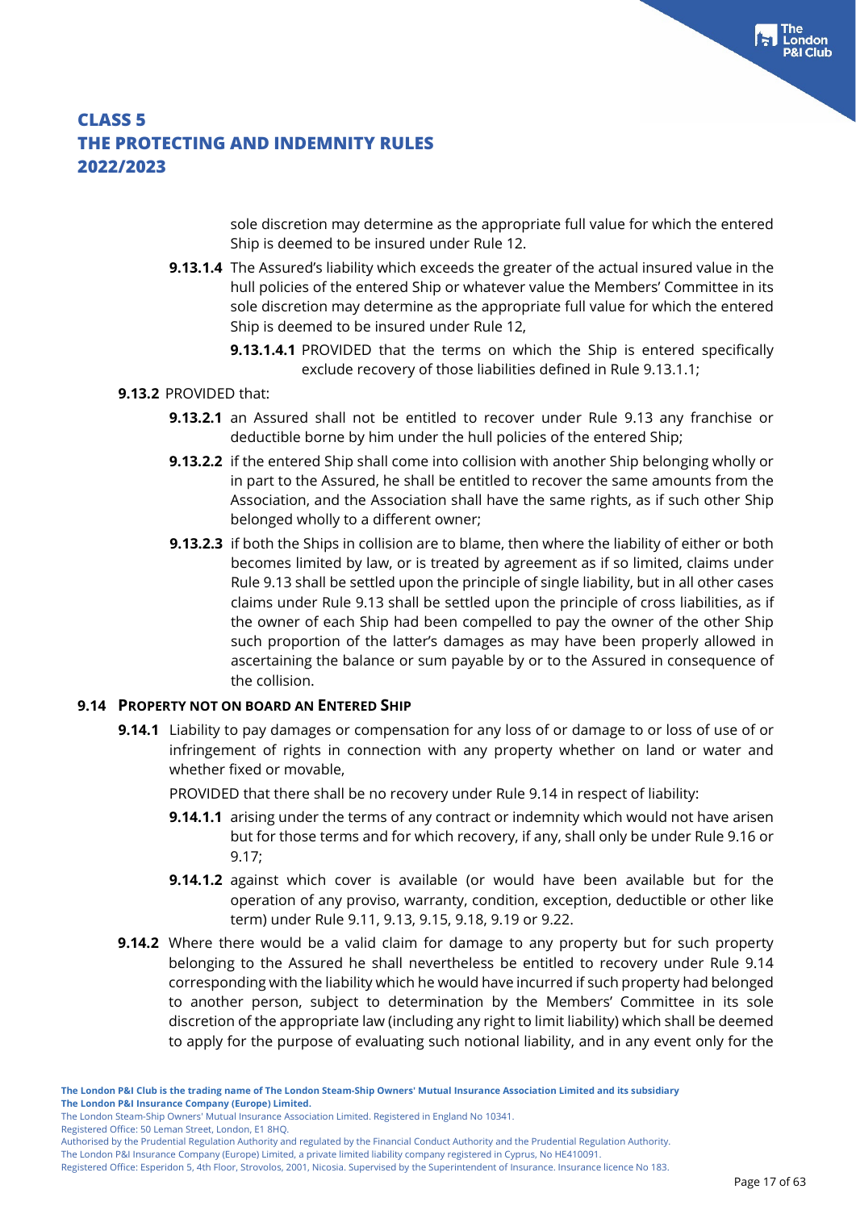sole discretion may determine as the appropriate full value for which the entered Ship is deemed to be insured under Rule 12.

**9.13.1.4** The Assured's liability which exceeds the greater of the actual insured value in the hull policies of the entered Ship or whatever value the Members' Committee in its sole discretion may determine as the appropriate full value for which the entered Ship is deemed to be insured under Rule 12,

**9.13.1.4.1** PROVIDED that the terms on which the Ship is entered specifically exclude recovery of those liabilities defined in Rule 9.13.1.1;

**9.13.2** PROVIDED that:

**9.13.2.1** an Assured shall not be entitled to recover under Rule 9.13 any franchise or deductible borne by him under the hull policies of the entered Ship;

**9.13.2.2** if the entered Ship shall come into collision with another Ship belonging wholly or in part to the Assured, he shall be entitled to recover the same amounts from the Association, and the Association shall have the same rights, as if such other Ship belonged wholly to a different owner;

**9.13.2.3** if both the Ships in collision are to blame, then where the liability of either or both becomes limited by law, or is treated by agreement as if so limited, claims under Rule 9.13 shall be settled upon the principle of single liability, but in all other cases claims under Rule 9.13 shall be settled upon the principle of cross liabilities, as if the owner of each Ship had been compelled to pay the owner of the other Ship such proportion of the latter's damages as may have been properly allowed in ascertaining the balance or sum payable by or to the Assured in consequence of the collision.

### 9.14 Property not on board an Entered Ship

**9.14.1** Liability to pay damages or compensation for any loss of or damage to or loss of use of or infringement of rights in connection with any property whether on land or water and whether fixed or movable,

PROVIDED that there shall be no recovery under Rule 9.14 in respect of liability:

**9.14.1.1** arising under the terms of any contract or indemnity which would not have arisen but for those terms and for which recovery, if any, shall only be under Rule 9.16 or 9.17;

**9.14.1.2** against which cover is available (or would have been available but for the operation of any proviso, warranty, condition, exception, deductible or other like term) under Rule 9.11, 9.13, 9.15, 9.18, 9.19 or 9.22.

**9.14.2** Where there would be a valid claim for damage to any property but for such property belonging to the Assured he shall nevertheless be entitled to recovery under Rule 9.14 corresponding with the liability which he would have incurred if such property had belonged to another person, subject to determination by the Members' Committee in its sole discretion of the appropriate law (including any right to limit liability) which shall be deemed to apply for the purpose of evaluating such notional liability, and in any event only for the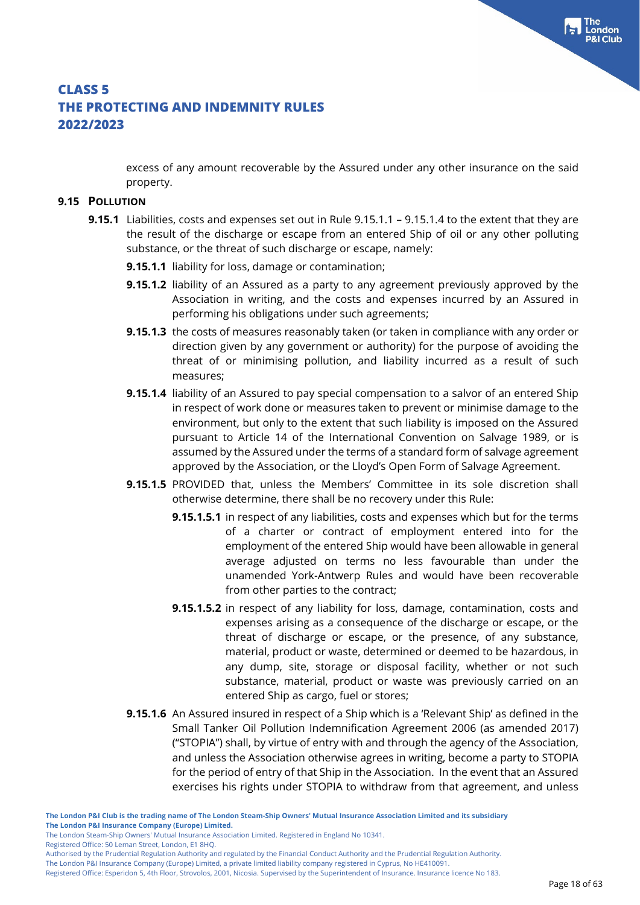excess of any amount recoverable by the Assured under any other insurance on the said property.

### 9.15 POLLUTION

**9.15.1** Liabilities, costs and expenses set out in Rule 9.15.1.1 – 9.15.1.4 to the extent that they are the result of the discharge or escape from an entered Ship of oil or any other polluting substance, or the threat of such discharge or escape, namely:

**9.15.1.1** liability for loss, damage or contamination;

**9.15.1.2** liability of an Assured as a party to any agreement previously approved by the Association in writing, and the costs and expenses incurred by an Assured in performing his obligations under such agreements;

**9.15.1.3** the costs of measures reasonably taken (or taken in compliance with any order or direction given by any government or authority) for the purpose of avoiding the threat of or minimising pollution, and liability incurred as a result of such measures;

**9.15.1.4** liability of an Assured to pay special compensation to a salvor of an entered Ship in respect of work done or measures taken to prevent or minimise damage to the environment, but only to the extent that such liability is imposed on the Assured pursuant to Article 14 of the International Convention on Salvage 1989, or is assumed by the Assured under the terms of a standard form of salvage agreement approved by the Association, or the Lloyd's Open Form of Salvage Agreement.

**9.15.1.5** PROVIDED that, unless the Members' Committee in its sole discretion shall otherwise determine, there shall be no recovery under this Rule:

**9.15.1.5.1** in respect of any liabilities, costs and expenses which but for the terms of a charter or contract of employment entered into for the employment of the entered Ship would have been allowable in general average adjusted on terms no less favourable than under the unamended York-Antwerp Rules and would have been recoverable from other parties to the contract;

**9.15.1.5.2** in respect of any liability for loss, damage, contamination, costs and expenses arising as a consequence of the discharge or escape, or the threat of discharge or escape, or the presence, of any substance, material, product or waste, determined or deemed to be hazardous, in any dump, site, storage or disposal facility, whether or not such substance, material, product or waste was previously carried on an entered Ship as cargo, fuel or stores;

**9.15.1.6** An Assured insured in respect of a Ship which is a 'Relevant Ship' as defined in the Small Tanker Oil Pollution Indemnification Agreement 2006 (as amended 2017) ("STOPIA") shall, by virtue of entry with and through the agency of the Association, and unless the Association otherwise agrees in writing, become a party to STOPIA for the period of entry of that Ship in the Association. In the event that an Assured exercises his rights under STOPIA to withdraw from that agreement, and unless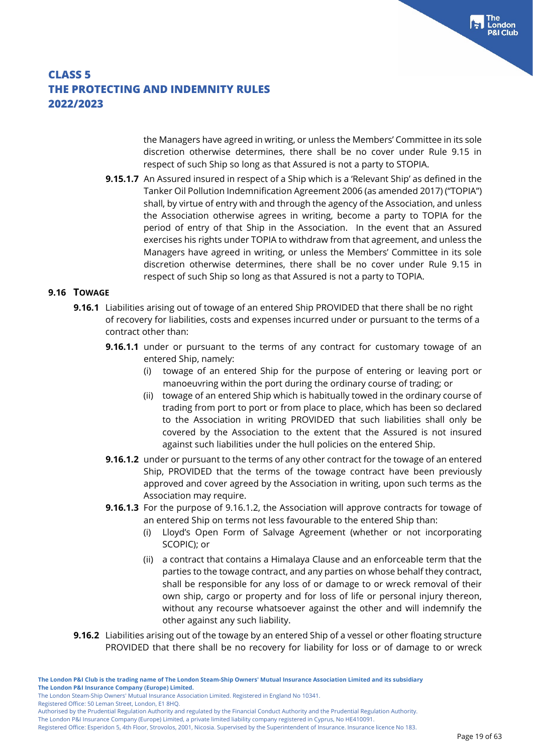the Managers have agreed in writing, or unless the Members' Committee in its sole discretion otherwise determines, there shall be no cover under Rule 9.15 in respect of such Ship so long as that Assured is not a party to STOPIA.

**9.15.1.7** An Assured insured in respect of a Ship which is a 'Relevant Ship' as defined in the Tanker Oil Pollution Indemnification Agreement 2006 (as amended 2017) ("TOPIA") shall, by virtue of entry with and through the agency of the Association, and unless the Association otherwise agrees in writing, become a party to TOPIA for the period of entry of that Ship in the Association. In the event that an Assured exercises his rights under TOPIA to withdraw from that agreement, and unless the Managers have agreed in writing, or unless the Members' Committee in its sole discretion otherwise determines, there shall be no cover under Rule 9.15 in respect of such Ship so long as that Assured is not a party to TOPIA.

## 9.16 TOWAGE

**9.16.1** Liabilities arising out of towage of an entered Ship PROVIDED that there shall be no right of recovery for liabilities, costs and expenses incurred under or pursuant to the terms of a contract other than:

**9.16.1.1** under or pursuant to the terms of any contract for customary towage of an entered Ship, namely:

(i) towage of an entered Ship for the purpose of entering or leaving port or manoeuvring within the port during the ordinary course of trading; or

(ii) towage of an entered Ship which is habitually towed in the ordinary course of trading from port to port or from place to place, which has been so declared to the Association in writing PROVIDED that such liabilities shall only be covered by the Association to the extent that the Assured is not insured against such liabilities under the hull policies on the entered Ship.

**9.16.1.2** under or pursuant to the terms of any other contract for the towage of an entered Ship, PROVIDED that the terms of the towage contract have been previously approved and cover agreed by the Association in writing, upon such terms as the Association may require.

**9.16.1.3** For the purpose of 9.16.1.2, the Association will approve contracts for towage of an entered Ship on terms not less favourable to the entered Ship than:

(i) Lloyd's Open Form of Salvage Agreement (whether or not incorporating SCOPIC); or

(ii) a contract that contains a Himalaya Clause and an enforceable term that the parties to the towage contract, and any parties on whose behalf they contract, shall be responsible for any loss of or damage to or wreck removal of their own ship, cargo or property and for loss of life or personal injury thereon, without any recourse whatsoever against the other and will indemnify the other against any such liability.

**9.16.2** Liabilities arising out of the towage by an entered Ship of a vessel or other floating structure PROVIDED that there shall be no recovery for liability for loss or of damage to or wreck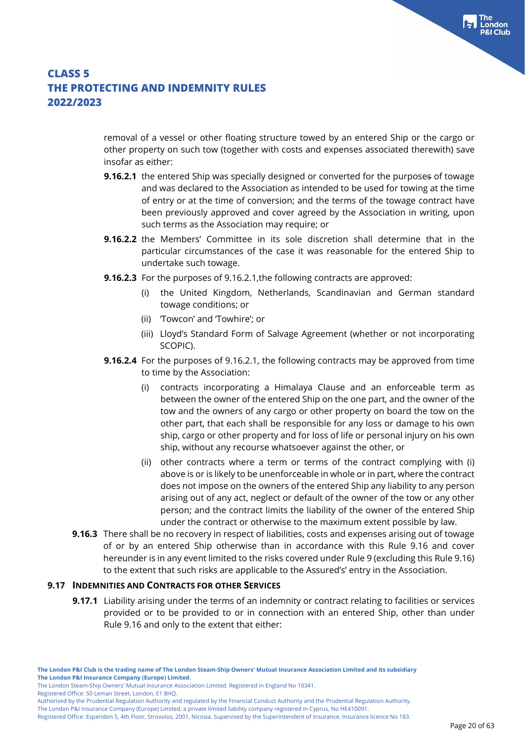removal of a vessel or other floating structure towed by an entered Ship or the cargo or other property on such tow (together with costs and expenses associated therewith) save insofar as either:

**9.16.2.1** the entered Ship was specially designed or converted for the purposes of towage and was declared to the Association as intended to be used for towing at the time of entry or at the time of conversion; and the terms of the towage contract have been previously approved and cover agreed by the Association in writing, upon such terms as the Association may require; or

**9.16.2.2** the Members' Committee in its sole discretion shall determine that in the particular circumstances of the case it was reasonable for the entered Ship to undertake such towage.

**9.16.2.3** For the purposes of 9.16.2.1,the following contracts are approved:

- (i) the United Kingdom, Netherlands, Scandinavian and German standard towage conditions; or
- (ii) 'Towcon' and 'Towhire'; or
- (iii) Lloyd's Standard Form of Salvage Agreement (whether or not incorporating SCOPIC).

**9.16.2.4** For the purposes of 9.16.2.1, the following contracts may be approved from time to time by the Association:

- (i) contracts incorporating a Himalaya Clause and an enforceable term as between the owner of the entered Ship on the one part, and the owner of the tow and the owners of any cargo or other property on board the tow on the other part, that each shall be responsible for any loss or damage to his own ship, cargo or other property and for loss of life or personal injury on his own ship, without any recourse whatsoever against the other, or
- (ii) other contracts where a term or terms of the contract complying with (i) above is or is likely to be unenforceable in whole or in part, where the contract does not impose on the owners of the entered Ship any liability to any person arising out of any act, neglect or default of the owner of the tow or any other person; and the contract limits the liability of the owner of the entered Ship under the contract or otherwise to the maximum extent possible by law.

**9.16.3** There shall be no recovery in respect of liabilities, costs and expenses arising out of towage of or by an entered Ship otherwise than in accordance with this Rule 9.16 and cover hereunder is in any event limited to the risks covered under Rule 9 (excluding this Rule 9.16) to the extent that such risks are applicable to the Assured's' entry in the Association.

### 9.17 INDEMNITIES AND CONTRACTS FOR OTHER SERVICES

**9.17.1** Liability arising under the terms of an indemnity or contract relating to facilities or services provided or to be provided to or in connection with an entered Ship, other than under Rule 9.16 and only to the extent that either: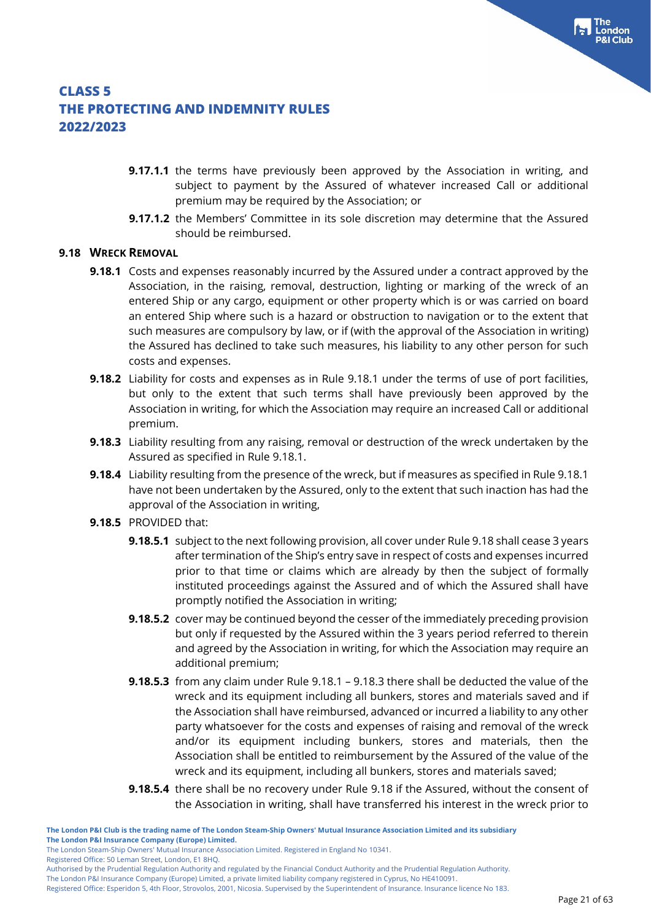**9.17.1.1** the terms have previously been approved by the Association in writing, and subject to payment by the Assured of whatever increased Call or additional premium may be required by the Association; or

**9.17.1.2** the Members' Committee in its sole discretion may determine that the Assured should be reimbursed.

### 9.18 Wreck Removal

**9.18.1** Costs and expenses reasonably incurred by the Assured under a contract approved by the Association, in the raising, removal, destruction, lighting or marking of the wreck of an entered Ship or any cargo, equipment or other property which is or was carried on board an entered Ship where such is a hazard or obstruction to navigation or to the extent that such measures are compulsory by law, or if (with the approval of the Association in writing) the Assured has declined to take such measures, his liability to any other person for such costs and expenses.

**9.18.2** Liability for costs and expenses as in Rule 9.18.1 under the terms of use of port facilities, but only to the extent that such terms shall have previously been approved by the Association in writing, for which the Association may require an increased Call or additional premium.

**9.18.3** Liability resulting from any raising, removal or destruction of the wreck undertaken by the Assured as specified in Rule 9.18.1.

**9.18.4** Liability resulting from the presence of the wreck, but if measures as specified in Rule 9.18.1 have not been undertaken by the Assured, only to the extent that such inaction has had the approval of the Association in writing,

**9.18.5** PROVIDED that:

**9.18.5.1** subject to the next following provision, all cover under Rule 9.18 shall cease 3 years after termination of the Ship's entry save in respect of costs and expenses incurred prior to that time or claims which are already by then the subject of formally instituted proceedings against the Assured and of which the Assured shall have promptly notified the Association in writing;

**9.18.5.2** cover may be continued beyond the cesser of the immediately preceding provision but only if requested by the Assured within the 3 years period referred to therein and agreed by the Association in writing, for which the Association may require an additional premium;

**9.18.5.3** from any claim under Rule 9.18.1 – 9.18.3 there shall be deducted the value of the wreck and its equipment including all bunkers, stores and materials saved and if the Association shall have reimbursed, advanced or incurred a liability to any other party whatsoever for the costs and expenses of raising and removal of the wreck and/or its equipment including bunkers, stores and materials, then the Association shall be entitled to reimbursement by the Assured of the value of the wreck and its equipment, including all bunkers, stores and materials saved;

**9.18.5.4** there shall be no recovery under Rule 9.18 if the Assured, without the consent of the Association in writing, shall have transferred his interest in the wreck prior to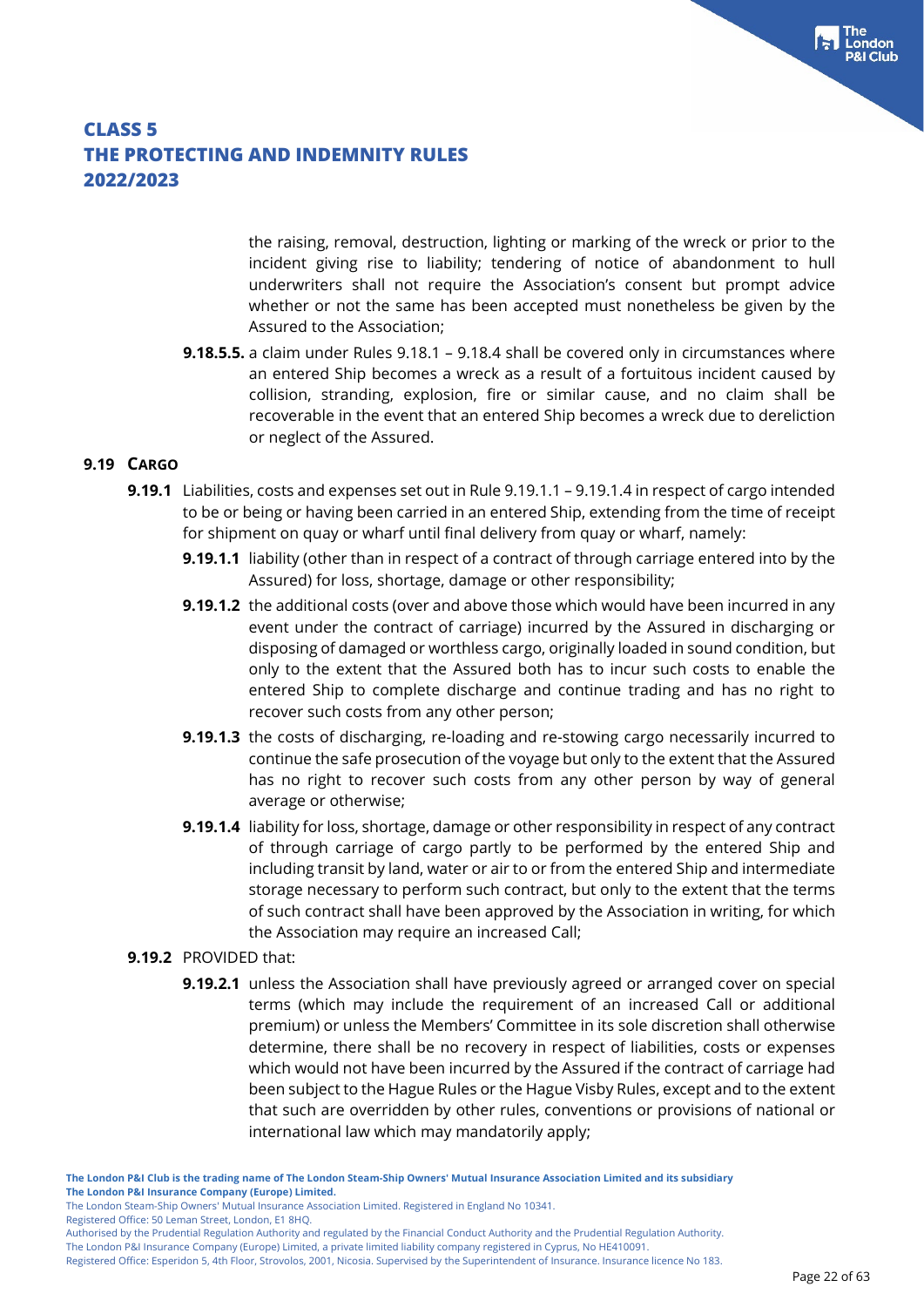the raising, removal, destruction, lighting or marking of the wreck or prior to the incident giving rise to liability; tendering of notice of abandonment to hull underwriters shall not require the Association's consent but prompt advice whether or not the same has been accepted must nonetheless be given by the Assured to the Association;

**9.18.5.5.** a claim under Rules 9.18.1 – 9.18.4 shall be covered only in circumstances where an entered Ship becomes a wreck as a result of a fortuitous incident caused by collision, stranding, explosion, fire or similar cause, and no claim shall be recoverable in the event that an entered Ship becomes a wreck due to dereliction or neglect of the Assured.

## 9.19 CARGO

**9.19.1** Liabilities, costs and expenses set out in Rule 9.19.1.1 – 9.19.1.4 in respect of cargo intended to be or being or having been carried in an entered Ship, extending from the time of receipt for shipment on quay or wharf until final delivery from quay or wharf, namely:

**9.19.1.1** liability (other than in respect of a contract of through carriage entered into by the Assured) for loss, shortage, damage or other responsibility;

**9.19.1.2** the additional costs (over and above those which would have been incurred in any event under the contract of carriage) incurred by the Assured in discharging or disposing of damaged or worthless cargo, originally loaded in sound condition, but only to the extent that the Assured both has to incur such costs to enable the entered Ship to complete discharge and continue trading and has no right to recover such costs from any other person;

**9.19.1.3** the costs of discharging, re-loading and re-stowing cargo necessarily incurred to continue the safe prosecution of the voyage but only to the extent that the Assured has no right to recover such costs from any other person by way of general average or otherwise;

**9.19.1.4** liability for loss, shortage, damage or other responsibility in respect of any contract of through carriage of cargo partly to be performed by the entered Ship and including transit by land, water or air to or from the entered Ship and intermediate storage necessary to perform such contract, but only to the extent that the terms of such contract shall have been approved by the Association in writing, for which the Association may require an increased Call;

**9.19.2** PROVIDED that:

**9.19.2.1** unless the Association shall have previously agreed or arranged cover on special terms (which may include the requirement of an increased Call or additional premium) or unless the Members' Committee in its sole discretion shall otherwise determine, there shall be no recovery in respect of liabilities, costs or expenses which would not have been incurred by the Assured if the contract of carriage had been subject to the Hague Rules or the Hague Visby Rules, except and to the extent that such are overridden by other rules, conventions or provisions of national or international law which may mandatorily apply;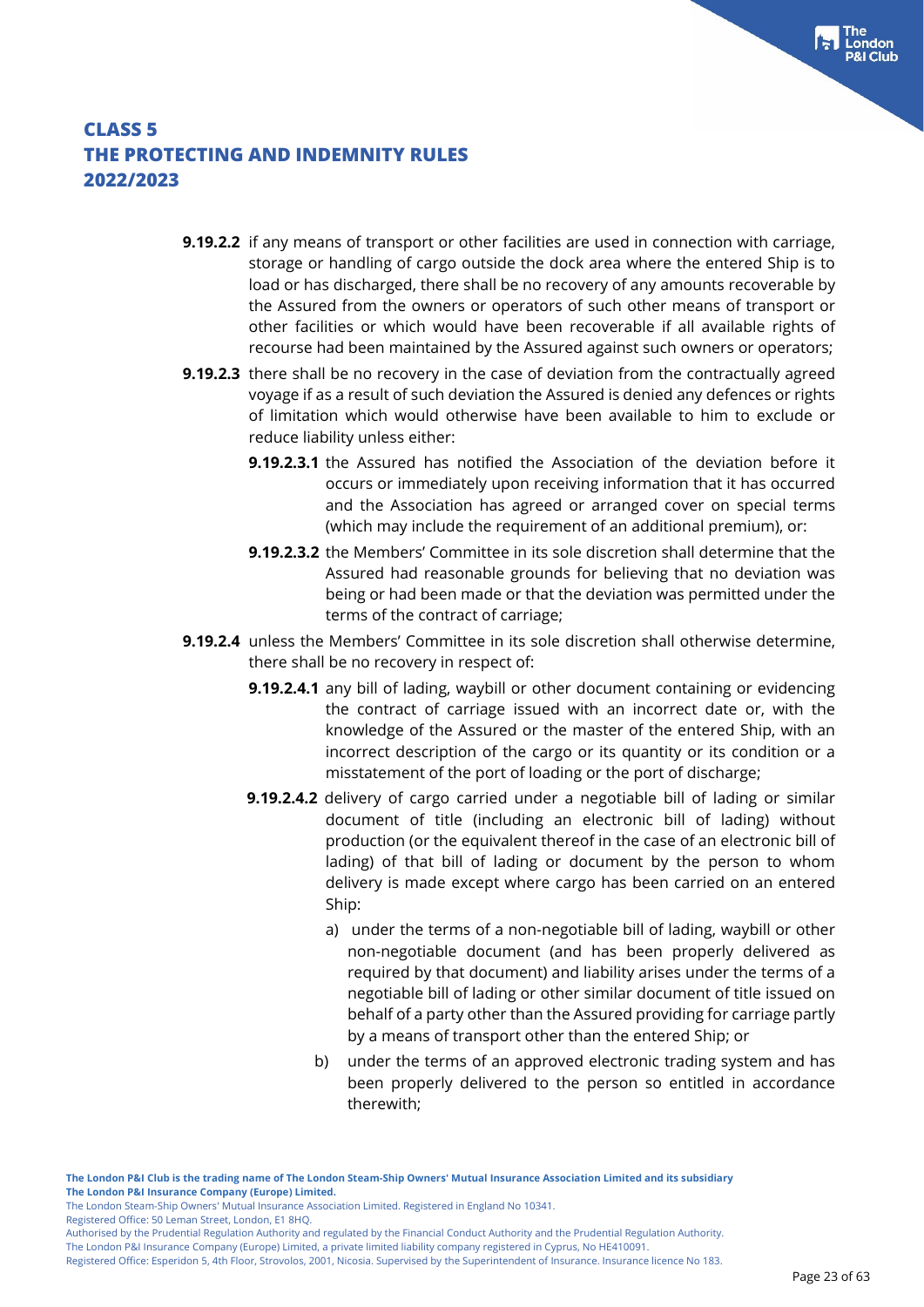**9.19.2.2** if any means of transport or other facilities are used in connection with carriage, storage or handling of cargo outside the dock area where the entered Ship is to load or has discharged, there shall be no recovery of any amounts recoverable by the Assured from the owners or operators of such other means of transport or other facilities or which would have been recoverable if all available rights of recourse had been maintained by the Assured against such owners or operators;

**9.19.2.3** there shall be no recovery in the case of deviation from the contractually agreed voyage if as a result of such deviation the Assured is denied any defences or rights of limitation which would otherwise have been available to him to exclude or reduce liability unless either:

**9.19.2.3.1** the Assured has notified the Association of the deviation before it occurs or immediately upon receiving information that it has occurred and the Association has agreed or arranged cover on special terms (which may include the requirement of an additional premium), or:

**9.19.2.3.2** the Members' Committee in its sole discretion shall determine that the Assured had reasonable grounds for believing that no deviation was being or had been made or that the deviation was permitted under the terms of the contract of carriage;

**9.19.2.4** unless the Members' Committee in its sole discretion shall otherwise determine, there shall be no recovery in respect of:

**9.19.2.4.1** any bill of lading, waybill or other document containing or evidencing the contract of carriage issued with an incorrect date or, with the knowledge of the Assured or the master of the entered Ship, with an incorrect description of the cargo or its quantity or its condition or a misstatement of the port of loading or the port of discharge;

**9.19.2.4.2** delivery of cargo carried under a negotiable bill of lading or similar document of title (including an electronic bill of lading) without production (or the equivalent thereof in the case of an electronic bill of lading) of that bill of lading or document by the person to whom delivery is made except where cargo has been carried on an entered Ship:

a) under the terms of a non-negotiable bill of lading, waybill or other non-negotiable document (and has been properly delivered as required by that document) and liability arises under the terms of a negotiable bill of lading or other similar document of title issued on behalf of a party other than the Assured providing for carriage partly by a means of transport other than the entered Ship; or

b) under the terms of an approved electronic trading system and has been properly delivered to the person so entitled in accordance therewith;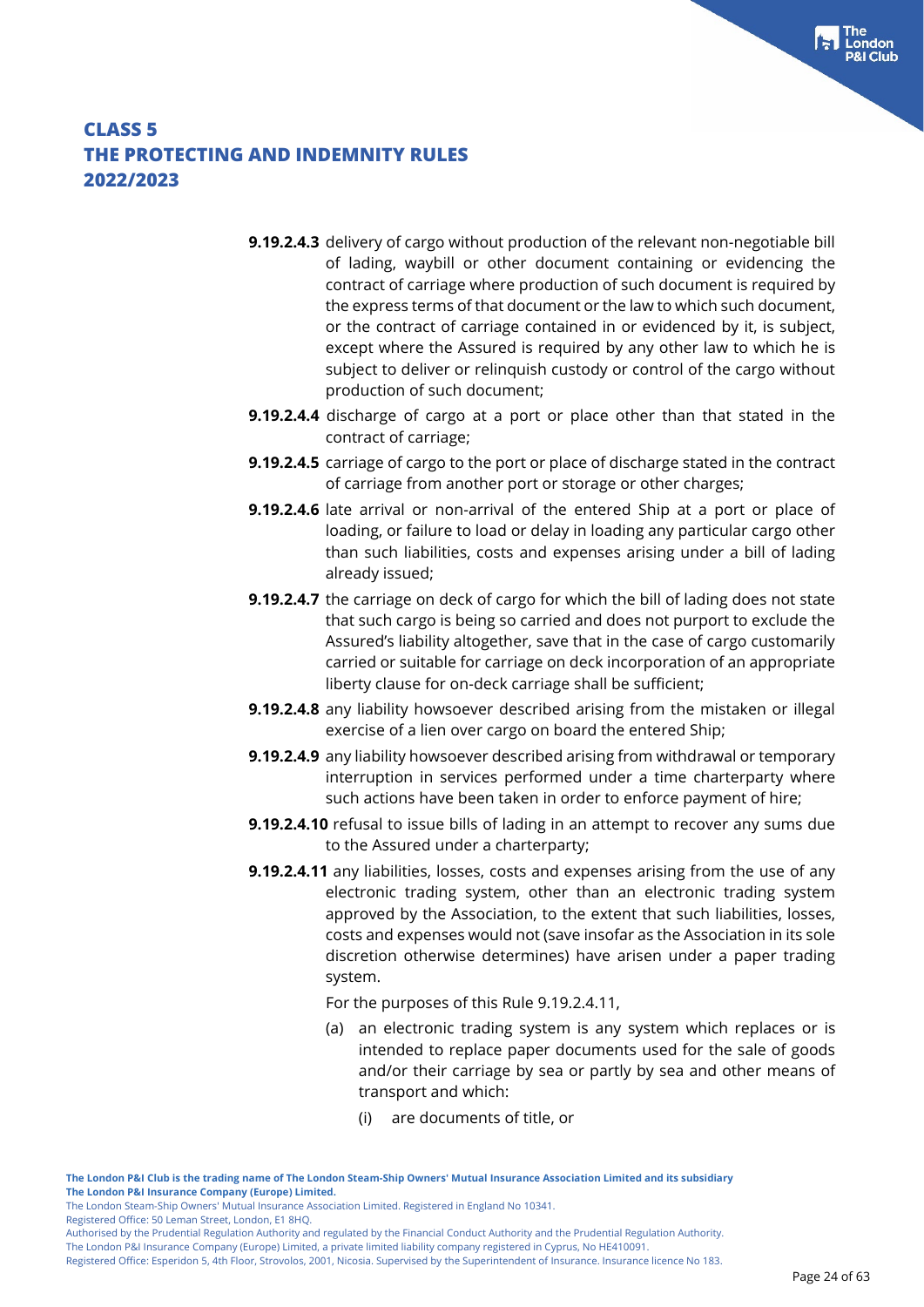**9.19.2.4.3** delivery of cargo without production of the relevant non-negotiable bill of lading, waybill or other document containing or evidencing the contract of carriage where production of such document is required by the express terms of that document or the law to which such document, or the contract of carriage contained in or evidenced by it, is subject, except where the Assured is required by any other law to which he is subject to deliver or relinquish custody or control of the cargo without production of such document;

**9.19.2.4.4** discharge of cargo at a port or place other than that stated in the contract of carriage;

**9.19.2.4.5** carriage of cargo to the port or place of discharge stated in the contract of carriage from another port or storage or other charges;

**9.19.2.4.6** late arrival or non-arrival of the entered Ship at a port or place of loading, or failure to load or delay in loading any particular cargo other than such liabilities, costs and expenses arising under a bill of lading already issued;

**9.19.2.4.7** the carriage on deck of cargo for which the bill of lading does not state that such cargo is being so carried and does not purport to exclude the Assured's liability altogether, save that in the case of cargo customarily carried or suitable for carriage on deck incorporation of an appropriate liberty clause for on-deck carriage shall be sufficient;

**9.19.2.4.8** any liability howsoever described arising from the mistaken or illegal exercise of a lien over cargo on board the entered Ship;

**9.19.2.4.9** any liability howsoever described arising from withdrawal or temporary interruption in services performed under a time charterparty where such actions have been taken in order to enforce payment of hire;

**9.19.2.4.10** refusal to issue bills of lading in an attempt to recover any sums due to the Assured under a charterparty;

**9.19.2.4.11** any liabilities, losses, costs and expenses arising from the use of any electronic trading system, other than an electronic trading system approved by the Association, to the extent that such liabilities, losses, costs and expenses would not (save insofar as the Association in its sole discretion otherwise determines) have arisen under a paper trading system.

For the purposes of this Rule 9.19.2.4.11,

(a) an electronic trading system is any system which replaces or is intended to replace paper documents used for the sale of goods and/or their carriage by sea or partly by sea and other means of transport and which:

(i) are documents of title, or

The London P&I Club is the trading name of The London Steam-Ship Owners' Mutual Insurance Association Limited and its subsidiary The London P&I Insurance Company (Europe) Limited.
The London Steam-Ship Owners' Mutual Insurance Association Limited. Registered in England No 10341.
Registered Office: 50 Leman Street, London, E1 8HQ.
Authorised by the Prudential Regulation Authority and regulated by the Financial Conduct Authority and the Prudential Regulation Authority.
The London P&I Insurance Company (Europe) Limited, a private limited liability company registered in Cyprus, No HE410091.
Registered Office: Esperidon 5, 4th Floor, Strovolos, 2001, Nicosia. Supervised by the Superintendent of Insurance. Insurance licence No 183.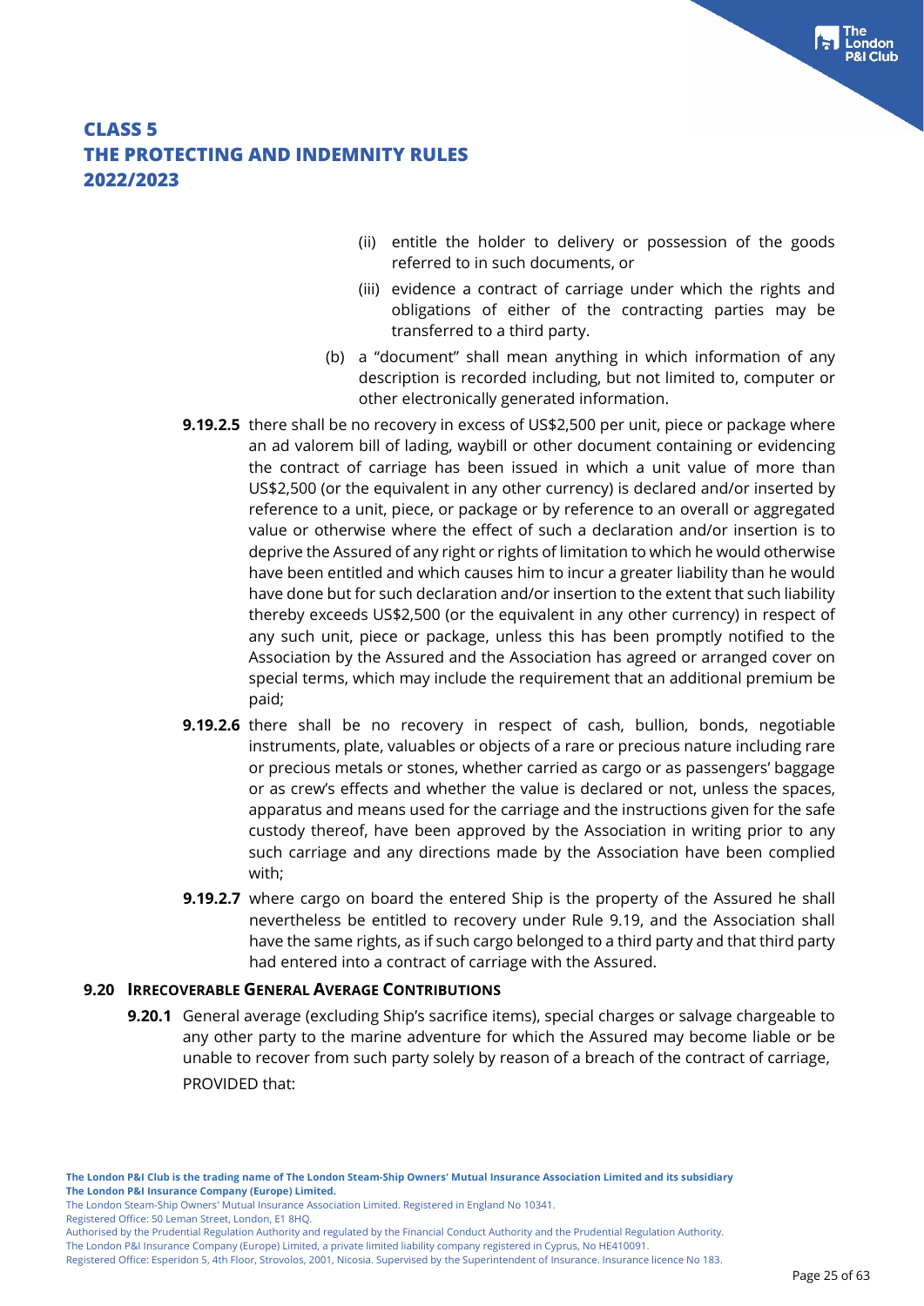(ii) entitle the holder to delivery or possession of the goods referred to in such documents, or

(iii) evidence a contract of carriage under which the rights and obligations of either of the contracting parties may be transferred to a third party.

(b) a "document" shall mean anything in which information of any description is recorded including, but not limited to, computer or other electronically generated information.

**9.19.2.5** there shall be no recovery in excess of US$2,500 per unit, piece or package where an ad valorem bill of lading, waybill or other document containing or evidencing the contract of carriage has been issued in which a unit value of more than US$2,500 (or the equivalent in any other currency) is declared and/or inserted by reference to a unit, piece, or package or by reference to an overall or aggregated value or otherwise where the effect of such a declaration and/or insertion is to deprive the Assured of any right or rights of limitation to which he would otherwise have been entitled and which causes him to incur a greater liability than he would have done but for such declaration and/or insertion to the extent that such liability thereby exceeds US$2,500 (or the equivalent in any other currency) in respect of any such unit, piece or package, unless this has been promptly notified to the Association by the Assured and the Association has agreed or arranged cover on special terms, which may include the requirement that an additional premium be paid;

**9.19.2.6** there shall be no recovery in respect of cash, bullion, bonds, negotiable instruments, plate, valuables or objects of a rare or precious nature including rare or precious metals or stones, whether carried as cargo or as passengers' baggage or as crew's effects and whether the value is declared or not, unless the spaces, apparatus and means used for the carriage and the instructions given for the safe custody thereof, have been approved by the Association in writing prior to any such carriage and any directions made by the Association have been complied with;

**9.19.2.7** where cargo on board the entered Ship is the property of the Assured he shall nevertheless be entitled to recovery under Rule 9.19, and the Association shall have the same rights, as if such cargo belonged to a third party and that third party had entered into a contract of carriage with the Assured.

### 9.20 IRRECOVERABLE GENERAL AVERAGE CONTRIBUTIONS

**9.20.1** General average (excluding Ship's sacrifice items), special charges or salvage chargeable to any other party to the marine adventure for which the Assured may become liable or be unable to recover from such party solely by reason of a breach of the contract of carriage,

PROVIDED that: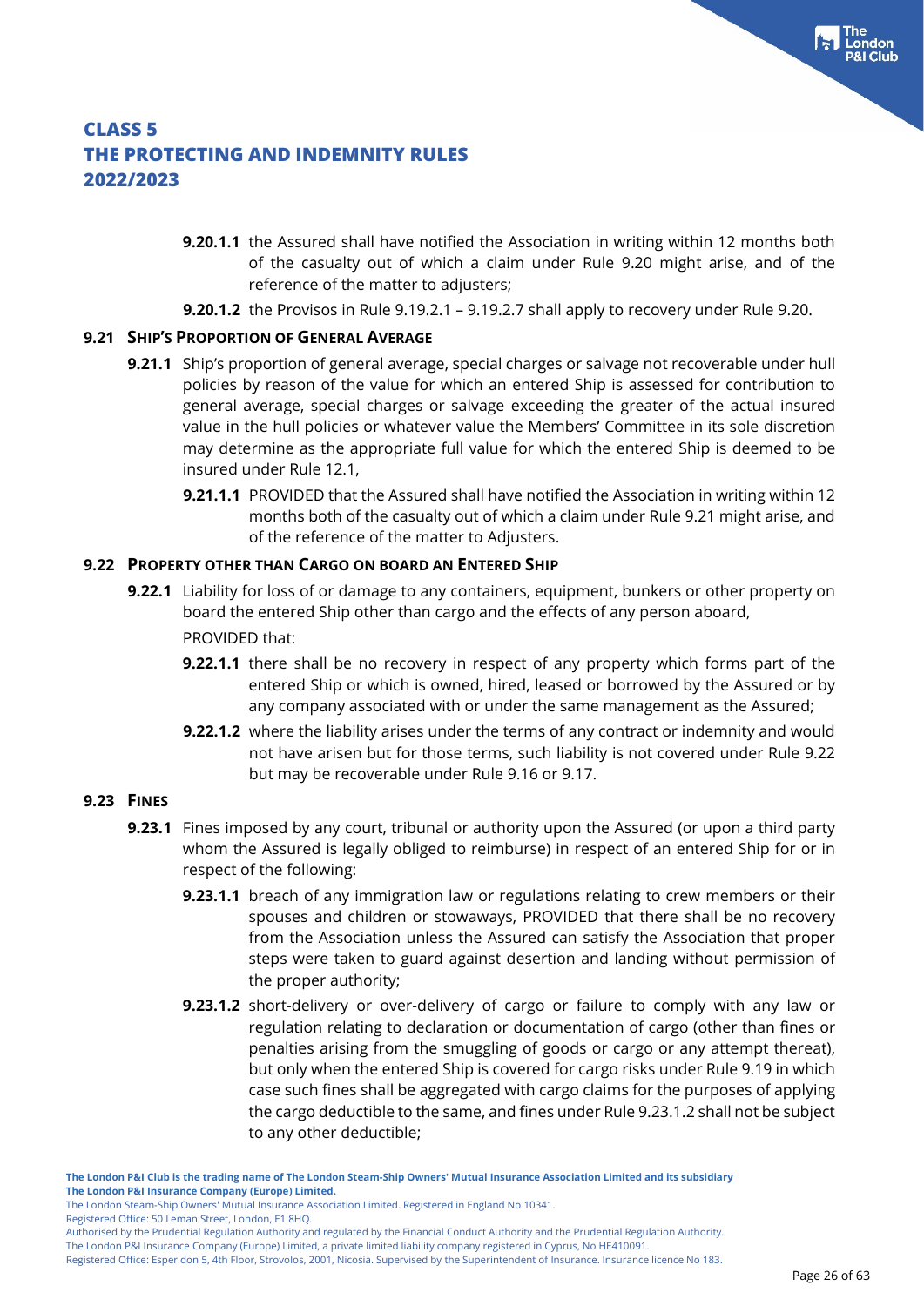**9.20.1.1** the Assured shall have notified the Association in writing within 12 months both of the casualty out of which a claim under Rule 9.20 might arise, and of the reference of the matter to adjusters;

**9.20.1.2** the Provisos in Rule 9.19.2.1 – 9.19.2.7 shall apply to recovery under Rule 9.20.

### 9.21 SHIP'S PROPORTION OF GENERAL AVERAGE

**9.21.1** Ship's proportion of general average, special charges or salvage not recoverable under hull policies by reason of the value for which an entered Ship is assessed for contribution to general average, special charges or salvage exceeding the greater of the actual insured value in the hull policies or whatever value the Members' Committee in its sole discretion may determine as the appropriate full value for which the entered Ship is deemed to be insured under Rule 12.1,

**9.21.1.1** PROVIDED that the Assured shall have notified the Association in writing within 12 months both of the casualty out of which a claim under Rule 9.21 might arise, and of the reference of the matter to Adjusters.

### 9.22 PROPERTY OTHER THAN CARGO ON BOARD AN ENTERED SHIP

**9.22.1** Liability for loss of or damage to any containers, equipment, bunkers or other property on board the entered Ship other than cargo and the effects of any person aboard,

PROVIDED that:

**9.22.1.1** there shall be no recovery in respect of any property which forms part of the entered Ship or which is owned, hired, leased or borrowed by the Assured or by any company associated with or under the same management as the Assured;

**9.22.1.2** where the liability arises under the terms of any contract or indemnity and would not have arisen but for those terms, such liability is not covered under Rule 9.22 but may be recoverable under Rule 9.16 or 9.17.

### 9.23 FINES

**9.23.1** Fines imposed by any court, tribunal or authority upon the Assured (or upon a third party whom the Assured is legally obliged to reimburse) in respect of an entered Ship for or in respect of the following:

**9.23.1.1** breach of any immigration law or regulations relating to crew members or their spouses and children or stowaways, PROVIDED that there shall be no recovery from the Association unless the Assured can satisfy the Association that proper steps were taken to guard against desertion and landing without permission of the proper authority;

**9.23.1.2** short-delivery or over-delivery of cargo or failure to comply with any law or regulation relating to declaration or documentation of cargo (other than fines or penalties arising from the smuggling of goods or cargo or any attempt thereat), but only when the entered Ship is covered for cargo risks under Rule 9.19 in which case such fines shall be aggregated with cargo claims for the purposes of applying the cargo deductible to the same, and fines under Rule 9.23.1.2 shall not be subject to any other deductible;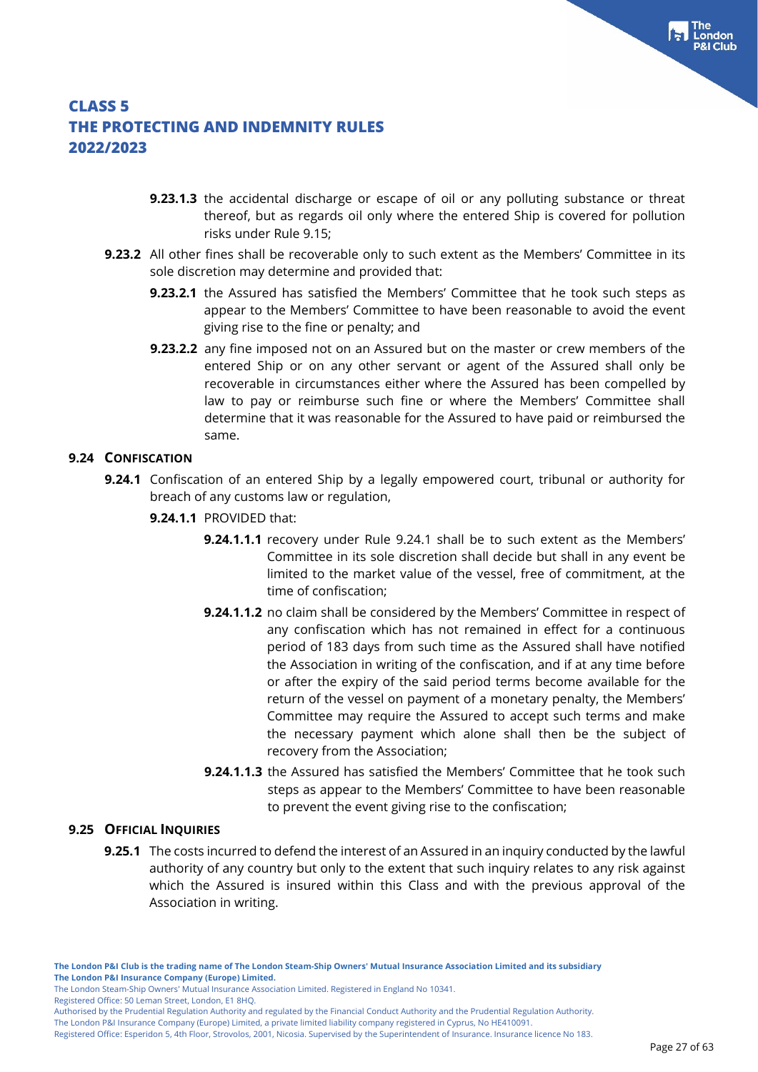**9.23.1.3** the accidental discharge or escape of oil or any polluting substance or threat thereof, but as regards oil only where the entered Ship is covered for pollution risks under Rule 9.15;

**9.23.2** All other fines shall be recoverable only to such extent as the Members' Committee in its sole discretion may determine and provided that:

**9.23.2.1** the Assured has satisfied the Members' Committee that he took such steps as appear to the Members' Committee to have been reasonable to avoid the event giving rise to the fine or penalty; and

**9.23.2.2** any fine imposed not on an Assured but on the master or crew members of the entered Ship or on any other servant or agent of the Assured shall only be recoverable in circumstances either where the Assured has been compelled by law to pay or reimburse such fine or where the Members' Committee shall determine that it was reasonable for the Assured to have paid or reimbursed the same.

### 9.24 CONFISCATION

**9.24.1** Confiscation of an entered Ship by a legally empowered court, tribunal or authority for breach of any customs law or regulation,

**9.24.1.1** PROVIDED that:

**9.24.1.1.1** recovery under Rule 9.24.1 shall be to such extent as the Members' Committee in its sole discretion shall decide but shall in any event be limited to the market value of the vessel, free of commitment, at the time of confiscation;

**9.24.1.1.2** no claim shall be considered by the Members' Committee in respect of any confiscation which has not remained in effect for a continuous period of 183 days from such time as the Assured shall have notified the Association in writing of the confiscation, and if at any time before or after the expiry of the said period terms become available for the return of the vessel on payment of a monetary penalty, the Members' Committee may require the Assured to accept such terms and make the necessary payment which alone shall then be the subject of recovery from the Association;

**9.24.1.1.3** the Assured has satisfied the Members' Committee that he took such steps as appear to the Members' Committee to have been reasonable to prevent the event giving rise to the confiscation;

### 9.25 OFFICIAL INQUIRIES

**9.25.1** The costs incurred to defend the interest of an Assured in an inquiry conducted by the lawful authority of any country but only to the extent that such inquiry relates to any risk against which the Assured is insured within this Class and with the previous approval of the Association in writing.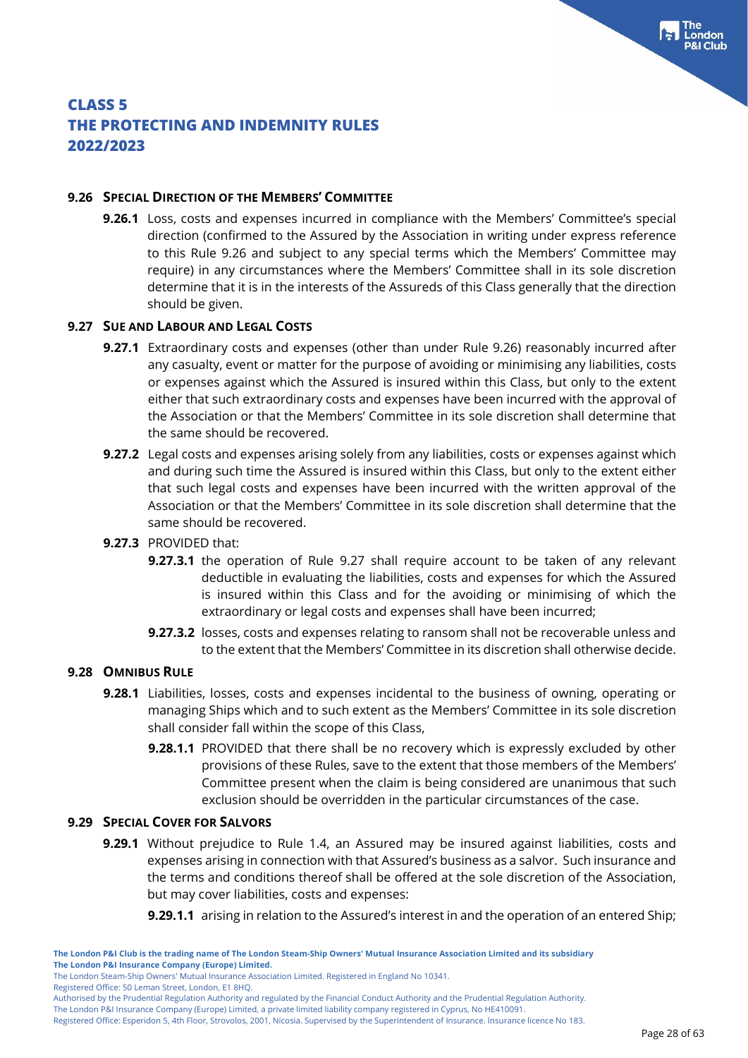# CLASS 5
# THE PROTECTING AND INDEMNITY RULES
# 2022/2023

## 9.26 Special Direction of the Members' Committee

**9.26.1** Loss, costs and expenses incurred in compliance with the Members' Committee's special direction (confirmed to the Assured by the Association in writing under express reference to this Rule 9.26 and subject to any special terms which the Members' Committee may require) in any circumstances where the Members' Committee shall in its sole discretion determine that it is in the interests of the Assureds of this Class generally that the direction should be given.

## 9.27 Sue and Labour and Legal Costs

**9.27.1** Extraordinary costs and expenses (other than under Rule 9.26) reasonably incurred after any casualty, event or matter for the purpose of avoiding or minimising any liabilities, costs or expenses against which the Assured is insured within this Class, but only to the extent either that such extraordinary costs and expenses have been incurred with the approval of the Association or that the Members' Committee in its sole discretion shall determine that the same should be recovered.

**9.27.2** Legal costs and expenses arising solely from any liabilities, costs or expenses against which and during such time the Assured is insured within this Class, but only to the extent either that such legal costs and expenses have been incurred with the written approval of the Association or that the Members' Committee in its sole discretion shall determine that the same should be recovered.

**9.27.3** PROVIDED that:

**9.27.3.1** the operation of Rule 9.27 shall require account to be taken of any relevant deductible in evaluating the liabilities, costs and expenses for which the Assured is insured within this Class and for the avoiding or minimising of which the extraordinary or legal costs and expenses shall have been incurred;

**9.27.3.2** losses, costs and expenses relating to ransom shall not be recoverable unless and to the extent that the Members' Committee in its discretion shall otherwise decide.

## 9.28 Omnibus Rule

**9.28.1** Liabilities, losses, costs and expenses incidental to the business of owning, operating or managing Ships which and to such extent as the Members' Committee in its sole discretion shall consider fall within the scope of this Class,

**9.28.1.1** PROVIDED that there shall be no recovery which is expressly excluded by other provisions of these Rules, save to the extent that those members of the Members' Committee present when the claim is being considered are unanimous that such exclusion should be overridden in the particular circumstances of the case.

## 9.29 Special Cover for Salvors

**9.29.1** Without prejudice to Rule 1.4, an Assured may be insured against liabilities, costs and expenses arising in connection with that Assured's business as a salvor. Such insurance and the terms and conditions thereof shall be offered at the sole discretion of the Association, but may cover liabilities, costs and expenses:

**9.29.1.1** arising in relation to the Assured's interest in and the operation of an entered Ship;

**The London P&I Club is the trading name of The London Steam-Ship Owners' Mutual Insurance Association Limited and its subsidiary The London P&I Insurance Company (Europe) Limited.**
The London Steam-Ship Owners' Mutual Insurance Association Limited. Registered in England No 10341.
Registered Office: 50 Leman Street, London, E1 8HQ.
Authorised by the Prudential Regulation Authority and regulated by the Financial Conduct Authority and the Prudential Regulation Authority.
The London P&I Insurance Company (Europe) Limited, a private limited liability company registered in Cyprus, No HE410091.
Registered Office: Esperidon 5, 4th Floor, Strovolos, 2001, Nicosia. Supervised by the Superintendent of Insurance. Insurance licence No 183.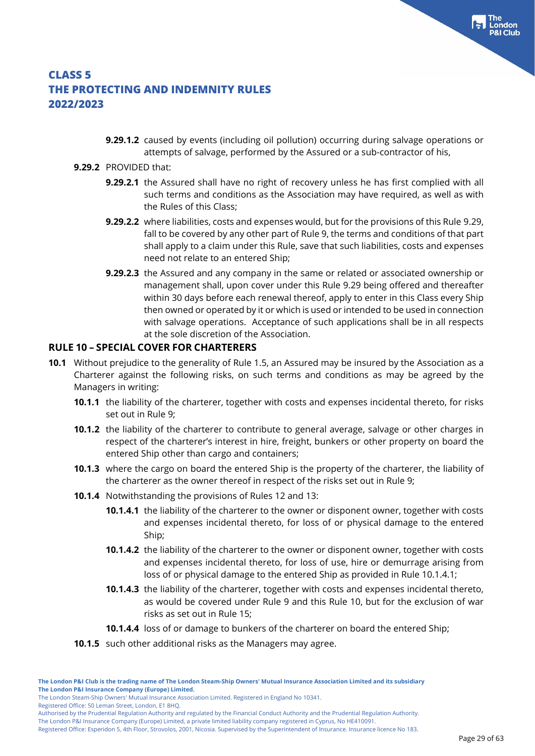**9.29.1.2** caused by events (including oil pollution) occurring during salvage operations or attempts of salvage, performed by the Assured or a sub-contractor of his,

**9.29.2** PROVIDED that:

**9.29.2.1** the Assured shall have no right of recovery unless he has first complied with all such terms and conditions as the Association may have required, as well as with the Rules of this Class;

**9.29.2.2** where liabilities, costs and expenses would, but for the provisions of this Rule 9.29, fall to be covered by any other part of Rule 9, the terms and conditions of that part shall apply to a claim under this Rule, save that such liabilities, costs and expenses need not relate to an entered Ship;

**9.29.2.3** the Assured and any company in the same or related or associated ownership or management shall, upon cover under this Rule 9.29 being offered and thereafter within 30 days before each renewal thereof, apply to enter in this Class every Ship then owned or operated by it or which is used or intended to be used in connection with salvage operations. Acceptance of such applications shall be in all respects at the sole discretion of the Association.

## RULE 10 – SPECIAL COVER FOR CHARTERERS

**10.1** Without prejudice to the generality of Rule 1.5, an Assured may be insured by the Association as a Charterer against the following risks, on such terms and conditions as may be agreed by the Managers in writing:

**10.1.1** the liability of the charterer, together with costs and expenses incidental thereto, for risks set out in Rule 9;

**10.1.2** the liability of the charterer to contribute to general average, salvage or other charges in respect of the charterer's interest in hire, freight, bunkers or other property on board the entered Ship other than cargo and containers;

**10.1.3** where the cargo on board the entered Ship is the property of the charterer, the liability of the charterer as the owner thereof in respect of the risks set out in Rule 9;

**10.1.4** Notwithstanding the provisions of Rules 12 and 13:

**10.1.4.1** the liability of the charterer to the owner or disponent owner, together with costs and expenses incidental thereto, for loss of or physical damage to the entered Ship;

**10.1.4.2** the liability of the charterer to the owner or disponent owner, together with costs and expenses incidental thereto, for loss of use, hire or demurrage arising from loss of or physical damage to the entered Ship as provided in Rule 10.1.4.1;

**10.1.4.3** the liability of the charterer, together with costs and expenses incidental thereto, as would be covered under Rule 9 and this Rule 10, but for the exclusion of war risks as set out in Rule 15;

**10.1.4.4** loss of or damage to bunkers of the charterer on board the entered Ship;

**10.1.5** such other additional risks as the Managers may agree.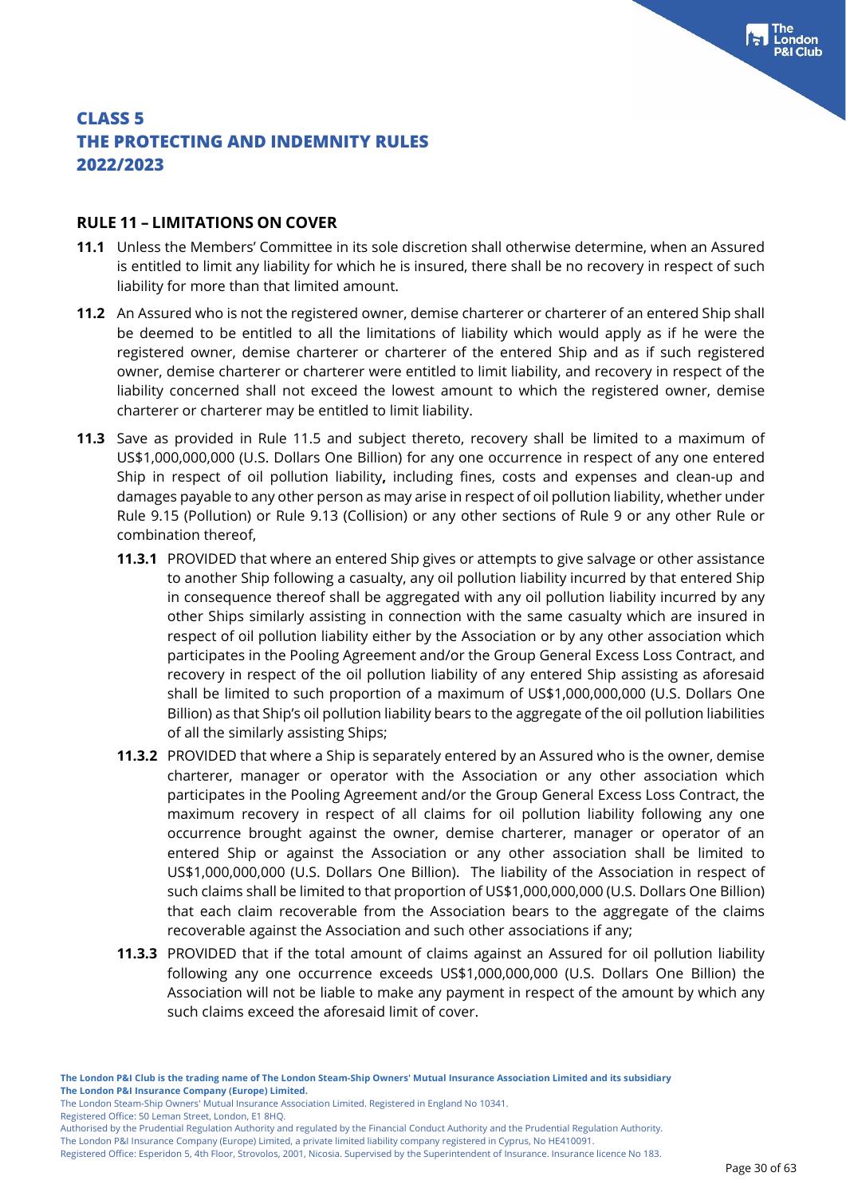# CLASS 5
# THE PROTECTING AND INDEMNITY RULES
# 2022/2023

## RULE 11 – LIMITATIONS ON COVER

**11.1** Unless the Members' Committee in its sole discretion shall otherwise determine, when an Assured is entitled to limit any liability for which he is insured, there shall be no recovery in respect of such liability for more than that limited amount.

**11.2** An Assured who is not the registered owner, demise charterer or charterer of an entered Ship shall be deemed to be entitled to all the limitations of liability which would apply as if he were the registered owner, demise charterer or charterer of the entered Ship and as if such registered owner, demise charterer or charterer were entitled to limit liability, and recovery in respect of the liability concerned shall not exceed the lowest amount to which the registered owner, demise charterer or charterer may be entitled to limit liability.

**11.3** Save as provided in Rule 11.5 and subject thereto, recovery shall be limited to a maximum of US$1,000,000,000 (U.S. Dollars One Billion) for any one occurrence in respect of any one entered Ship in respect of oil pollution liability**,** including fines, costs and expenses and clean-up and damages payable to any other person as may arise in respect of oil pollution liability, whether under Rule 9.15 (Pollution) or Rule 9.13 (Collision) or any other sections of Rule 9 or any other Rule or combination thereof,

**11.3.1** PROVIDED that where an entered Ship gives or attempts to give salvage or other assistance to another Ship following a casualty, any oil pollution liability incurred by that entered Ship in consequence thereof shall be aggregated with any oil pollution liability incurred by any other Ships similarly assisting in connection with the same casualty which are insured in respect of oil pollution liability either by the Association or by any other association which participates in the Pooling Agreement and/or the Group General Excess Loss Contract, and recovery in respect of the oil pollution liability of any entered Ship assisting as aforesaid shall be limited to such proportion of a maximum of US$1,000,000,000 (U.S. Dollars One Billion) as that Ship's oil pollution liability bears to the aggregate of the oil pollution liabilities of all the similarly assisting Ships;

**11.3.2** PROVIDED that where a Ship is separately entered by an Assured who is the owner, demise charterer, manager or operator with the Association or any other association which participates in the Pooling Agreement and/or the Group General Excess Loss Contract, the maximum recovery in respect of all claims for oil pollution liability following any one occurrence brought against the owner, demise charterer, manager or operator of an entered Ship or against the Association or any other association shall be limited to US$1,000,000,000 (U.S. Dollars One Billion). The liability of the Association in respect of such claims shall be limited to that proportion of US$1,000,000,000 (U.S. Dollars One Billion) that each claim recoverable from the Association bears to the aggregate of the claims recoverable against the Association and such other associations if any;

**11.3.3** PROVIDED that if the total amount of claims against an Assured for oil pollution liability following any one occurrence exceeds US$1,000,000,000 (U.S. Dollars One Billion) the Association will not be liable to make any payment in respect of the amount by which any such claims exceed the aforesaid limit of cover.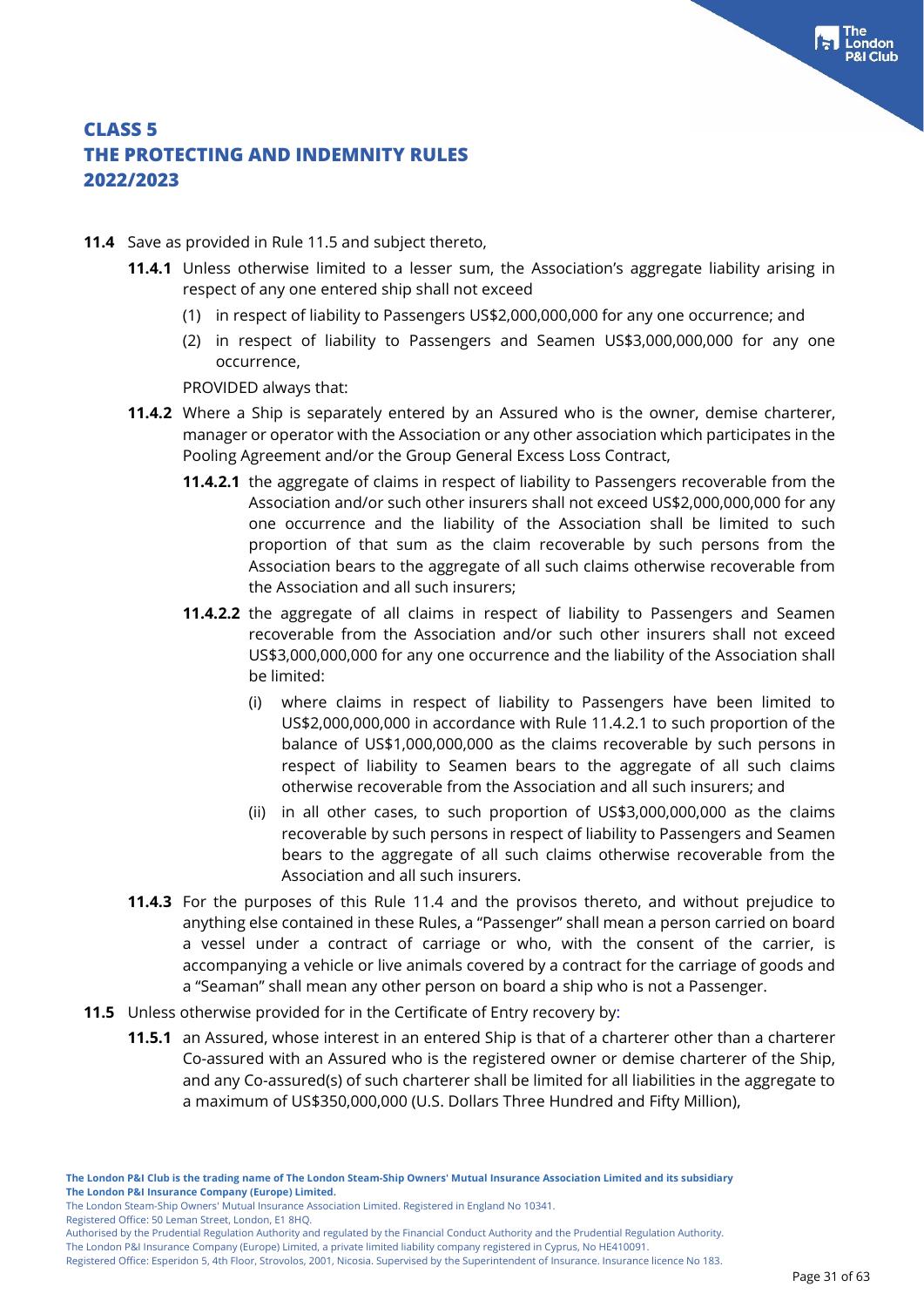**11.4** Save as provided in Rule 11.5 and subject thereto,

**11.4.1** Unless otherwise limited to a lesser sum, the Association's aggregate liability arising in respect of any one entered ship shall not exceed

(1) in respect of liability to Passengers US$2,000,000,000 for any one occurrence; and

(2) in respect of liability to Passengers and Seamen US$3,000,000,000 for any one occurrence,

PROVIDED always that:

**11.4.2** Where a Ship is separately entered by an Assured who is the owner, demise charterer, manager or operator with the Association or any other association which participates in the Pooling Agreement and/or the Group General Excess Loss Contract,

**11.4.2.1** the aggregate of claims in respect of liability to Passengers recoverable from the Association and/or such other insurers shall not exceed US$2,000,000,000 for any one occurrence and the liability of the Association shall be limited to such proportion of that sum as the claim recoverable by such persons from the Association bears to the aggregate of all such claims otherwise recoverable from the Association and all such insurers;

**11.4.2.2** the aggregate of all claims in respect of liability to Passengers and Seamen recoverable from the Association and/or such other insurers shall not exceed US$3,000,000,000 for any one occurrence and the liability of the Association shall be limited:

(i) where claims in respect of liability to Passengers have been limited to US$2,000,000,000 in accordance with Rule 11.4.2.1 to such proportion of the balance of US$1,000,000,000 as the claims recoverable by such persons in respect of liability to Seamen bears to the aggregate of all such claims otherwise recoverable from the Association and all such insurers; and

(ii) in all other cases, to such proportion of US$3,000,000,000 as the claims recoverable by such persons in respect of liability to Passengers and Seamen bears to the aggregate of all such claims otherwise recoverable from the Association and all such insurers.

**11.4.3** For the purposes of this Rule 11.4 and the provisos thereto, and without prejudice to anything else contained in these Rules, a "Passenger" shall mean a person carried on board a vessel under a contract of carriage or who, with the consent of the carrier, is accompanying a vehicle or live animals covered by a contract for the carriage of goods and a "Seaman" shall mean any other person on board a ship who is not a Passenger.

**11.5** Unless otherwise provided for in the Certificate of Entry recovery by:

**11.5.1** an Assured, whose interest in an entered Ship is that of a charterer other than a charterer Co-assured with an Assured who is the registered owner or demise charterer of the Ship, and any Co-assured(s) of such charterer shall be limited for all liabilities in the aggregate to a maximum of US$350,000,000 (U.S. Dollars Three Hundred and Fifty Million),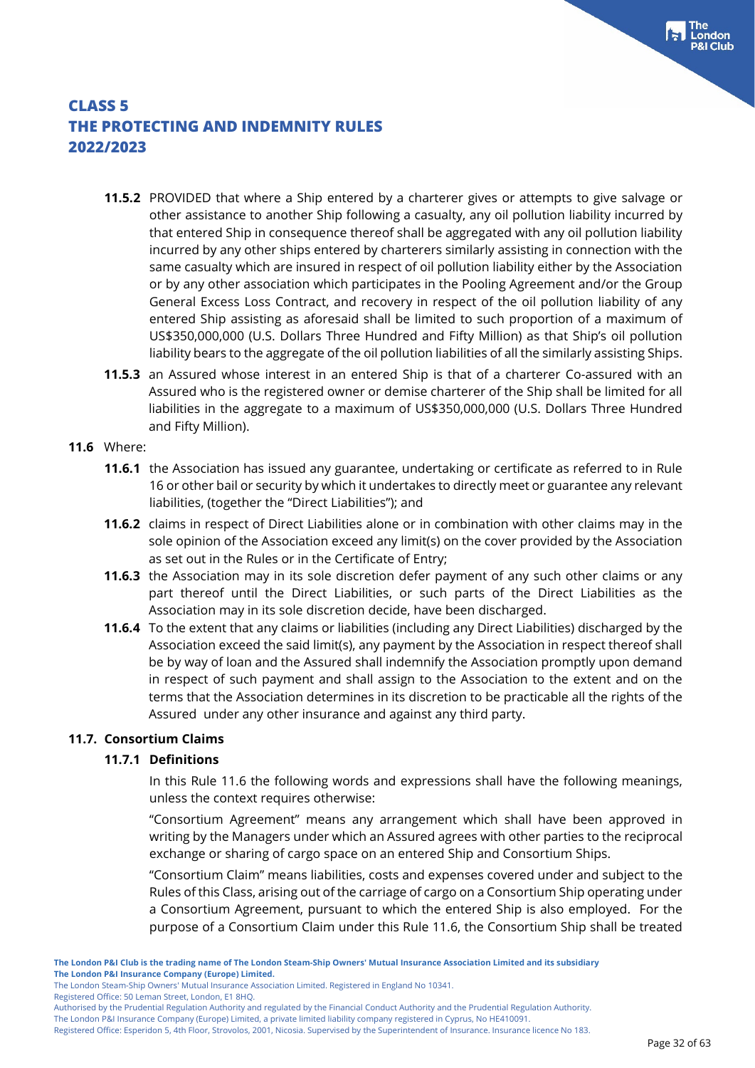**11.5.2** PROVIDED that where a Ship entered by a charterer gives or attempts to give salvage or other assistance to another Ship following a casualty, any oil pollution liability incurred by that entered Ship in consequence thereof shall be aggregated with any oil pollution liability incurred by any other ships entered by charterers similarly assisting in connection with the same casualty which are insured in respect of oil pollution liability either by the Association or by any other association which participates in the Pooling Agreement and/or the Group General Excess Loss Contract, and recovery in respect of the oil pollution liability of any entered Ship assisting as aforesaid shall be limited to such proportion of a maximum of US$350,000,000 (U.S. Dollars Three Hundred and Fifty Million) as that Ship's oil pollution liability bears to the aggregate of the oil pollution liabilities of all the similarly assisting Ships.

**11.5.3** an Assured whose interest in an entered Ship is that of a charterer Co-assured with an Assured who is the registered owner or demise charterer of the Ship shall be limited for all liabilities in the aggregate to a maximum of US$350,000,000 (U.S. Dollars Three Hundred and Fifty Million).

**11.6** Where:

**11.6.1** the Association has issued any guarantee, undertaking or certificate as referred to in Rule 16 or other bail or security by which it undertakes to directly meet or guarantee any relevant liabilities, (together the "Direct Liabilities"); and

**11.6.2** claims in respect of Direct Liabilities alone or in combination with other claims may in the sole opinion of the Association exceed any limit(s) on the cover provided by the Association as set out in the Rules or in the Certificate of Entry;

**11.6.3** the Association may in its sole discretion defer payment of any such other claims or any part thereof until the Direct Liabilities, or such parts of the Direct Liabilities as the Association may in its sole discretion decide, have been discharged.

**11.6.4** To the extent that any claims or liabilities (including any Direct Liabilities) discharged by the Association exceed the said limit(s), any payment by the Association in respect thereof shall be by way of loan and the Assured shall indemnify the Association promptly upon demand in respect of such payment and shall assign to the Association to the extent and on the terms that the Association determines in its discretion to be practicable all the rights of the Assured under any other insurance and against any third party.

### 11.7. Consortium Claims

#### 11.7.1 Definitions

In this Rule 11.6 the following words and expressions shall have the following meanings, unless the context requires otherwise:

"Consortium Agreement" means any arrangement which shall have been approved in writing by the Managers under which an Assured agrees with other parties to the reciprocal exchange or sharing of cargo space on an entered Ship and Consortium Ships.

"Consortium Claim" means liabilities, costs and expenses covered under and subject to the Rules of this Class, arising out of the carriage of cargo on a Consortium Ship operating under a Consortium Agreement, pursuant to which the entered Ship is also employed. For the purpose of a Consortium Claim under this Rule 11.6, the Consortium Ship shall be treated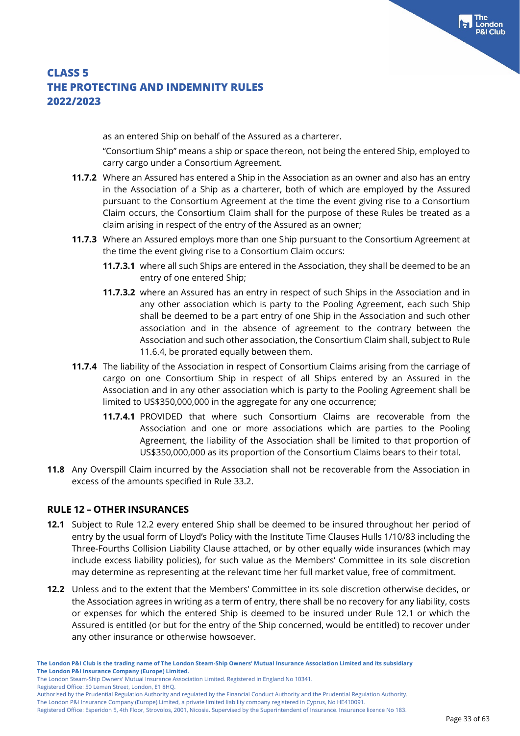as an entered Ship on behalf of the Assured as a charterer.

"Consortium Ship" means a ship or space thereon, not being the entered Ship, employed to carry cargo under a Consortium Agreement.

**11.7.2** Where an Assured has entered a Ship in the Association as an owner and also has an entry in the Association of a Ship as a charterer, both of which are employed by the Assured pursuant to the Consortium Agreement at the time the event giving rise to a Consortium Claim occurs, the Consortium Claim shall for the purpose of these Rules be treated as a claim arising in respect of the entry of the Assured as an owner;

**11.7.3** Where an Assured employs more than one Ship pursuant to the Consortium Agreement at the time the event giving rise to a Consortium Claim occurs:

**11.7.3.1** where all such Ships are entered in the Association, they shall be deemed to be an entry of one entered Ship;

**11.7.3.2** where an Assured has an entry in respect of such Ships in the Association and in any other association which is party to the Pooling Agreement, each such Ship shall be deemed to be a part entry of one Ship in the Association and such other association and in the absence of agreement to the contrary between the Association and such other association, the Consortium Claim shall, subject to Rule 11.6.4, be prorated equally between them.

**11.7.4** The liability of the Association in respect of Consortium Claims arising from the carriage of cargo on one Consortium Ship in respect of all Ships entered by an Assured in the Association and in any other association which is party to the Pooling Agreement shall be limited to US$350,000,000 in the aggregate for any one occurrence;

**11.7.4.1** PROVIDED that where such Consortium Claims are recoverable from the Association and one or more associations which are parties to the Pooling Agreement, the liability of the Association shall be limited to that proportion of US$350,000,000 as its proportion of the Consortium Claims bears to their total.

**11.8** Any Overspill Claim incurred by the Association shall not be recoverable from the Association in excess of the amounts specified in Rule 33.2.

## RULE 12 – OTHER INSURANCES

**12.1** Subject to Rule 12.2 every entered Ship shall be deemed to be insured throughout her period of entry by the usual form of Lloyd's Policy with the Institute Time Clauses Hulls 1/10/83 including the Three-Fourths Collision Liability Clause attached, or by other equally wide insurances (which may include excess liability policies), for such value as the Members' Committee in its sole discretion may determine as representing at the relevant time her full market value, free of commitment.

**12.2** Unless and to the extent that the Members' Committee in its sole discretion otherwise decides, or the Association agrees in writing as a term of entry, there shall be no recovery for any liability, costs or expenses for which the entered Ship is deemed to be insured under Rule 12.1 or which the Assured is entitled (or but for the entry of the Ship concerned, would be entitled) to recover under any other insurance or otherwise howsoever.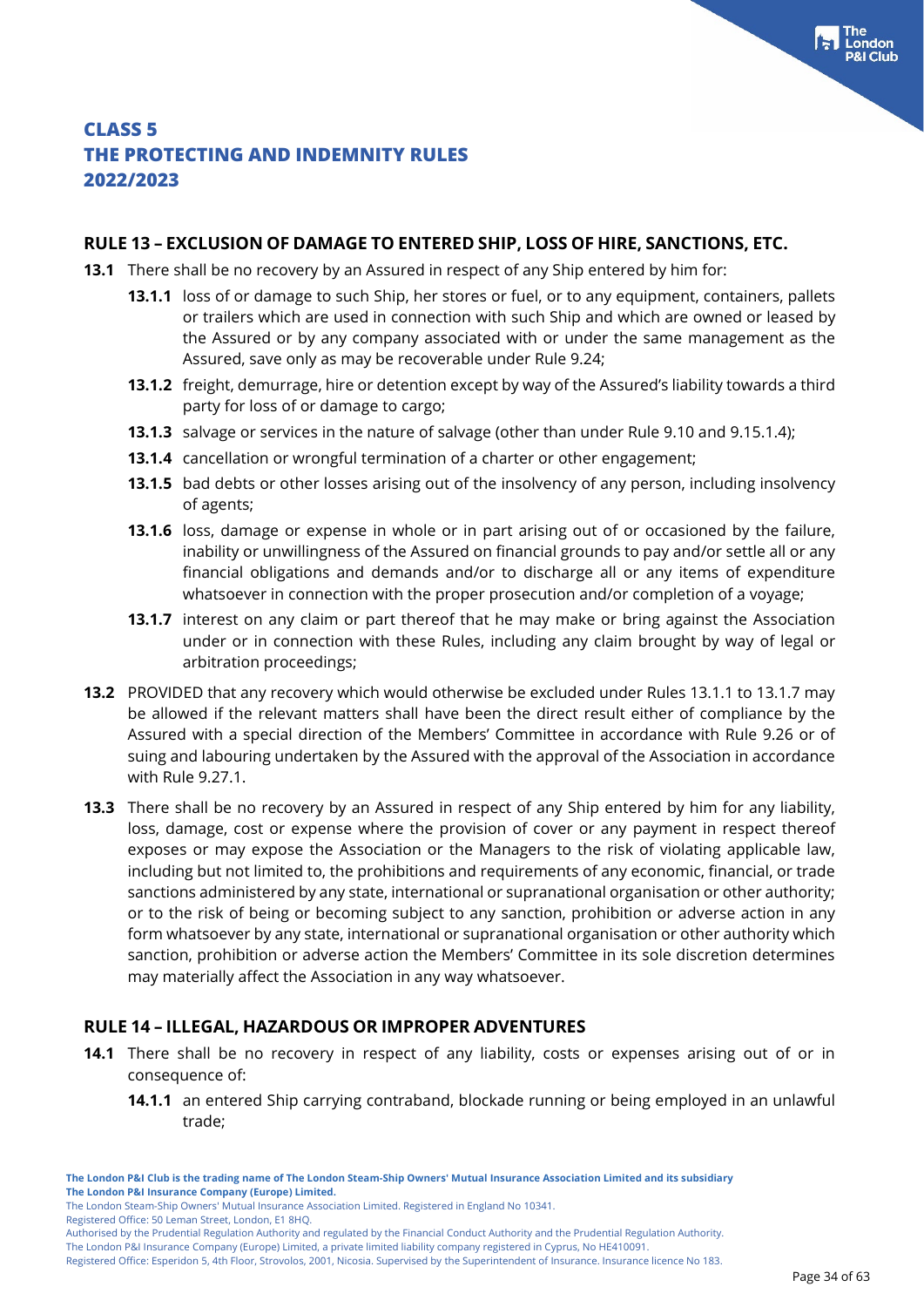## RULE 13 – EXCLUSION OF DAMAGE TO ENTERED SHIP, LOSS OF HIRE, SANCTIONS, ETC.

**13.1** There shall be no recovery by an Assured in respect of any Ship entered by him for:

**13.1.1** loss of or damage to such Ship, her stores or fuel, or to any equipment, containers, pallets or trailers which are used in connection with such Ship and which are owned or leased by the Assured or by any company associated with or under the same management as the Assured, save only as may be recoverable under Rule 9.24;

**13.1.2** freight, demurrage, hire or detention except by way of the Assured's liability towards a third party for loss of or damage to cargo;

**13.1.3** salvage or services in the nature of salvage (other than under Rule 9.10 and 9.15.1.4);

**13.1.4** cancellation or wrongful termination of a charter or other engagement;

**13.1.5** bad debts or other losses arising out of the insolvency of any person, including insolvency of agents;

**13.1.6** loss, damage or expense in whole or in part arising out of or occasioned by the failure, inability or unwillingness of the Assured on financial grounds to pay and/or settle all or any financial obligations and demands and/or to discharge all or any items of expenditure whatsoever in connection with the proper prosecution and/or completion of a voyage;

**13.1.7** interest on any claim or part thereof that he may make or bring against the Association under or in connection with these Rules, including any claim brought by way of legal or arbitration proceedings;

**13.2** PROVIDED that any recovery which would otherwise be excluded under Rules 13.1.1 to 13.1.7 may be allowed if the relevant matters shall have been the direct result either of compliance by the Assured with a special direction of the Members' Committee in accordance with Rule 9.26 or of suing and labouring undertaken by the Assured with the approval of the Association in accordance with Rule 9.27.1.

**13.3** There shall be no recovery by an Assured in respect of any Ship entered by him for any liability, loss, damage, cost or expense where the provision of cover or any payment in respect thereof exposes or may expose the Association or the Managers to the risk of violating applicable law, including but not limited to, the prohibitions and requirements of any economic, financial, or trade sanctions administered by any state, international or supranational organisation or other authority; or to the risk of being or becoming subject to any sanction, prohibition or adverse action in any form whatsoever by any state, international or supranational organisation or other authority which sanction, prohibition or adverse action the Members' Committee in its sole discretion determines may materially affect the Association in any way whatsoever.

## RULE 14 – ILLEGAL, HAZARDOUS OR IMPROPER ADVENTURES

**14.1** There shall be no recovery in respect of any liability, costs or expenses arising out of or in consequence of:

**14.1.1** an entered Ship carrying contraband, blockade running or being employed in an unlawful trade;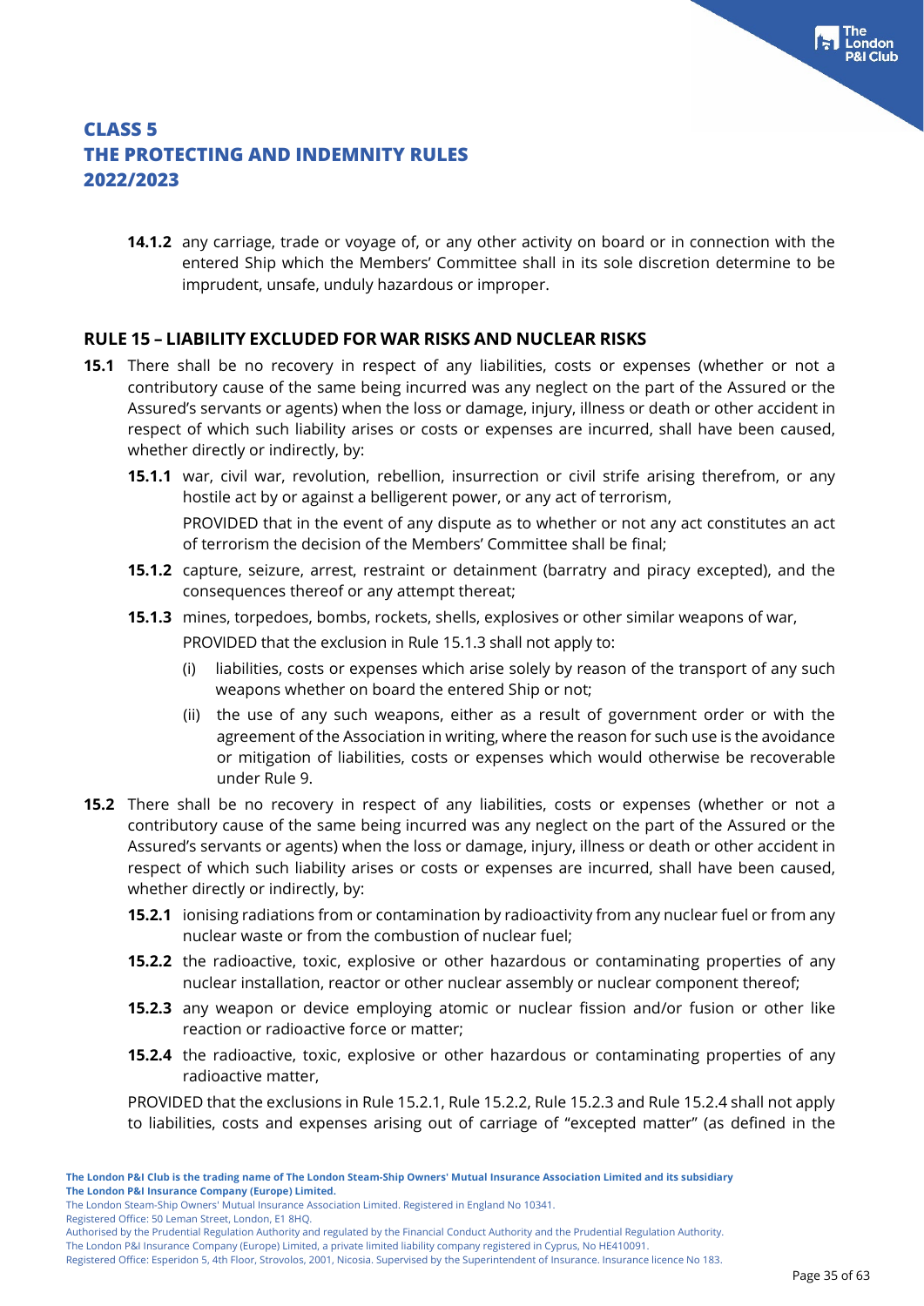**14.1.2** any carriage, trade or voyage of, or any other activity on board or in connection with the entered Ship which the Members' Committee shall in its sole discretion determine to be imprudent, unsafe, unduly hazardous or improper.

## RULE 15 – LIABILITY EXCLUDED FOR WAR RISKS AND NUCLEAR RISKS

**15.1** There shall be no recovery in respect of any liabilities, costs or expenses (whether or not a contributory cause of the same being incurred was any neglect on the part of the Assured or the Assured's servants or agents) when the loss or damage, injury, illness or death or other accident in respect of which such liability arises or costs or expenses are incurred, shall have been caused, whether directly or indirectly, by:

**15.1.1** war, civil war, revolution, rebellion, insurrection or civil strife arising therefrom, or any hostile act by or against a belligerent power, or any act of terrorism,

PROVIDED that in the event of any dispute as to whether or not any act constitutes an act of terrorism the decision of the Members' Committee shall be final;

**15.1.2** capture, seizure, arrest, restraint or detainment (barratry and piracy excepted), and the consequences thereof or any attempt thereat;

**15.1.3** mines, torpedoes, bombs, rockets, shells, explosives or other similar weapons of war,

PROVIDED that the exclusion in Rule 15.1.3 shall not apply to:

(i) liabilities, costs or expenses which arise solely by reason of the transport of any such weapons whether on board the entered Ship or not;

(ii) the use of any such weapons, either as a result of government order or with the agreement of the Association in writing, where the reason for such use is the avoidance or mitigation of liabilities, costs or expenses which would otherwise be recoverable under Rule 9.

**15.2** There shall be no recovery in respect of any liabilities, costs or expenses (whether or not a contributory cause of the same being incurred was any neglect on the part of the Assured or the Assured's servants or agents) when the loss or damage, injury, illness or death or other accident in respect of which such liability arises or costs or expenses are incurred, shall have been caused, whether directly or indirectly, by:

**15.2.1** ionising radiations from or contamination by radioactivity from any nuclear fuel or from any nuclear waste or from the combustion of nuclear fuel;

**15.2.2** the radioactive, toxic, explosive or other hazardous or contaminating properties of any nuclear installation, reactor or other nuclear assembly or nuclear component thereof;

**15.2.3** any weapon or device employing atomic or nuclear fission and/or fusion or other like reaction or radioactive force or matter;

**15.2.4** the radioactive, toxic, explosive or other hazardous or contaminating properties of any radioactive matter,

PROVIDED that the exclusions in Rule 15.2.1, Rule 15.2.2, Rule 15.2.3 and Rule 15.2.4 shall not apply to liabilities, costs and expenses arising out of carriage of "excepted matter" (as defined in the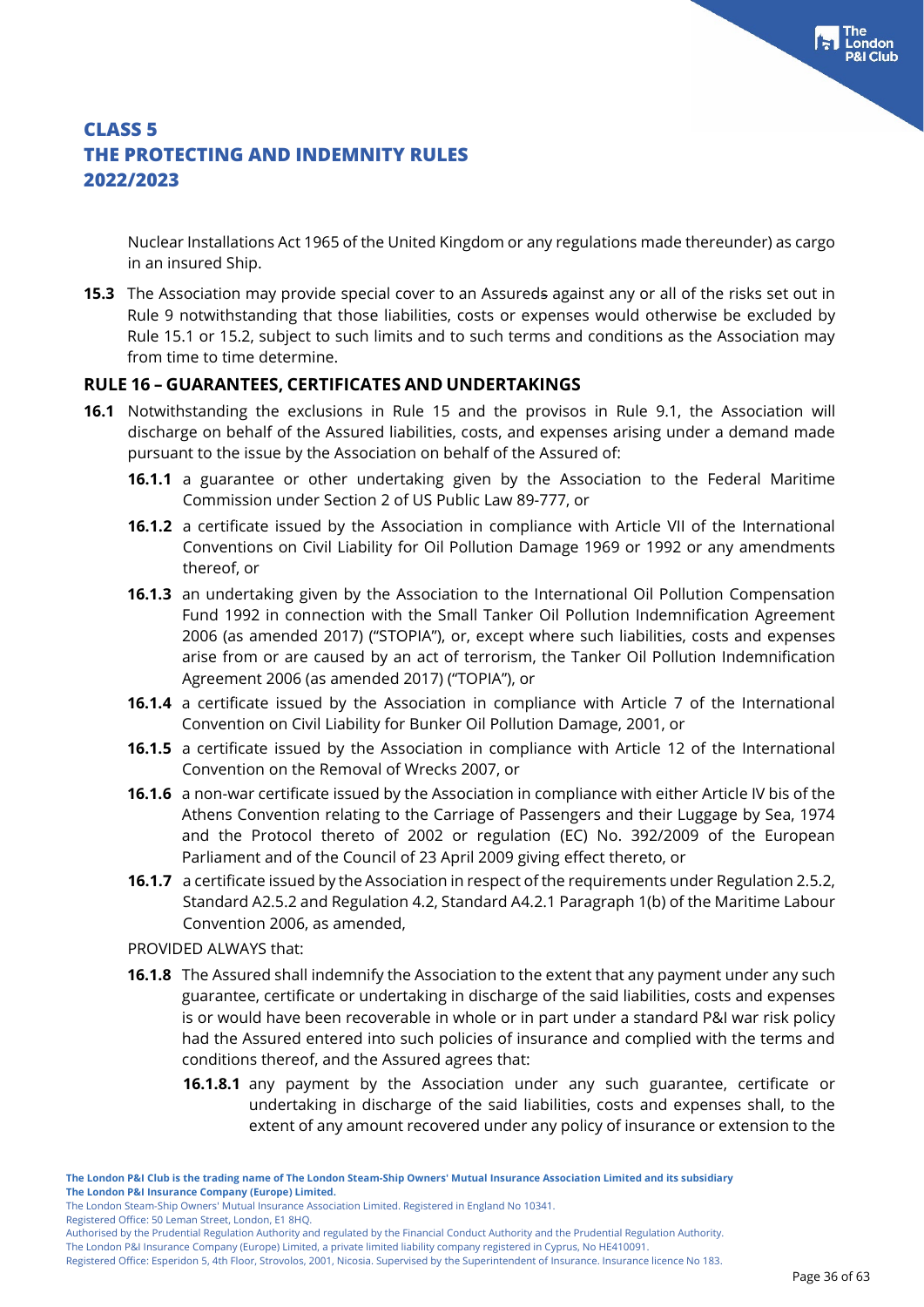Nuclear Installations Act 1965 of the United Kingdom or any regulations made thereunder) as cargo in an insured Ship.

**15.3** The Association may provide special cover to an Assureds against any or all of the risks set out in Rule 9 notwithstanding that those liabilities, costs or expenses would otherwise be excluded by Rule 15.1 or 15.2, subject to such limits and to such terms and conditions as the Association may from time to time determine.

## RULE 16 – GUARANTEES, CERTIFICATES AND UNDERTAKINGS

**16.1** Notwithstanding the exclusions in Rule 15 and the provisos in Rule 9.1, the Association will discharge on behalf of the Assured liabilities, costs, and expenses arising under a demand made pursuant to the issue by the Association on behalf of the Assured of:

**16.1.1** a guarantee or other undertaking given by the Association to the Federal Maritime Commission under Section 2 of US Public Law 89-777, or

**16.1.2** a certificate issued by the Association in compliance with Article VII of the International Conventions on Civil Liability for Oil Pollution Damage 1969 or 1992 or any amendments thereof, or

**16.1.3** an undertaking given by the Association to the International Oil Pollution Compensation Fund 1992 in connection with the Small Tanker Oil Pollution Indemnification Agreement 2006 (as amended 2017) ("STOPIA"), or, except where such liabilities, costs and expenses arise from or are caused by an act of terrorism, the Tanker Oil Pollution Indemnification Agreement 2006 (as amended 2017) ("TOPIA"), or

**16.1.4** a certificate issued by the Association in compliance with Article 7 of the International Convention on Civil Liability for Bunker Oil Pollution Damage, 2001, or

**16.1.5** a certificate issued by the Association in compliance with Article 12 of the International Convention on the Removal of Wrecks 2007, or

**16.1.6** a non-war certificate issued by the Association in compliance with either Article IV bis of the Athens Convention relating to the Carriage of Passengers and their Luggage by Sea, 1974 and the Protocol thereto of 2002 or regulation (EC) No. 392/2009 of the European Parliament and of the Council of 23 April 2009 giving effect thereto, or

**16.1.7** a certificate issued by the Association in respect of the requirements under Regulation 2.5.2, Standard A2.5.2 and Regulation 4.2, Standard A4.2.1 Paragraph 1(b) of the Maritime Labour Convention 2006, as amended,

PROVIDED ALWAYS that:

**16.1.8** The Assured shall indemnify the Association to the extent that any payment under any such guarantee, certificate or undertaking in discharge of the said liabilities, costs and expenses is or would have been recoverable in whole or in part under a standard P&I war risk policy had the Assured entered into such policies of insurance and complied with the terms and conditions thereof, and the Assured agrees that:

**16.1.8.1** any payment by the Association under any such guarantee, certificate or undertaking in discharge of the said liabilities, costs and expenses shall, to the extent of any amount recovered under any policy of insurance or extension to the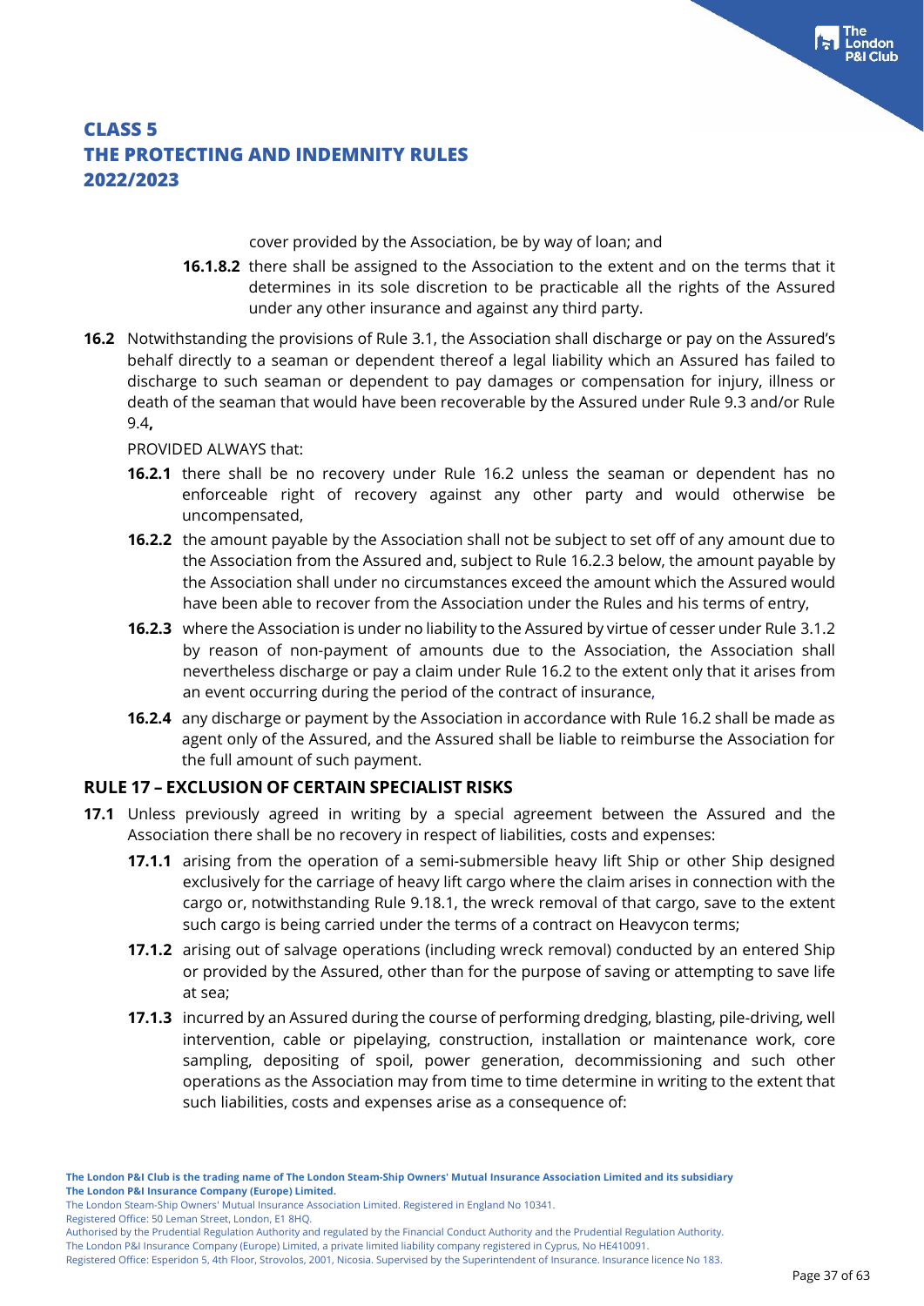cover provided by the Association, be by way of loan; and

**16.1.8.2** there shall be assigned to the Association to the extent and on the terms that it determines in its sole discretion to be practicable all the rights of the Assured under any other insurance and against any third party.

**16.2** Notwithstanding the provisions of Rule 3.1, the Association shall discharge or pay on the Assured's behalf directly to a seaman or dependent thereof a legal liability which an Assured has failed to discharge to such seaman or dependent to pay damages or compensation for injury, illness or death of the seaman that would have been recoverable by the Assured under Rule 9.3 and/or Rule 9.4**,**

PROVIDED ALWAYS that:

**16.2.1** there shall be no recovery under Rule 16.2 unless the seaman or dependent has no enforceable right of recovery against any other party and would otherwise be uncompensated,

**16.2.2** the amount payable by the Association shall not be subject to set off of any amount due to the Association from the Assured and, subject to Rule 16.2.3 below, the amount payable by the Association shall under no circumstances exceed the amount which the Assured would have been able to recover from the Association under the Rules and his terms of entry,

**16.2.3** where the Association is under no liability to the Assured by virtue of cesser under Rule 3.1.2 by reason of non-payment of amounts due to the Association, the Association shall nevertheless discharge or pay a claim under Rule 16.2 to the extent only that it arises from an event occurring during the period of the contract of insurance,

**16.2.4** any discharge or payment by the Association in accordance with Rule 16.2 shall be made as agent only of the Assured, and the Assured shall be liable to reimburse the Association for the full amount of such payment.

## RULE 17 – EXCLUSION OF CERTAIN SPECIALIST RISKS

**17.1** Unless previously agreed in writing by a special agreement between the Assured and the Association there shall be no recovery in respect of liabilities, costs and expenses:

**17.1.1** arising from the operation of a semi-submersible heavy lift Ship or other Ship designed exclusively for the carriage of heavy lift cargo where the claim arises in connection with the cargo or, notwithstanding Rule 9.18.1, the wreck removal of that cargo, save to the extent such cargo is being carried under the terms of a contract on Heavycon terms;

**17.1.2** arising out of salvage operations (including wreck removal) conducted by an entered Ship or provided by the Assured, other than for the purpose of saving or attempting to save life at sea;

**17.1.3** incurred by an Assured during the course of performing dredging, blasting, pile-driving, well intervention, cable or pipelaying, construction, installation or maintenance work, core sampling, depositing of spoil, power generation, decommissioning and such other operations as the Association may from time to time determine in writing to the extent that such liabilities, costs and expenses arise as a consequence of: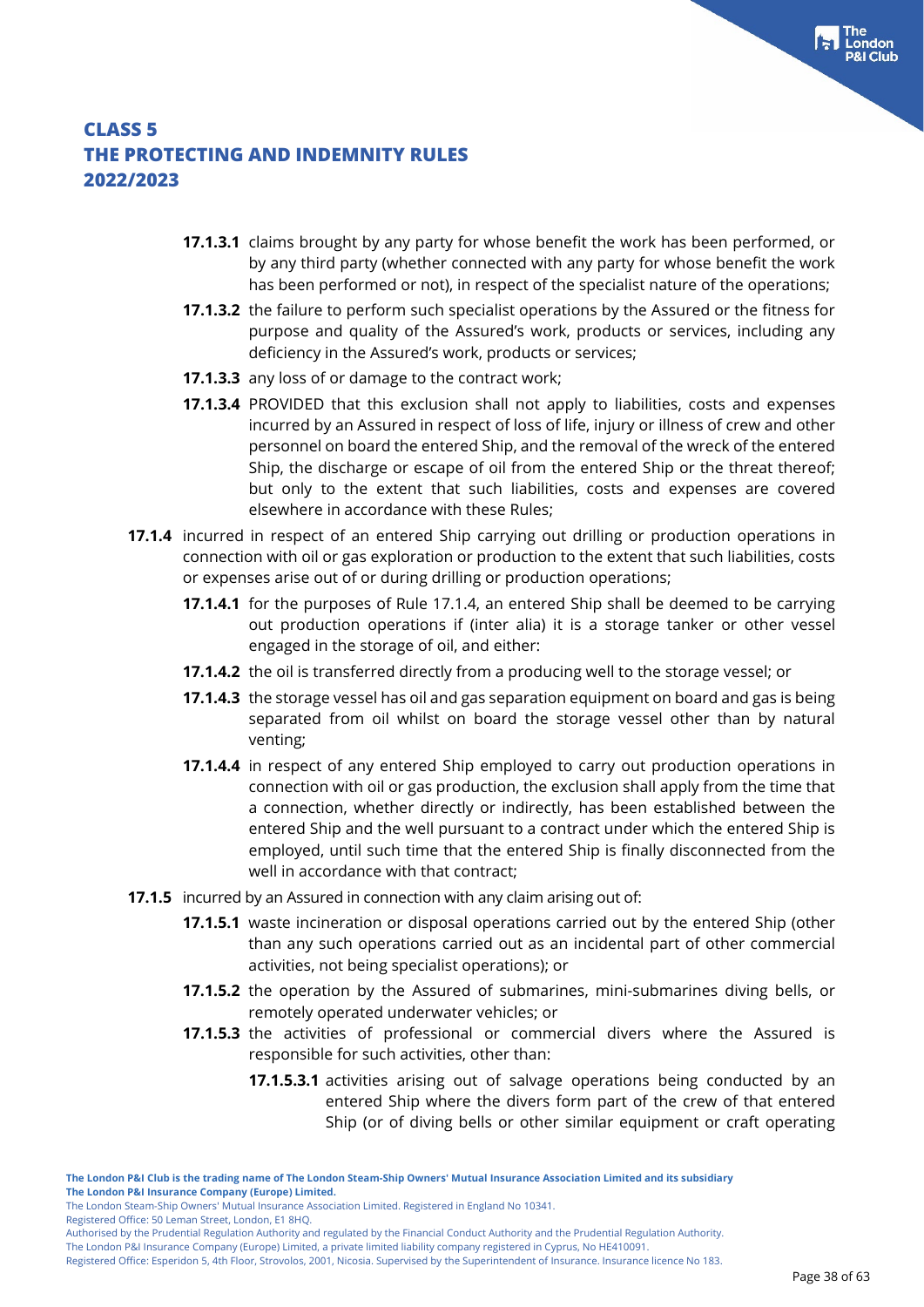**17.1.3.1** claims brought by any party for whose benefit the work has been performed, or by any third party (whether connected with any party for whose benefit the work has been performed or not), in respect of the specialist nature of the operations;

**17.1.3.2** the failure to perform such specialist operations by the Assured or the fitness for purpose and quality of the Assured's work, products or services, including any deficiency in the Assured's work, products or services;

**17.1.3.3** any loss of or damage to the contract work;

**17.1.3.4** PROVIDED that this exclusion shall not apply to liabilities, costs and expenses incurred by an Assured in respect of loss of life, injury or illness of crew and other personnel on board the entered Ship, and the removal of the wreck of the entered Ship, the discharge or escape of oil from the entered Ship or the threat thereof; but only to the extent that such liabilities, costs and expenses are covered elsewhere in accordance with these Rules;

**17.1.4** incurred in respect of an entered Ship carrying out drilling or production operations in connection with oil or gas exploration or production to the extent that such liabilities, costs or expenses arise out of or during drilling or production operations;

**17.1.4.1** for the purposes of Rule 17.1.4, an entered Ship shall be deemed to be carrying out production operations if (inter alia) it is a storage tanker or other vessel engaged in the storage of oil, and either:

**17.1.4.2** the oil is transferred directly from a producing well to the storage vessel; or

**17.1.4.3** the storage vessel has oil and gas separation equipment on board and gas is being separated from oil whilst on board the storage vessel other than by natural venting;

**17.1.4.4** in respect of any entered Ship employed to carry out production operations in connection with oil or gas production, the exclusion shall apply from the time that a connection, whether directly or indirectly, has been established between the entered Ship and the well pursuant to a contract under which the entered Ship is employed, until such time that the entered Ship is finally disconnected from the well in accordance with that contract;

**17.1.5** incurred by an Assured in connection with any claim arising out of:

**17.1.5.1** waste incineration or disposal operations carried out by the entered Ship (other than any such operations carried out as an incidental part of other commercial activities, not being specialist operations); or

**17.1.5.2** the operation by the Assured of submarines, mini-submarines diving bells, or remotely operated underwater vehicles; or

**17.1.5.3** the activities of professional or commercial divers where the Assured is responsible for such activities, other than:

**17.1.5.3.1** activities arising out of salvage operations being conducted by an entered Ship where the divers form part of the crew of that entered Ship (or of diving bells or other similar equipment or craft operating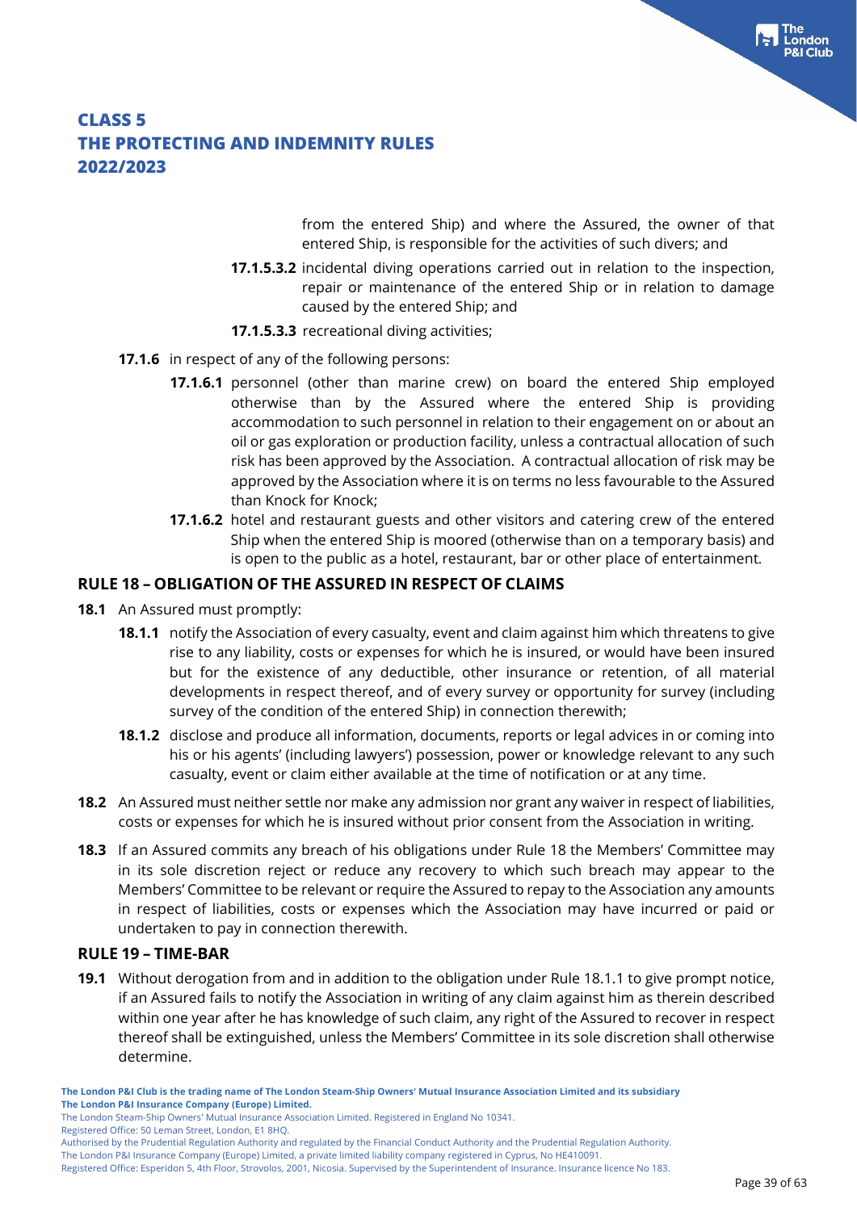from the entered Ship) and where the Assured, the owner of that entered Ship, is responsible for the activities of such divers; and

**17.1.5.3.2** incidental diving operations carried out in relation to the inspection, repair or maintenance of the entered Ship or in relation to damage caused by the entered Ship; and

**17.1.5.3.3** recreational diving activities;

**17.1.6** in respect of any of the following persons:

**17.1.6.1** personnel (other than marine crew) on board the entered Ship employed otherwise than by the Assured where the entered Ship is providing accommodation to such personnel in relation to their engagement on or about an oil or gas exploration or production facility, unless a contractual allocation of such risk has been approved by the Association. A contractual allocation of risk may be approved by the Association where it is on terms no less favourable to the Assured than Knock for Knock;

**17.1.6.2** hotel and restaurant guests and other visitors and catering crew of the entered Ship when the entered Ship is moored (otherwise than on a temporary basis) and is open to the public as a hotel, restaurant, bar or other place of entertainment.

## RULE 18 – OBLIGATION OF THE ASSURED IN RESPECT OF CLAIMS

**18.1** An Assured must promptly:

**18.1.1** notify the Association of every casualty, event and claim against him which threatens to give rise to any liability, costs or expenses for which he is insured, or would have been insured but for the existence of any deductible, other insurance or retention, of all material developments in respect thereof, and of every survey or opportunity for survey (including survey of the condition of the entered Ship) in connection therewith;

**18.1.2** disclose and produce all information, documents, reports or legal advices in or coming into his or his agents' (including lawyers') possession, power or knowledge relevant to any such casualty, event or claim either available at the time of notification or at any time.

**18.2** An Assured must neither settle nor make any admission nor grant any waiver in respect of liabilities, costs or expenses for which he is insured without prior consent from the Association in writing.

**18.3** If an Assured commits any breach of his obligations under Rule 18 the Members' Committee may in its sole discretion reject or reduce any recovery to which such breach may appear to the Members' Committee to be relevant or require the Assured to repay to the Association any amounts in respect of liabilities, costs or expenses which the Association may have incurred or paid or undertaken to pay in connection therewith.

## RULE 19 – TIME-BAR

**19.1** Without derogation from and in addition to the obligation under Rule 18.1.1 to give prompt notice, if an Assured fails to notify the Association in writing of any claim against him as therein described within one year after he has knowledge of such claim, any right of the Assured to recover in respect thereof shall be extinguished, unless the Members' Committee in its sole discretion shall otherwise determine.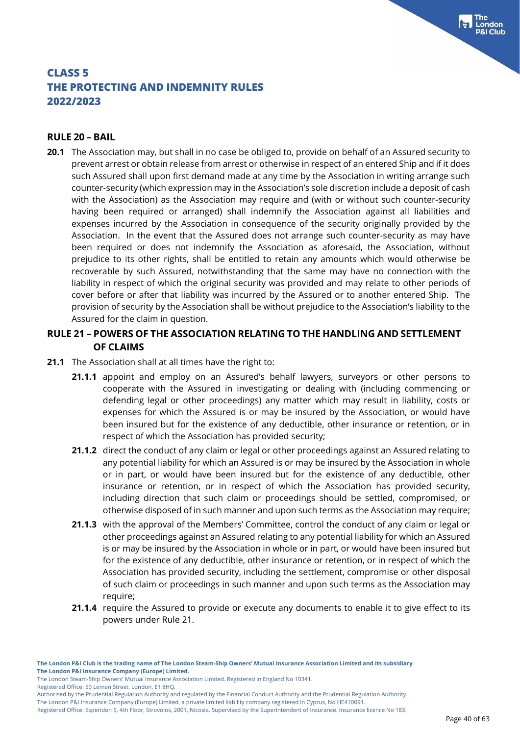# CLASS 5
# THE PROTECTING AND INDEMNITY RULES
# 2022/2023

## RULE 20 – BAIL

**20.1** The Association may, but shall in no case be obliged to, provide on behalf of an Assured security to prevent arrest or obtain release from arrest or otherwise in respect of an entered Ship and if it does such Assured shall upon first demand made at any time by the Association in writing arrange such counter-security (which expression may in the Association's sole discretion include a deposit of cash with the Association) as the Association may require and (with or without such counter-security having been required or arranged) shall indemnify the Association against all liabilities and expenses incurred by the Association in consequence of the security originally provided by the Association. In the event that the Assured does not arrange such counter-security as may have been required or does not indemnify the Association as aforesaid, the Association, without prejudice to its other rights, shall be entitled to retain any amounts which would otherwise be recoverable by such Assured, notwithstanding that the same may have no connection with the liability in respect of which the original security was provided and may relate to other periods of cover before or after that liability was incurred by the Assured or to another entered Ship. The provision of security by the Association shall be without prejudice to the Association's liability to the Assured for the claim in question.

## RULE 21 – POWERS OF THE ASSOCIATION RELATING TO THE HANDLING AND SETTLEMENT OF CLAIMS

**21.1** The Association shall at all times have the right to:

**21.1.1** appoint and employ on an Assured's behalf lawyers, surveyors or other persons to cooperate with the Assured in investigating or dealing with (including commencing or defending legal or other proceedings) any matter which may result in liability, costs or expenses for which the Assured is or may be insured by the Association, or would have been insured but for the existence of any deductible, other insurance or retention, or in respect of which the Association has provided security;

**21.1.2** direct the conduct of any claim or legal or other proceedings against an Assured relating to any potential liability for which an Assured is or may be insured by the Association in whole or in part, or would have been insured but for the existence of any deductible, other insurance or retention, or in respect of which the Association has provided security, including direction that such claim or proceedings should be settled, compromised, or otherwise disposed of in such manner and upon such terms as the Association may require;

**21.1.3** with the approval of the Members' Committee, control the conduct of any claim or legal or other proceedings against an Assured relating to any potential liability for which an Assured is or may be insured by the Association in whole or in part, or would have been insured but for the existence of any deductible, other insurance or retention, or in respect of which the Association has provided security, including the settlement, compromise or other disposal of such claim or proceedings in such manner and upon such terms as the Association may require;

**21.1.4** require the Assured to provide or execute any documents to enable it to give effect to its powers under Rule 21.

**The London P&I Club is the trading name of The London Steam-Ship Owners' Mutual Insurance Association Limited and its subsidiary The London P&I Insurance Company (Europe) Limited.**
The London Steam-Ship Owners' Mutual Insurance Association Limited. Registered in England No 10341.
Registered Office: 50 Leman Street, London, E1 8HQ.
Authorised by the Prudential Regulation Authority and regulated by the Financial Conduct Authority and the Prudential Regulation Authority.
The London P&I Insurance Company (Europe) Limited, a private limited liability company registered in Cyprus, No HE410091.
Registered Office: Esperidon 5, 4th Floor, Strovolos, 2001, Nicosia. Supervised by the Superintendent of Insurance. Insurance licence No 183.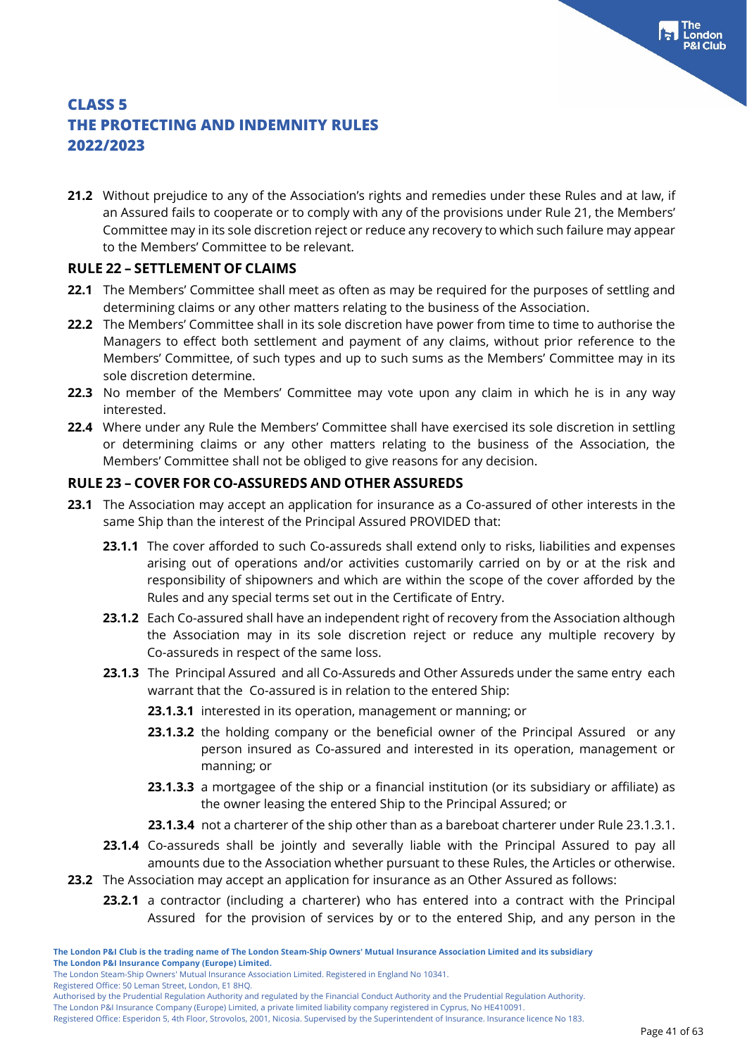**21.2** Without prejudice to any of the Association's rights and remedies under these Rules and at law, if an Assured fails to cooperate or to comply with any of the provisions under Rule 21, the Members' Committee may in its sole discretion reject or reduce any recovery to which such failure may appear to the Members' Committee to be relevant.

## RULE 22 – SETTLEMENT OF CLAIMS

**22.1** The Members' Committee shall meet as often as may be required for the purposes of settling and determining claims or any other matters relating to the business of the Association.

**22.2** The Members' Committee shall in its sole discretion have power from time to time to authorise the Managers to effect both settlement and payment of any claims, without prior reference to the Members' Committee, of such types and up to such sums as the Members' Committee may in its sole discretion determine.

**22.3** No member of the Members' Committee may vote upon any claim in which he is in any way interested.

**22.4** Where under any Rule the Members' Committee shall have exercised its sole discretion in settling or determining claims or any other matters relating to the business of the Association, the Members' Committee shall not be obliged to give reasons for any decision.

## RULE 23 – COVER FOR CO-ASSUREDS AND OTHER ASSUREDS

**23.1** The Association may accept an application for insurance as a Co-assured of other interests in the same Ship than the interest of the Principal Assured PROVIDED that:

**23.1.1** The cover afforded to such Co-assureds shall extend only to risks, liabilities and expenses arising out of operations and/or activities customarily carried on by or at the risk and responsibility of shipowners and which are within the scope of the cover afforded by the Rules and any special terms set out in the Certificate of Entry.

**23.1.2** Each Co-assured shall have an independent right of recovery from the Association although the Association may in its sole discretion reject or reduce any multiple recovery by Co-assureds in respect of the same loss.

**23.1.3** The Principal Assured and all Co-Assureds and Other Assureds under the same entry each warrant that the Co-assured is in relation to the entered Ship:

**23.1.3.1** interested in its operation, management or manning; or

**23.1.3.2** the holding company or the beneficial owner of the Principal Assured or any person insured as Co-assured and interested in its operation, management or manning; or

**23.1.3.3** a mortgagee of the ship or a financial institution (or its subsidiary or affiliate) as the owner leasing the entered Ship to the Principal Assured; or

**23.1.3.4** not a charterer of the ship other than as a bareboat charterer under Rule 23.1.3.1.

**23.1.4** Co-assureds shall be jointly and severally liable with the Principal Assured to pay all amounts due to the Association whether pursuant to these Rules, the Articles or otherwise.

**23.2** The Association may accept an application for insurance as an Other Assured as follows:

**23.2.1** a contractor (including a charterer) who has entered into a contract with the Principal Assured for the provision of services by or to the entered Ship, and any person in the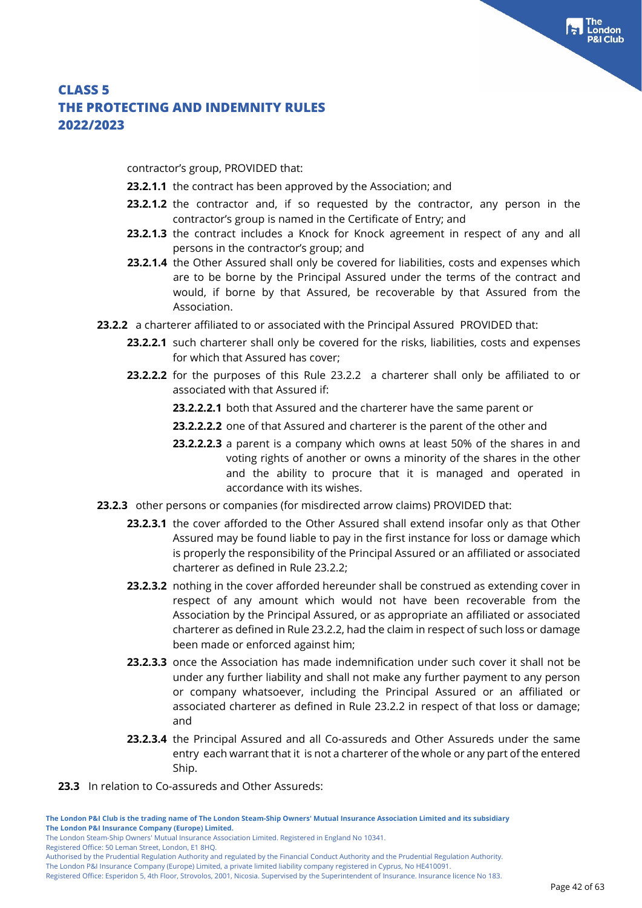contractor's group, PROVIDED that:

**23.2.1.1** the contract has been approved by the Association; and

**23.2.1.2** the contractor and, if so requested by the contractor, any person in the contractor's group is named in the Certificate of Entry; and

**23.2.1.3** the contract includes a Knock for Knock agreement in respect of any and all persons in the contractor's group; and

**23.2.1.4** the Other Assured shall only be covered for liabilities, costs and expenses which are to be borne by the Principal Assured under the terms of the contract and would, if borne by that Assured, be recoverable by that Assured from the Association.

**23.2.2** a charterer affiliated to or associated with the Principal Assured PROVIDED that:

**23.2.2.1** such charterer shall only be covered for the risks, liabilities, costs and expenses for which that Assured has cover;

**23.2.2.2** for the purposes of this Rule 23.2.2 a charterer shall only be affiliated to or associated with that Assured if:

**23.2.2.2.1** both that Assured and the charterer have the same parent or

**23.2.2.2.2** one of that Assured and charterer is the parent of the other and

**23.2.2.2.3** a parent is a company which owns at least 50% of the shares in and voting rights of another or owns a minority of the shares in the other and the ability to procure that it is managed and operated in accordance with its wishes.

**23.2.3** other persons or companies (for misdirected arrow claims) PROVIDED that:

**23.2.3.1** the cover afforded to the Other Assured shall extend insofar only as that Other Assured may be found liable to pay in the first instance for loss or damage which is properly the responsibility of the Principal Assured or an affiliated or associated charterer as defined in Rule 23.2.2;

**23.2.3.2** nothing in the cover afforded hereunder shall be construed as extending cover in respect of any amount which would not have been recoverable from the Association by the Principal Assured, or as appropriate an affiliated or associated charterer as defined in Rule 23.2.2, had the claim in respect of such loss or damage been made or enforced against him;

**23.2.3.3** once the Association has made indemnification under such cover it shall not be under any further liability and shall not make any further payment to any person or company whatsoever, including the Principal Assured or an affiliated or associated charterer as defined in Rule 23.2.2 in respect of that loss or damage; and

**23.2.3.4** the Principal Assured and all Co-assureds and Other Assureds under the same entry each warrant that it is not a charterer of the whole or any part of the entered Ship.

**23.3** In relation to Co-assureds and Other Assureds: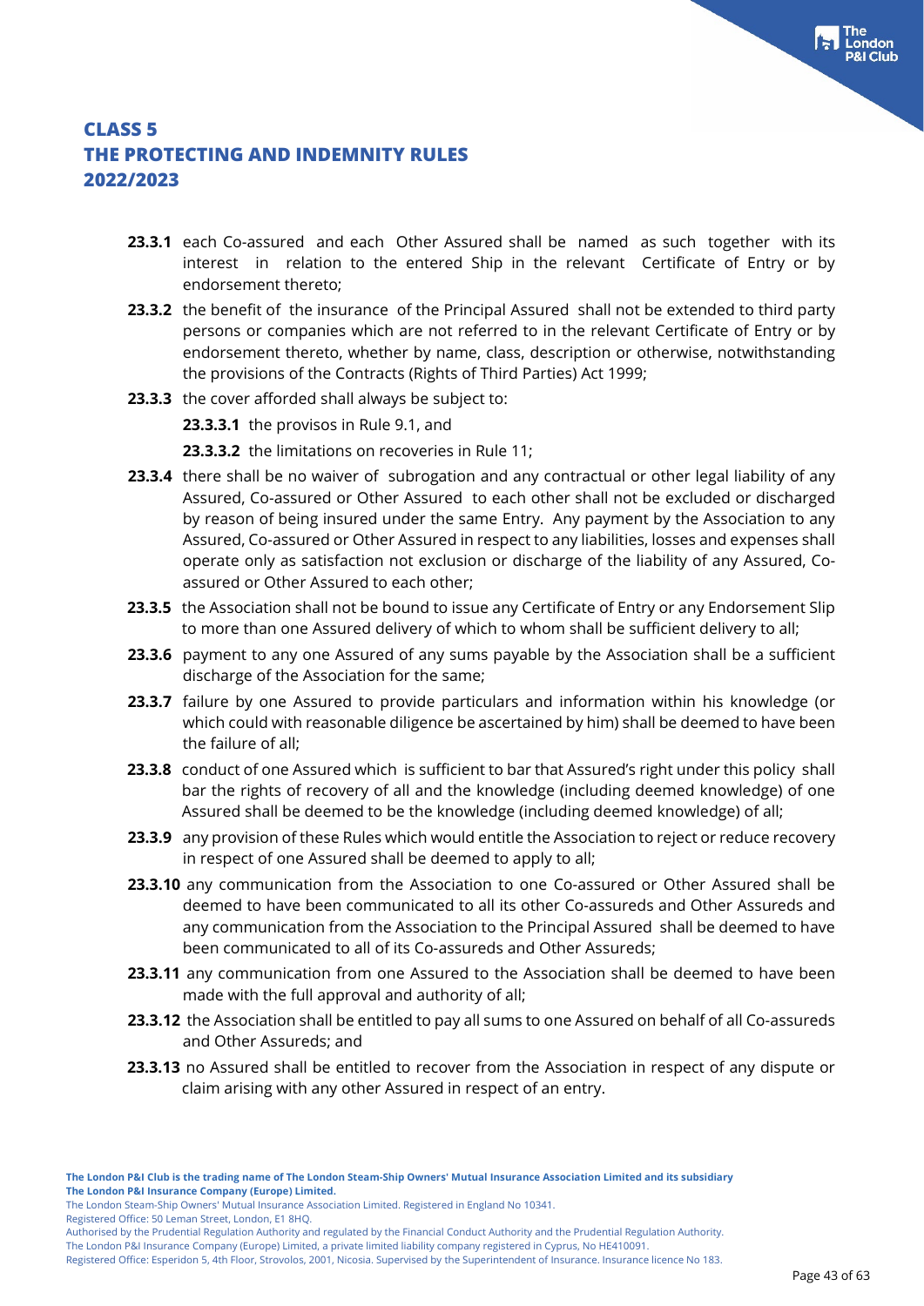**23.3.1** each Co-assured and each Other Assured shall be named as such together with its interest in relation to the entered Ship in the relevant Certificate of Entry or by endorsement thereto;

**23.3.2** the benefit of the insurance of the Principal Assured shall not be extended to third party persons or companies which are not referred to in the relevant Certificate of Entry or by endorsement thereto, whether by name, class, description or otherwise, notwithstanding the provisions of the Contracts (Rights of Third Parties) Act 1999;

**23.3.3** the cover afforded shall always be subject to:

**23.3.3.1** the provisos in Rule 9.1, and

**23.3.3.2** the limitations on recoveries in Rule 11;

**23.3.4** there shall be no waiver of subrogation and any contractual or other legal liability of any Assured, Co-assured or Other Assured to each other shall not be excluded or discharged by reason of being insured under the same Entry. Any payment by the Association to any Assured, Co-assured or Other Assured in respect to any liabilities, losses and expenses shall operate only as satisfaction not exclusion or discharge of the liability of any Assured, Co-assured or Other Assured to each other;

**23.3.5** the Association shall not be bound to issue any Certificate of Entry or any Endorsement Slip to more than one Assured delivery of which to whom shall be sufficient delivery to all;

**23.3.6** payment to any one Assured of any sums payable by the Association shall be a sufficient discharge of the Association for the same;

**23.3.7** failure by one Assured to provide particulars and information within his knowledge (or which could with reasonable diligence be ascertained by him) shall be deemed to have been the failure of all;

**23.3.8** conduct of one Assured which is sufficient to bar that Assured's right under this policy shall bar the rights of recovery of all and the knowledge (including deemed knowledge) of one Assured shall be deemed to be the knowledge (including deemed knowledge) of all;

**23.3.9** any provision of these Rules which would entitle the Association to reject or reduce recovery in respect of one Assured shall be deemed to apply to all;

**23.3.10** any communication from the Association to one Co-assured or Other Assured shall be deemed to have been communicated to all its other Co-assureds and Other Assureds and any communication from the Association to the Principal Assured shall be deemed to have been communicated to all of its Co-assureds and Other Assureds;

**23.3.11** any communication from one Assured to the Association shall be deemed to have been made with the full approval and authority of all;

**23.3.12** the Association shall be entitled to pay all sums to one Assured on behalf of all Co-assureds and Other Assureds; and

**23.3.13** no Assured shall be entitled to recover from the Association in respect of any dispute or claim arising with any other Assured in respect of an entry.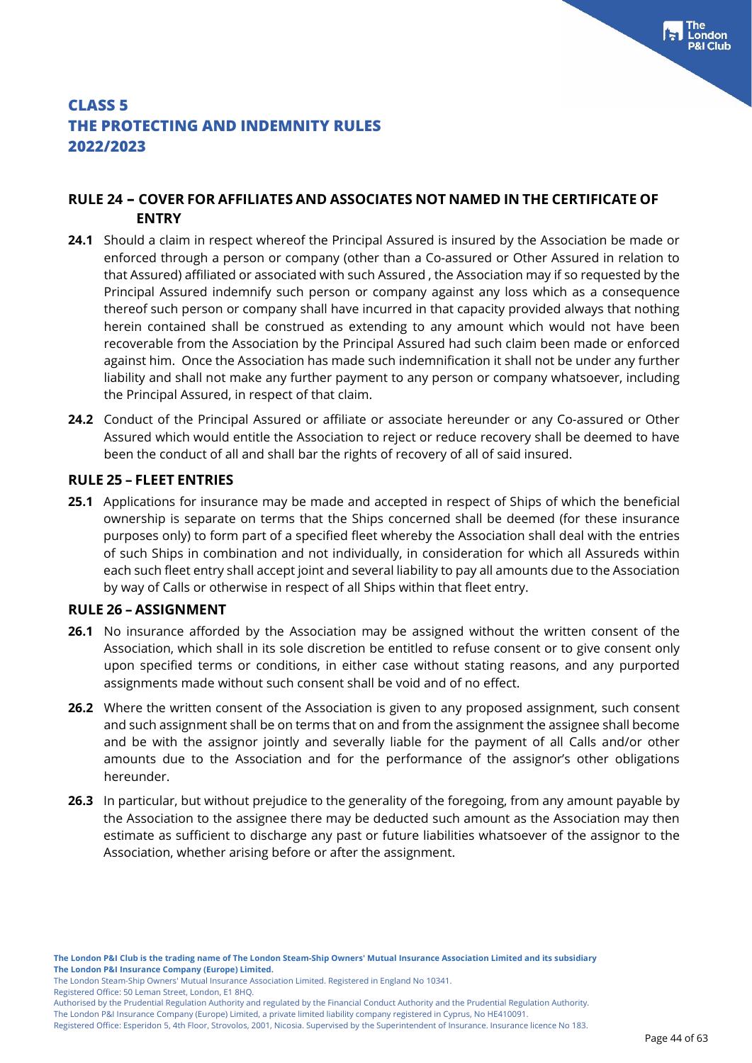# CLASS 5
# THE PROTECTING AND INDEMNITY RULES
# 2022/2023

## RULE 24 – COVER FOR AFFILIATES AND ASSOCIATES NOT NAMED IN THE CERTIFICATE OF ENTRY

**24.1** Should a claim in respect whereof the Principal Assured is insured by the Association be made or enforced through a person or company (other than a Co-assured or Other Assured in relation to that Assured) affiliated or associated with such Assured , the Association may if so requested by the Principal Assured indemnify such person or company against any loss which as a consequence thereof such person or company shall have incurred in that capacity provided always that nothing herein contained shall be construed as extending to any amount which would not have been recoverable from the Association by the Principal Assured had such claim been made or enforced against him. Once the Association has made such indemnification it shall not be under any further liability and shall not make any further payment to any person or company whatsoever, including the Principal Assured, in respect of that claim.

**24.2** Conduct of the Principal Assured or affiliate or associate hereunder or any Co-assured or Other Assured which would entitle the Association to reject or reduce recovery shall be deemed to have been the conduct of all and shall bar the rights of recovery of all of said insured.

## RULE 25 – FLEET ENTRIES

**25.1** Applications for insurance may be made and accepted in respect of Ships of which the beneficial ownership is separate on terms that the Ships concerned shall be deemed (for these insurance purposes only) to form part of a specified fleet whereby the Association shall deal with the entries of such Ships in combination and not individually, in consideration for which all Assureds within each such fleet entry shall accept joint and several liability to pay all amounts due to the Association by way of Calls or otherwise in respect of all Ships within that fleet entry.

## RULE 26 – ASSIGNMENT

**26.1** No insurance afforded by the Association may be assigned without the written consent of the Association, which shall in its sole discretion be entitled to refuse consent or to give consent only upon specified terms or conditions, in either case without stating reasons, and any purported assignments made without such consent shall be void and of no effect.

**26.2** Where the written consent of the Association is given to any proposed assignment, such consent and such assignment shall be on terms that on and from the assignment the assignee shall become and be with the assignor jointly and severally liable for the payment of all Calls and/or other amounts due to the Association and for the performance of the assignor's other obligations hereunder.

**26.3** In particular, but without prejudice to the generality of the foregoing, from any amount payable by the Association to the assignee there may be deducted such amount as the Association may then estimate as sufficient to discharge any past or future liabilities whatsoever of the assignor to the Association, whether arising before or after the assignment.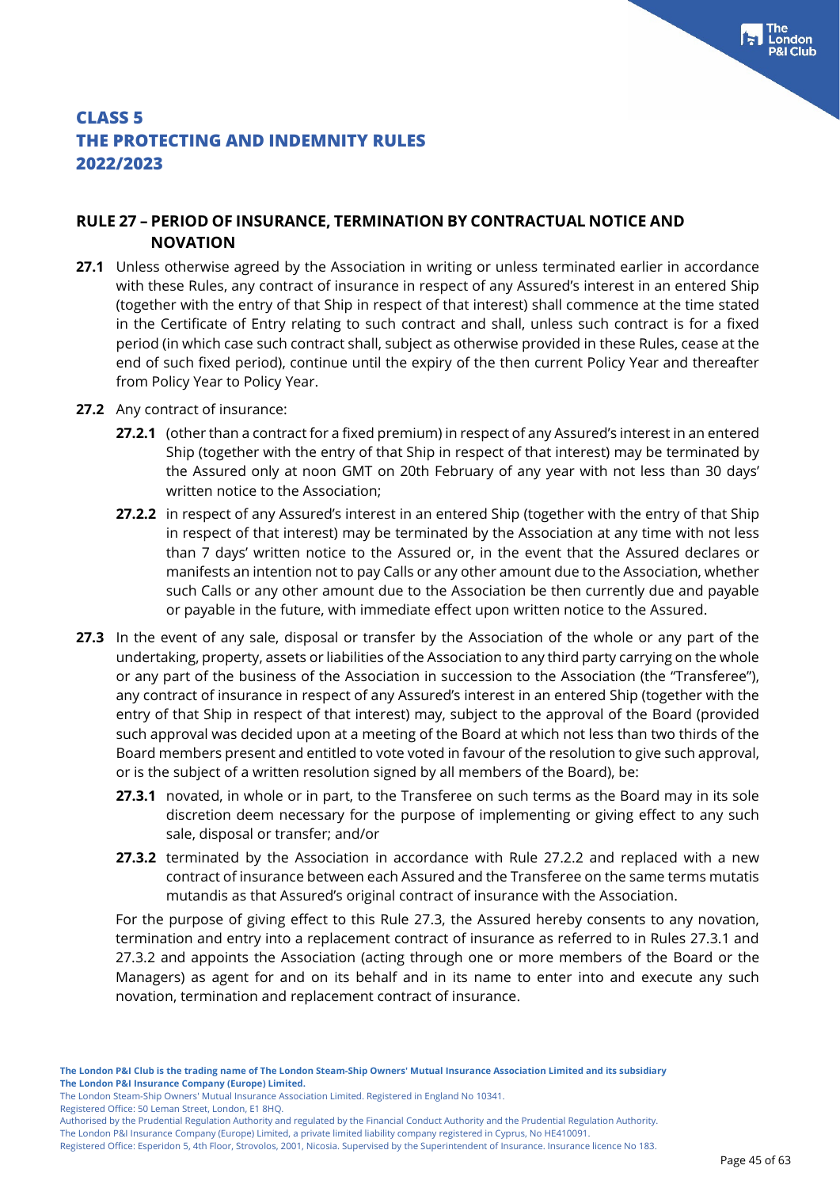# CLASS 5
# THE PROTECTING AND INDEMNITY RULES
# 2022/2023

## RULE 27 – PERIOD OF INSURANCE, TERMINATION BY CONTRACTUAL NOTICE AND NOVATION

**27.1** Unless otherwise agreed by the Association in writing or unless terminated earlier in accordance with these Rules, any contract of insurance in respect of any Assured's interest in an entered Ship (together with the entry of that Ship in respect of that interest) shall commence at the time stated in the Certificate of Entry relating to such contract and shall, unless such contract is for a fixed period (in which case such contract shall, subject as otherwise provided in these Rules, cease at the end of such fixed period), continue until the expiry of the then current Policy Year and thereafter from Policy Year to Policy Year.

**27.2** Any contract of insurance:

**27.2.1** (other than a contract for a fixed premium) in respect of any Assured's interest in an entered Ship (together with the entry of that Ship in respect of that interest) may be terminated by the Assured only at noon GMT on 20th February of any year with not less than 30 days' written notice to the Association;

**27.2.2** in respect of any Assured's interest in an entered Ship (together with the entry of that Ship in respect of that interest) may be terminated by the Association at any time with not less than 7 days' written notice to the Assured or, in the event that the Assured declares or manifests an intention not to pay Calls or any other amount due to the Association, whether such Calls or any other amount due to the Association be then currently due and payable or payable in the future, with immediate effect upon written notice to the Assured.

**27.3** In the event of any sale, disposal or transfer by the Association of the whole or any part of the undertaking, property, assets or liabilities of the Association to any third party carrying on the whole or any part of the business of the Association in succession to the Association (the "Transferee"), any contract of insurance in respect of any Assured's interest in an entered Ship (together with the entry of that Ship in respect of that interest) may, subject to the approval of the Board (provided such approval was decided upon at a meeting of the Board at which not less than two thirds of the Board members present and entitled to vote voted in favour of the resolution to give such approval, or is the subject of a written resolution signed by all members of the Board), be:

**27.3.1** novated, in whole or in part, to the Transferee on such terms as the Board may in its sole discretion deem necessary for the purpose of implementing or giving effect to any such sale, disposal or transfer; and/or

**27.3.2** terminated by the Association in accordance with Rule 27.2.2 and replaced with a new contract of insurance between each Assured and the Transferee on the same terms mutatis mutandis as that Assured's original contract of insurance with the Association.

For the purpose of giving effect to this Rule 27.3, the Assured hereby consents to any novation, termination and entry into a replacement contract of insurance as referred to in Rules 27.3.1 and 27.3.2 and appoints the Association (acting through one or more members of the Board or the Managers) as agent for and on its behalf and in its name to enter into and execute any such novation, termination and replacement contract of insurance.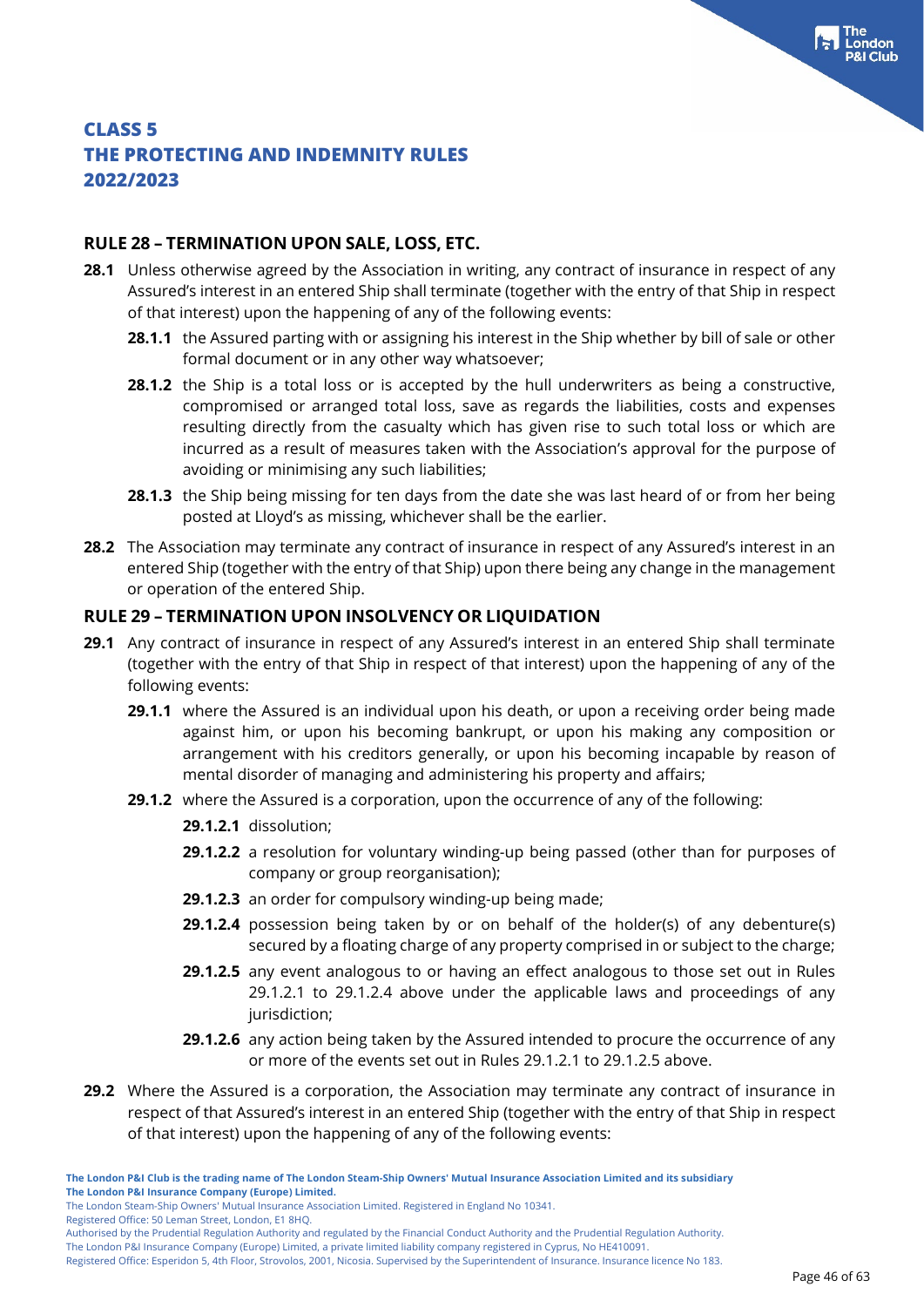# CLASS 5
# THE PROTECTING AND INDEMNITY RULES
# 2022/2023

## RULE 28 – TERMINATION UPON SALE, LOSS, ETC.

**28.1** Unless otherwise agreed by the Association in writing, any contract of insurance in respect of any Assured's interest in an entered Ship shall terminate (together with the entry of that Ship in respect of that interest) upon the happening of any of the following events:

**28.1.1** the Assured parting with or assigning his interest in the Ship whether by bill of sale or other formal document or in any other way whatsoever;

**28.1.2** the Ship is a total loss or is accepted by the hull underwriters as being a constructive, compromised or arranged total loss, save as regards the liabilities, costs and expenses resulting directly from the casualty which has given rise to such total loss or which are incurred as a result of measures taken with the Association's approval for the purpose of avoiding or minimising any such liabilities;

**28.1.3** the Ship being missing for ten days from the date she was last heard of or from her being posted at Lloyd's as missing, whichever shall be the earlier.

**28.2** The Association may terminate any contract of insurance in respect of any Assured's interest in an entered Ship (together with the entry of that Ship) upon there being any change in the management or operation of the entered Ship.

## RULE 29 – TERMINATION UPON INSOLVENCY OR LIQUIDATION

**29.1** Any contract of insurance in respect of any Assured's interest in an entered Ship shall terminate (together with the entry of that Ship in respect of that interest) upon the happening of any of the following events:

**29.1.1** where the Assured is an individual upon his death, or upon a receiving order being made against him, or upon his becoming bankrupt, or upon his making any composition or arrangement with his creditors generally, or upon his becoming incapable by reason of mental disorder of managing and administering his property and affairs;

**29.1.2** where the Assured is a corporation, upon the occurrence of any of the following:

**29.1.2.1** dissolution;

**29.1.2.2** a resolution for voluntary winding-up being passed (other than for purposes of company or group reorganisation);

**29.1.2.3** an order for compulsory winding-up being made;

**29.1.2.4** possession being taken by or on behalf of the holder(s) of any debenture(s) secured by a floating charge of any property comprised in or subject to the charge;

**29.1.2.5** any event analogous to or having an effect analogous to those set out in Rules 29.1.2.1 to 29.1.2.4 above under the applicable laws and proceedings of any jurisdiction;

**29.1.2.6** any action being taken by the Assured intended to procure the occurrence of any or more of the events set out in Rules 29.1.2.1 to 29.1.2.5 above.

**29.2** Where the Assured is a corporation, the Association may terminate any contract of insurance in respect of that Assured's interest in an entered Ship (together with the entry of that Ship in respect of that interest) upon the happening of any of the following events: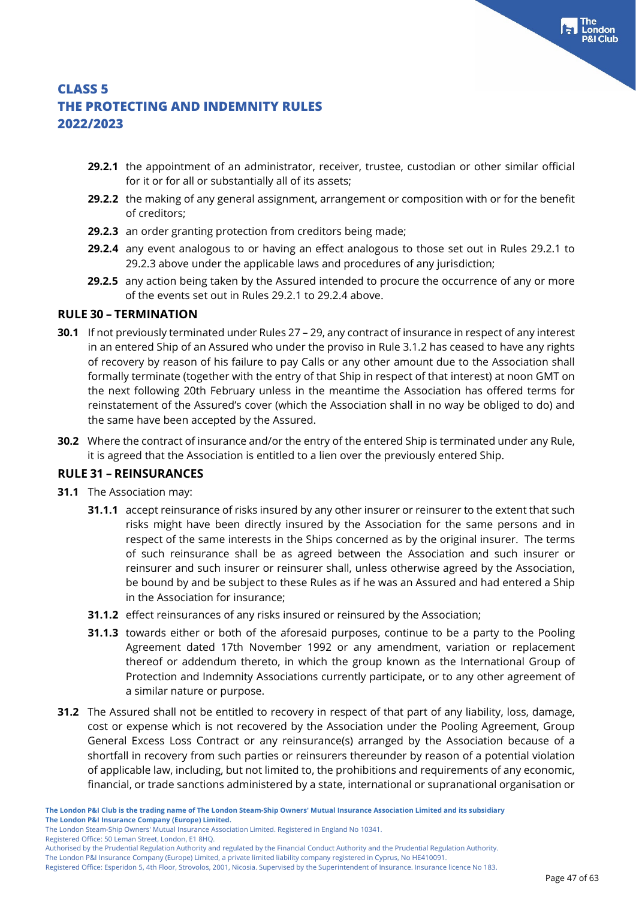**29.2.1** the appointment of an administrator, receiver, trustee, custodian or other similar official for it or for all or substantially all of its assets;

**29.2.2** the making of any general assignment, arrangement or composition with or for the benefit of creditors;

**29.2.3** an order granting protection from creditors being made;

**29.2.4** any event analogous to or having an effect analogous to those set out in Rules 29.2.1 to 29.2.3 above under the applicable laws and procedures of any jurisdiction;

**29.2.5** any action being taken by the Assured intended to procure the occurrence of any or more of the events set out in Rules 29.2.1 to 29.2.4 above.

## RULE 30 – TERMINATION

**30.1** If not previously terminated under Rules 27 – 29, any contract of insurance in respect of any interest in an entered Ship of an Assured who under the proviso in Rule 3.1.2 has ceased to have any rights of recovery by reason of his failure to pay Calls or any other amount due to the Association shall formally terminate (together with the entry of that Ship in respect of that interest) at noon GMT on the next following 20th February unless in the meantime the Association has offered terms for reinstatement of the Assured's cover (which the Association shall in no way be obliged to do) and the same have been accepted by the Assured.

**30.2** Where the contract of insurance and/or the entry of the entered Ship is terminated under any Rule, it is agreed that the Association is entitled to a lien over the previously entered Ship.

## RULE 31 – REINSURANCES

**31.1** The Association may:

**31.1.1** accept reinsurance of risks insured by any other insurer or reinsurer to the extent that such risks might have been directly insured by the Association for the same persons and in respect of the same interests in the Ships concerned as by the original insurer. The terms of such reinsurance shall be as agreed between the Association and such insurer or reinsurer and such insurer or reinsurer shall, unless otherwise agreed by the Association, be bound by and be subject to these Rules as if he was an Assured and had entered a Ship in the Association for insurance;

**31.1.2** effect reinsurances of any risks insured or reinsured by the Association;

**31.1.3** towards either or both of the aforesaid purposes, continue to be a party to the Pooling Agreement dated 17th November 1992 or any amendment, variation or replacement thereof or addendum thereto, in which the group known as the International Group of Protection and Indemnity Associations currently participate, or to any other agreement of a similar nature or purpose.

**31.2** The Assured shall not be entitled to recovery in respect of that part of any liability, loss, damage, cost or expense which is not recovered by the Association under the Pooling Agreement, Group General Excess Loss Contract or any reinsurance(s) arranged by the Association because of a shortfall in recovery from such parties or reinsurers thereunder by reason of a potential violation of applicable law, including, but not limited to, the prohibitions and requirements of any economic, financial, or trade sanctions administered by a state, international or supranational organisation or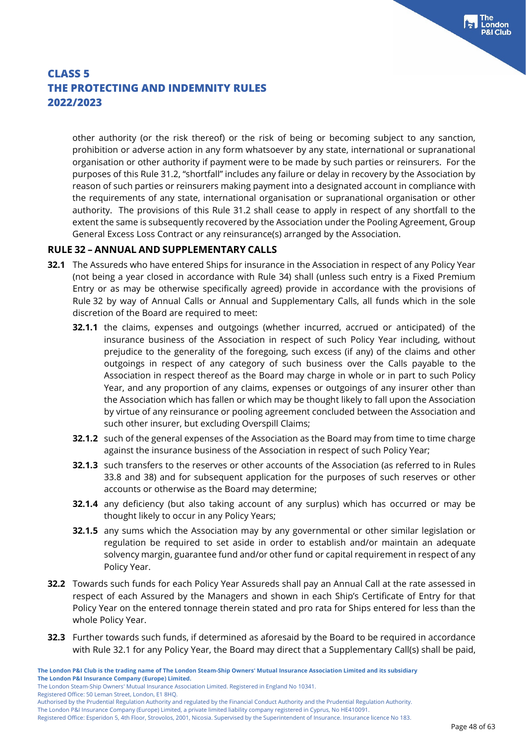other authority (or the risk thereof) or the risk of being or becoming subject to any sanction, prohibition or adverse action in any form whatsoever by any state, international or supranational organisation or other authority if payment were to be made by such parties or reinsurers. For the purposes of this Rule 31.2, "shortfall" includes any failure or delay in recovery by the Association by reason of such parties or reinsurers making payment into a designated account in compliance with the requirements of any state, international organisation or supranational organisation or other authority. The provisions of this Rule 31.2 shall cease to apply in respect of any shortfall to the extent the same is subsequently recovered by the Association under the Pooling Agreement, Group General Excess Loss Contract or any reinsurance(s) arranged by the Association.

## RULE 32 – ANNUAL AND SUPPLEMENTARY CALLS

**32.1** The Assureds who have entered Ships for insurance in the Association in respect of any Policy Year (not being a year closed in accordance with Rule 34) shall (unless such entry is a Fixed Premium Entry or as may be otherwise specifically agreed) provide in accordance with the provisions of Rule 32 by way of Annual Calls or Annual and Supplementary Calls, all funds which in the sole discretion of the Board are required to meet:

**32.1.1** the claims, expenses and outgoings (whether incurred, accrued or anticipated) of the insurance business of the Association in respect of such Policy Year including, without prejudice to the generality of the foregoing, such excess (if any) of the claims and other outgoings in respect of any category of such business over the Calls payable to the Association in respect thereof as the Board may charge in whole or in part to such Policy Year, and any proportion of any claims, expenses or outgoings of any insurer other than the Association which has fallen or which may be thought likely to fall upon the Association by virtue of any reinsurance or pooling agreement concluded between the Association and such other insurer, but excluding Overspill Claims;

**32.1.2** such of the general expenses of the Association as the Board may from time to time charge against the insurance business of the Association in respect of such Policy Year;

**32.1.3** such transfers to the reserves or other accounts of the Association (as referred to in Rules 33.8 and 38) and for subsequent application for the purposes of such reserves or other accounts or otherwise as the Board may determine;

**32.1.4** any deficiency (but also taking account of any surplus) which has occurred or may be thought likely to occur in any Policy Years;

**32.1.5** any sums which the Association may by any governmental or other similar legislation or regulation be required to set aside in order to establish and/or maintain an adequate solvency margin, guarantee fund and/or other fund or capital requirement in respect of any Policy Year.

**32.2** Towards such funds for each Policy Year Assureds shall pay an Annual Call at the rate assessed in respect of each Assured by the Managers and shown in each Ship's Certificate of Entry for that Policy Year on the entered tonnage therein stated and pro rata for Ships entered for less than the whole Policy Year.

**32.3** Further towards such funds, if determined as aforesaid by the Board to be required in accordance with Rule 32.1 for any Policy Year, the Board may direct that a Supplementary Call(s) shall be paid,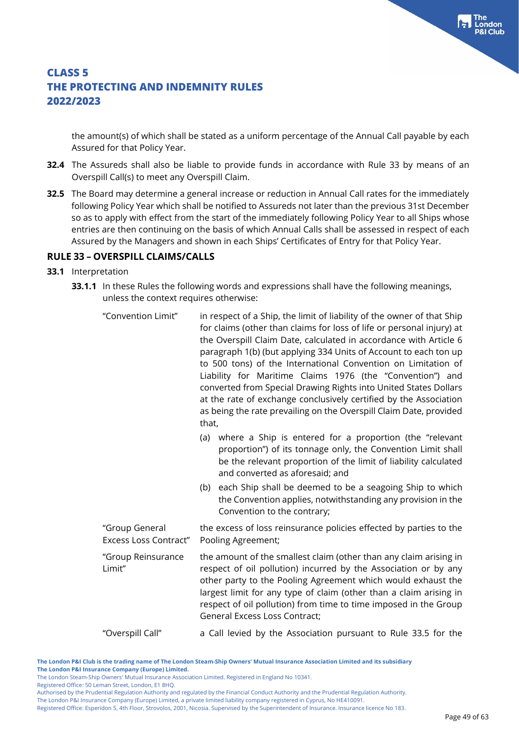the amount(s) of which shall be stated as a uniform percentage of the Annual Call payable by each Assured for that Policy Year.

**32.4** The Assureds shall also be liable to provide funds in accordance with Rule 33 by means of an Overspill Call(s) to meet any Overspill Claim.

**32.5** The Board may determine a general increase or reduction in Annual Call rates for the immediately following Policy Year which shall be notified to Assureds not later than the previous 31st December so as to apply with effect from the start of the immediately following Policy Year to all Ships whose entries are then continuing on the basis of which Annual Calls shall be assessed in respect of each Assured by the Managers and shown in each Ships' Certificates of Entry for that Policy Year.

## RULE 33 – OVERSPILL CLAIMS/CALLS

**33.1** Interpretation

**33.1.1** In these Rules the following words and expressions shall have the following meanings, unless the context requires otherwise:

"Convention Limit" — in respect of a Ship, the limit of liability of the owner of that Ship for claims (other than claims for loss of life or personal injury) at the Overspill Claim Date, calculated in accordance with Article 6 paragraph 1(b) (but applying 334 Units of Account to each ton up to 500 tons) of the International Convention on Limitation of Liability for Maritime Claims 1976 (the "Convention") and converted from Special Drawing Rights into United States Dollars at the rate of exchange conclusively certified by the Association as being the rate prevailing on the Overspill Claim Date, provided that,

(a) where a Ship is entered for a proportion (the "relevant proportion") of its tonnage only, the Convention Limit shall be the relevant proportion of the limit of liability calculated and converted as aforesaid; and

(b) each Ship shall be deemed to be a seagoing Ship to which the Convention applies, notwithstanding any provision in the Convention to the contrary;

"Group General Excess Loss Contract" — the excess of loss reinsurance policies effected by parties to the Pooling Agreement;

"Group Reinsurance Limit" — the amount of the smallest claim (other than any claim arising in respect of oil pollution) incurred by the Association or by any other party to the Pooling Agreement which would exhaust the largest limit for any type of claim (other than a claim arising in respect of oil pollution) from time to time imposed in the Group General Excess Loss Contract;

"Overspill Call" — a Call levied by the Association pursuant to Rule 33.5 for the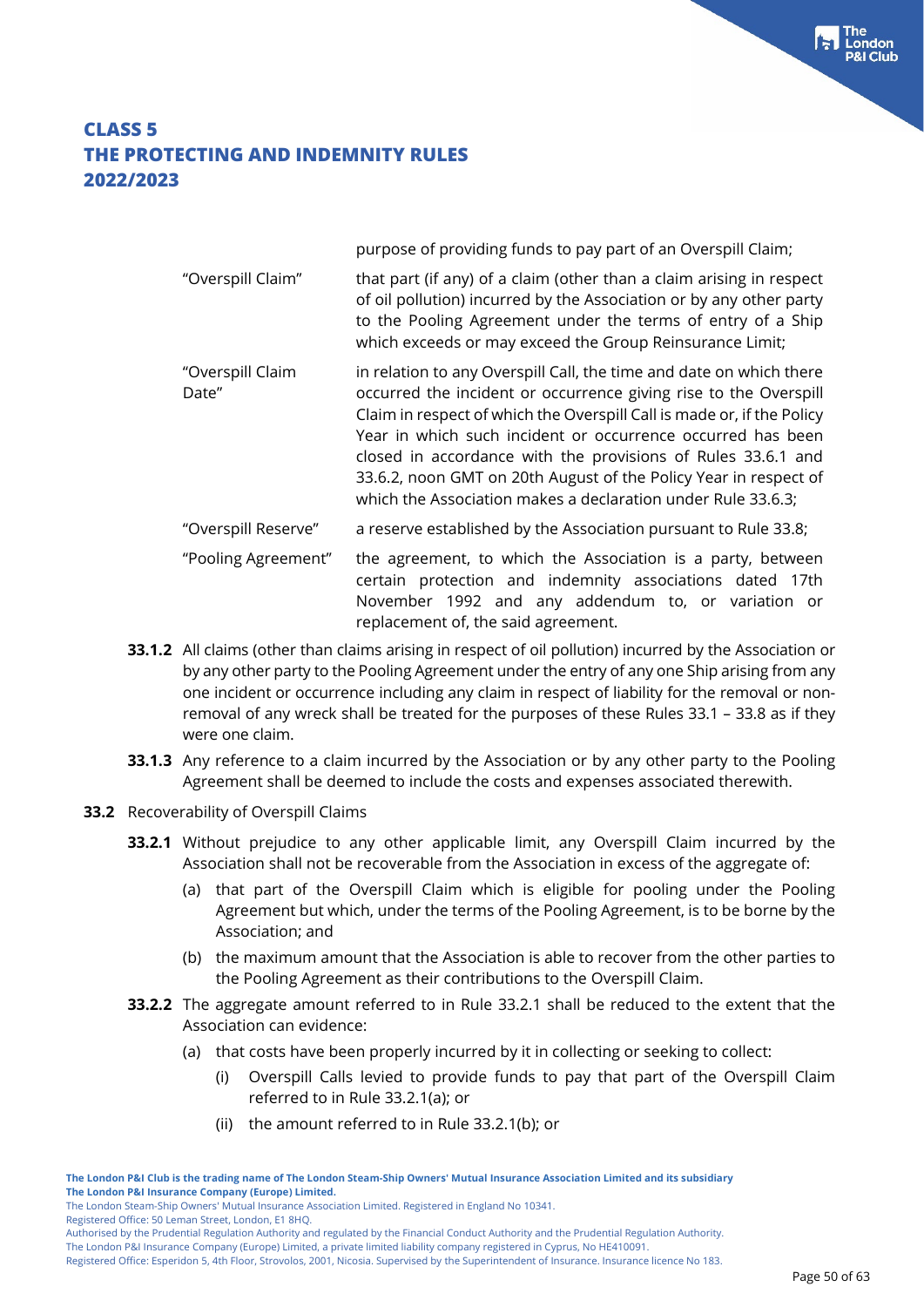| | |
|---|---|
| | purpose of providing funds to pay part of an Overspill Claim; |
| "Overspill Claim" | that part (if any) of a claim (other than a claim arising in respect of oil pollution) incurred by the Association or by any other party to the Pooling Agreement under the terms of entry of a Ship which exceeds or may exceed the Group Reinsurance Limit; |
| "Overspill Claim Date" | in relation to any Overspill Call, the time and date on which there occurred the incident or occurrence giving rise to the Overspill Claim in respect of which the Overspill Call is made or, if the Policy Year in which such incident or occurrence occurred has been closed in accordance with the provisions of Rules 33.6.1 and 33.6.2, noon GMT on 20th August of the Policy Year in respect of which the Association makes a declaration under Rule 33.6.3; |
| "Overspill Reserve" | a reserve established by the Association pursuant to Rule 33.8; |
| "Pooling Agreement" | the agreement, to which the Association is a party, between certain protection and indemnity associations dated 17th November 1992 and any addendum to, or variation or replacement of, the said agreement. |

**33.1.2** All claims (other than claims arising in respect of oil pollution) incurred by the Association or by any other party to the Pooling Agreement under the entry of any one Ship arising from any one incident or occurrence including any claim in respect of liability for the removal or non-removal of any wreck shall be treated for the purposes of these Rules 33.1 – 33.8 as if they were one claim.

**33.1.3** Any reference to a claim incurred by the Association or by any other party to the Pooling Agreement shall be deemed to include the costs and expenses associated therewith.

**33.2** Recoverability of Overspill Claims

**33.2.1** Without prejudice to any other applicable limit, any Overspill Claim incurred by the Association shall not be recoverable from the Association in excess of the aggregate of:

(a) that part of the Overspill Claim which is eligible for pooling under the Pooling Agreement but which, under the terms of the Pooling Agreement, is to be borne by the Association; and

(b) the maximum amount that the Association is able to recover from the other parties to the Pooling Agreement as their contributions to the Overspill Claim.

**33.2.2** The aggregate amount referred to in Rule 33.2.1 shall be reduced to the extent that the Association can evidence:

(a) that costs have been properly incurred by it in collecting or seeking to collect:

(i) Overspill Calls levied to provide funds to pay that part of the Overspill Claim referred to in Rule 33.2.1(a); or

(ii) the amount referred to in Rule 33.2.1(b); or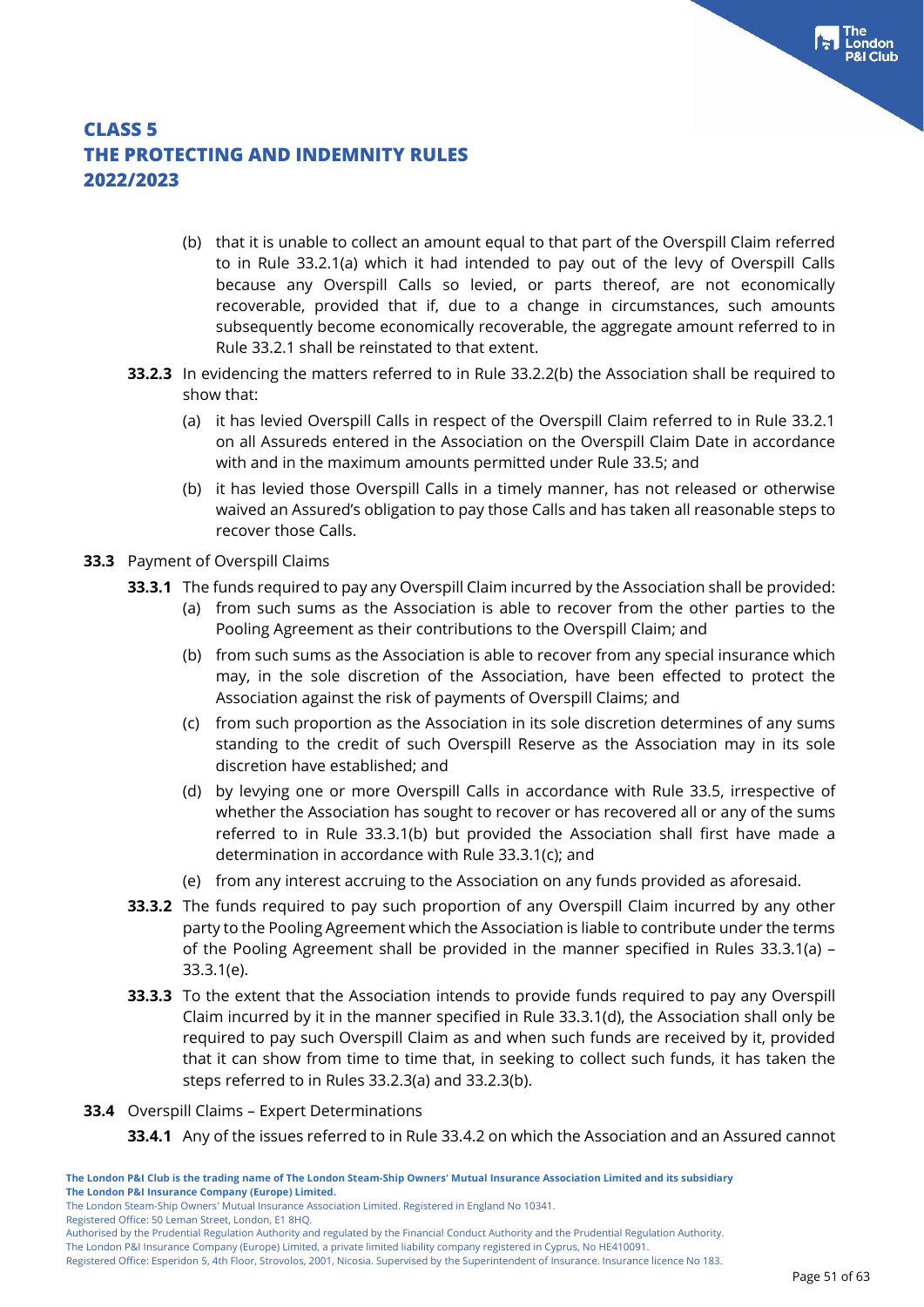(b) that it is unable to collect an amount equal to that part of the Overspill Claim referred to in Rule 33.2.1(a) which it had intended to pay out of the levy of Overspill Calls because any Overspill Calls so levied, or parts thereof, are not economically recoverable, provided that if, due to a change in circumstances, such amounts subsequently become economically recoverable, the aggregate amount referred to in Rule 33.2.1 shall be reinstated to that extent.

**33.2.3** In evidencing the matters referred to in Rule 33.2.2(b) the Association shall be required to show that:

(a) it has levied Overspill Calls in respect of the Overspill Claim referred to in Rule 33.2.1 on all Assureds entered in the Association on the Overspill Claim Date in accordance with and in the maximum amounts permitted under Rule 33.5; and

(b) it has levied those Overspill Calls in a timely manner, has not released or otherwise waived an Assured's obligation to pay those Calls and has taken all reasonable steps to recover those Calls.

**33.3** Payment of Overspill Claims

**33.3.1** The funds required to pay any Overspill Claim incurred by the Association shall be provided:

(a) from such sums as the Association is able to recover from the other parties to the Pooling Agreement as their contributions to the Overspill Claim; and

(b) from such sums as the Association is able to recover from any special insurance which may, in the sole discretion of the Association, have been effected to protect the Association against the risk of payments of Overspill Claims; and

(c) from such proportion as the Association in its sole discretion determines of any sums standing to the credit of such Overspill Reserve as the Association may in its sole discretion have established; and

(d) by levying one or more Overspill Calls in accordance with Rule 33.5, irrespective of whether the Association has sought to recover or has recovered all or any of the sums referred to in Rule 33.1(b) but provided the Association shall first have made a determination in accordance with Rule 33.3.1(c); and

(e) from any interest accruing to the Association on any funds provided as aforesaid.

**33.3.2** The funds required to pay such proportion of any Overspill Claim incurred by any other party to the Pooling Agreement which the Association is liable to contribute under the terms of the Pooling Agreement shall be provided in the manner specified in Rules 33.3.1(a) – 33.3.1(e).

**33.3.3** To the extent that the Association intends to provide funds required to pay any Overspill Claim incurred by it in the manner specified in Rule 33.3.1(d), the Association shall only be required to pay such Overspill Claim as and when such funds are received by it, provided that it can show from time to time that, in seeking to collect such funds, it has taken the steps referred to in Rules 33.2.3(a) and 33.2.3(b).

**33.4** Overspill Claims – Expert Determinations

**33.4.1** Any of the issues referred to in Rule 33.4.2 on which the Association and an Assured cannot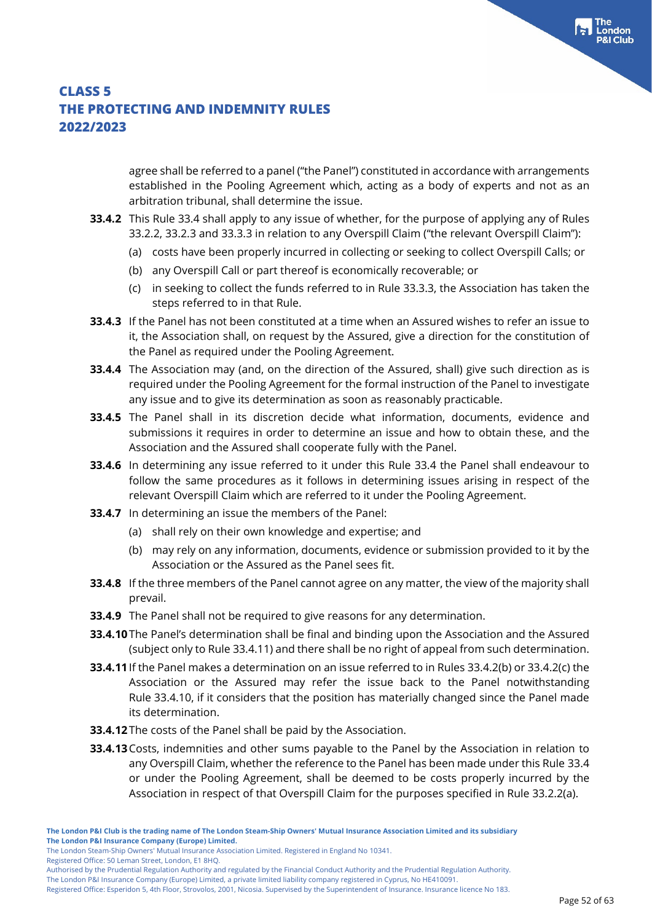agree shall be referred to a panel ("the Panel") constituted in accordance with arrangements established in the Pooling Agreement which, acting as a body of experts and not as an arbitration tribunal, shall determine the issue.

**33.4.2** This Rule 33.4 shall apply to any issue of whether, for the purpose of applying any of Rules 33.2.2, 33.2.3 and 33.3.3 in relation to any Overspill Claim ("the relevant Overspill Claim"):

(a) costs have been properly incurred in collecting or seeking to collect Overspill Calls; or

(b) any Overspill Call or part thereof is economically recoverable; or

(c) in seeking to collect the funds referred to in Rule 33.3.3, the Association has taken the steps referred to in that Rule.

**33.4.3** If the Panel has not been constituted at a time when an Assured wishes to refer an issue to it, the Association shall, on request by the Assured, give a direction for the constitution of the Panel as required under the Pooling Agreement.

**33.4.4** The Association may (and, on the direction of the Assured, shall) give such direction as is required under the Pooling Agreement for the formal instruction of the Panel to investigate any issue and to give its determination as soon as reasonably practicable.

**33.4.5** The Panel shall in its discretion decide what information, documents, evidence and submissions it requires in order to determine an issue and how to obtain these, and the Association and the Assured shall cooperate fully with the Panel.

**33.4.6** In determining any issue referred to it under this Rule 33.4 the Panel shall endeavour to follow the same procedures as it follows in determining issues arising in respect of the relevant Overspill Claim which are referred to it under the Pooling Agreement.

**33.4.7** In determining an issue the members of the Panel:

(a) shall rely on their own knowledge and expertise; and

(b) may rely on any information, documents, evidence or submission provided to it by the Association or the Assured as the Panel sees fit.

**33.4.8** If the three members of the Panel cannot agree on any matter, the view of the majority shall prevail.

**33.4.9** The Panel shall not be required to give reasons for any determination.

**33.4.10** The Panel's determination shall be final and binding upon the Association and the Assured (subject only to Rule 33.4.11) and there shall be no right of appeal from such determination.

**33.4.11** If the Panel makes a determination on an issue referred to in Rules 33.4.2(b) or 33.4.2(c) the Association or the Assured may refer the issue back to the Panel notwithstanding Rule 33.4.10, if it considers that the position has materially changed since the Panel made its determination.

**33.4.12** The costs of the Panel shall be paid by the Association.

**33.4.13** Costs, indemnities and other sums payable to the Panel by the Association in relation to any Overspill Claim, whether the reference to the Panel has been made under this Rule 33.4 or under the Pooling Agreement, shall be deemed to be costs properly incurred by the Association in respect of that Overspill Claim for the purposes specified in Rule 33.2.2(a).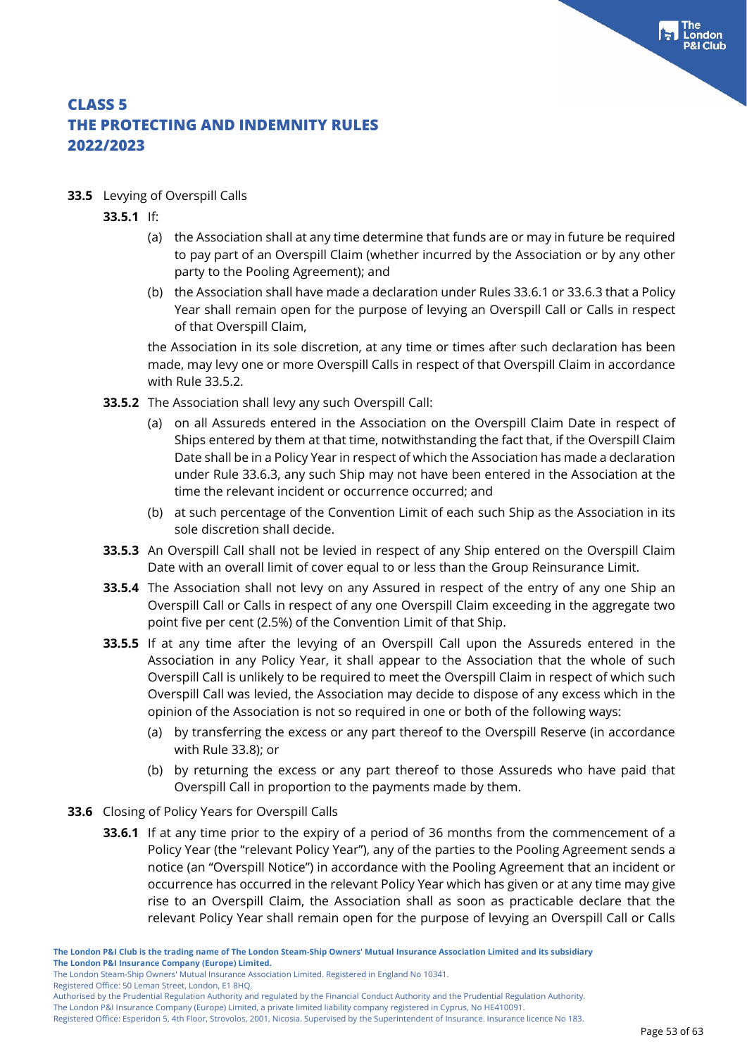**33.5** Levying of Overspill Calls

**33.5.1** If:

(a) the Association shall at any time determine that funds are or may in future be required to pay part of an Overspill Claim (whether incurred by the Association or by any other party to the Pooling Agreement); and

(b) the Association shall have made a declaration under Rules 33.6.1 or 33.6.3 that a Policy Year shall remain open for the purpose of levying an Overspill Call or Calls in respect of that Overspill Claim,

the Association in its sole discretion, at any time or times after such declaration has been made, may levy one or more Overspill Calls in respect of that Overspill Claim in accordance with Rule 33.5.2.

**33.5.2** The Association shall levy any such Overspill Call:

(a) on all Assureds entered in the Association on the Overspill Claim Date in respect of Ships entered by them at that time, notwithstanding the fact that, if the Overspill Claim Date shall be in a Policy Year in respect of which the Association has made a declaration under Rule 33.6.3, any such Ship may not have been entered in the Association at the time the relevant incident or occurrence occurred; and

(b) at such percentage of the Convention Limit of each such Ship as the Association in its sole discretion shall decide.

**33.5.3** An Overspill Call shall not be levied in respect of any Ship entered on the Overspill Claim Date with an overall limit of cover equal to or less than the Group Reinsurance Limit.

**33.5.4** The Association shall not levy on any Assured in respect of the entry of any one Ship an Overspill Call or Calls in respect of any one Overspill Claim exceeding in the aggregate two point five per cent (2.5%) of the Convention Limit of that Ship.

**33.5.5** If at any time after the levying of an Overspill Call upon the Assureds entered in the Association in any Policy Year, it shall appear to the Association that the whole of such Overspill Call is unlikely to be required to meet the Overspill Claim in respect of which such Overspill Call was levied, the Association may decide to dispose of any excess which in the opinion of the Association is not so required in one or both of the following ways:

(a) by transferring the excess or any part thereof to the Overspill Reserve (in accordance with Rule 33.8); or

(b) by returning the excess or any part thereof to those Assureds who have paid that Overspill Call in proportion to the payments made by them.

**33.6** Closing of Policy Years for Overspill Calls

**33.6.1** If at any time prior to the expiry of a period of 36 months from the commencement of a Policy Year (the "relevant Policy Year"), any of the parties to the Pooling Agreement sends a notice (an "Overspill Notice") in accordance with the Pooling Agreement that an incident or occurrence has occurred in the relevant Policy Year which has given or at any time may give rise to an Overspill Claim, the Association shall as soon as practicable declare that the relevant Policy Year shall remain open for the purpose of levying an Overspill Call or Calls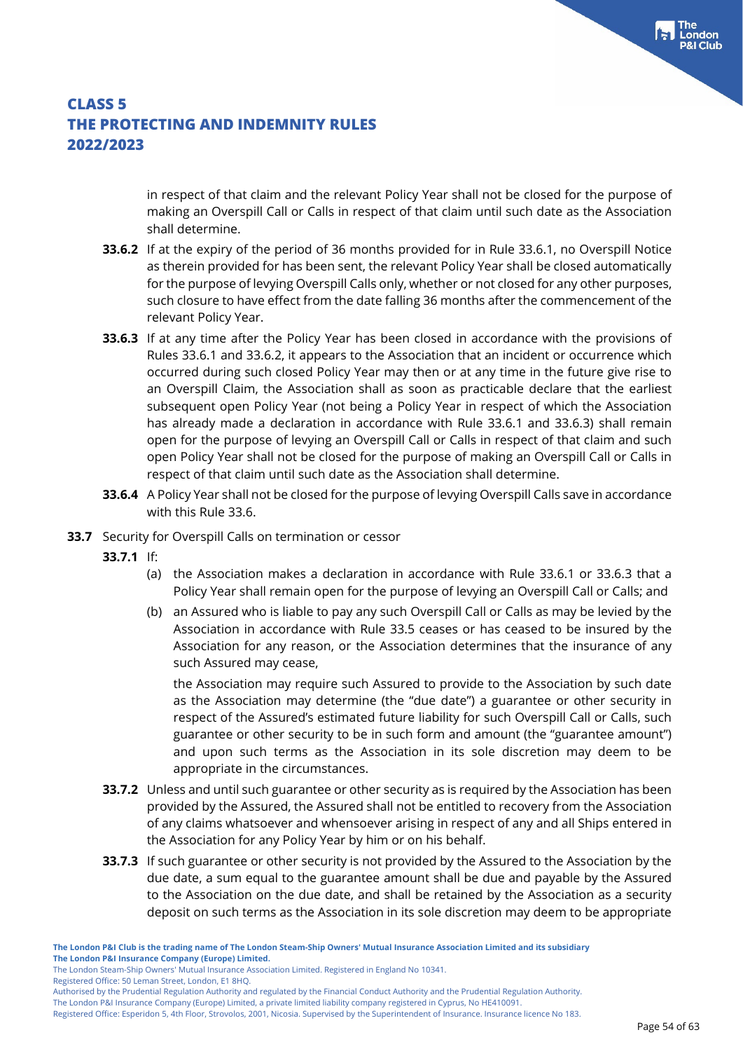in respect of that claim and the relevant Policy Year shall not be closed for the purpose of making an Overspill Call or Calls in respect of that claim until such date as the Association shall determine.

**33.6.2** If at the expiry of the period of 36 months provided for in Rule 33.6.1, no Overspill Notice as therein provided for has been sent, the relevant Policy Year shall be closed automatically for the purpose of levying Overspill Calls only, whether or not closed for any other purposes, such closure to have effect from the date falling 36 months after the commencement of the relevant Policy Year.

**33.6.3** If at any time after the Policy Year has been closed in accordance with the provisions of Rules 33.6.1 and 33.6.2, it appears to the Association that an incident or occurrence which occurred during such closed Policy Year may then or at any time in the future give rise to an Overspill Claim, the Association shall as soon as practicable declare that the earliest subsequent open Policy Year (not being a Policy Year in respect of which the Association has already made a declaration in accordance with Rule 33.6.1 and 33.6.3) shall remain open for the purpose of levying an Overspill Call or Calls in respect of that claim and such open Policy Year shall not be closed for the purpose of making an Overspill Call or Calls in respect of that claim until such date as the Association shall determine.

**33.6.4** A Policy Year shall not be closed for the purpose of levying Overspill Calls save in accordance with this Rule 33.6.

**33.7** Security for Overspill Calls on termination or cessor

**33.7.1** If:

(a) the Association makes a declaration in accordance with Rule 33.6.1 or 33.6.3 that a Policy Year shall remain open for the purpose of levying an Overspill Call or Calls; and

(b) an Assured who is liable to pay any such Overspill Call or Calls as may be levied by the Association in accordance with Rule 33.5 ceases or has ceased to be insured by the Association for any reason, or the Association determines that the insurance of any such Assured may cease,

the Association may require such Assured to provide to the Association by such date as the Association may determine (the "due date") a guarantee or other security in respect of the Assured's estimated future liability for such Overspill Call or Calls, such guarantee or other security to be in such form and amount (the "guarantee amount") and upon such terms as the Association in its sole discretion may deem to be appropriate in the circumstances.

**33.7.2** Unless and until such guarantee or other security as is required by the Association has been provided by the Assured, the Assured shall not be entitled to recovery from the Association of any claims whatsoever and whensoever arising in respect of any and all Ships entered in the Association for any Policy Year by him or on his behalf.

**33.7.3** If such guarantee or other security is not provided by the Assured to the Association by the due date, a sum equal to the guarantee amount shall be due and payable by the Assured to the Association on the due date, and shall be retained by the Association as a security deposit on such terms as the Association in its sole discretion may deem to be appropriate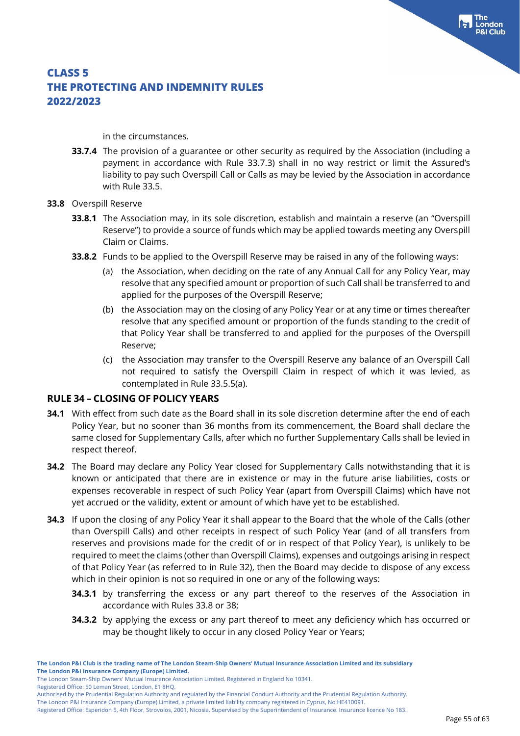in the circumstances.

**33.7.4** The provision of a guarantee or other security as required by the Association (including a payment in accordance with Rule 33.7.3) shall in no way restrict or limit the Assured's liability to pay such Overspill Call or Calls as may be levied by the Association in accordance with Rule 33.5.

**33.8** Overspill Reserve

**33.8.1** The Association may, in its sole discretion, establish and maintain a reserve (an "Overspill Reserve") to provide a source of funds which may be applied towards meeting any Overspill Claim or Claims.

**33.8.2** Funds to be applied to the Overspill Reserve may be raised in any of the following ways:

(a) the Association, when deciding on the rate of any Annual Call for any Policy Year, may resolve that any specified amount or proportion of such Call shall be transferred to and applied for the purposes of the Overspill Reserve;

(b) the Association may on the closing of any Policy Year or at any time or times thereafter resolve that any specified amount or proportion of the funds standing to the credit of that Policy Year shall be transferred to and applied for the purposes of the Overspill Reserve;

(c) the Association may transfer to the Overspill Reserve any balance of an Overspill Call not required to satisfy the Overspill Claim in respect of which it was levied, as contemplated in Rule 33.5.5(a).

## RULE 34 – CLOSING OF POLICY YEARS

**34.1** With effect from such date as the Board shall in its sole discretion determine after the end of each Policy Year, but no sooner than 36 months from its commencement, the Board shall declare the same closed for Supplementary Calls, after which no further Supplementary Calls shall be levied in respect thereof.

**34.2** The Board may declare any Policy Year closed for Supplementary Calls notwithstanding that it is known or anticipated that there are in existence or may in the future arise liabilities, costs or expenses recoverable in respect of such Policy Year (apart from Overspill Claims) which have not yet accrued or the validity, extent or amount of which have yet to be established.

**34.3** If upon the closing of any Policy Year it shall appear to the Board that the whole of the Calls (other than Overspill Calls) and other receipts in respect of such Policy Year (and of all transfers from reserves and provisions made for the credit of or in respect of that Policy Year), is unlikely to be required to meet the claims (other than Overspill Claims), expenses and outgoings arising in respect of that Policy Year (as referred to in Rule 32), then the Board may decide to dispose of any excess which in their opinion is not so required in one or any of the following ways:

**34.3.1** by transferring the excess or any part thereof to the reserves of the Association in accordance with Rules 33.8 or 38;

**34.3.2** by applying the excess or any part thereof to meet any deficiency which has occurred or may be thought likely to occur in any closed Policy Year or Years;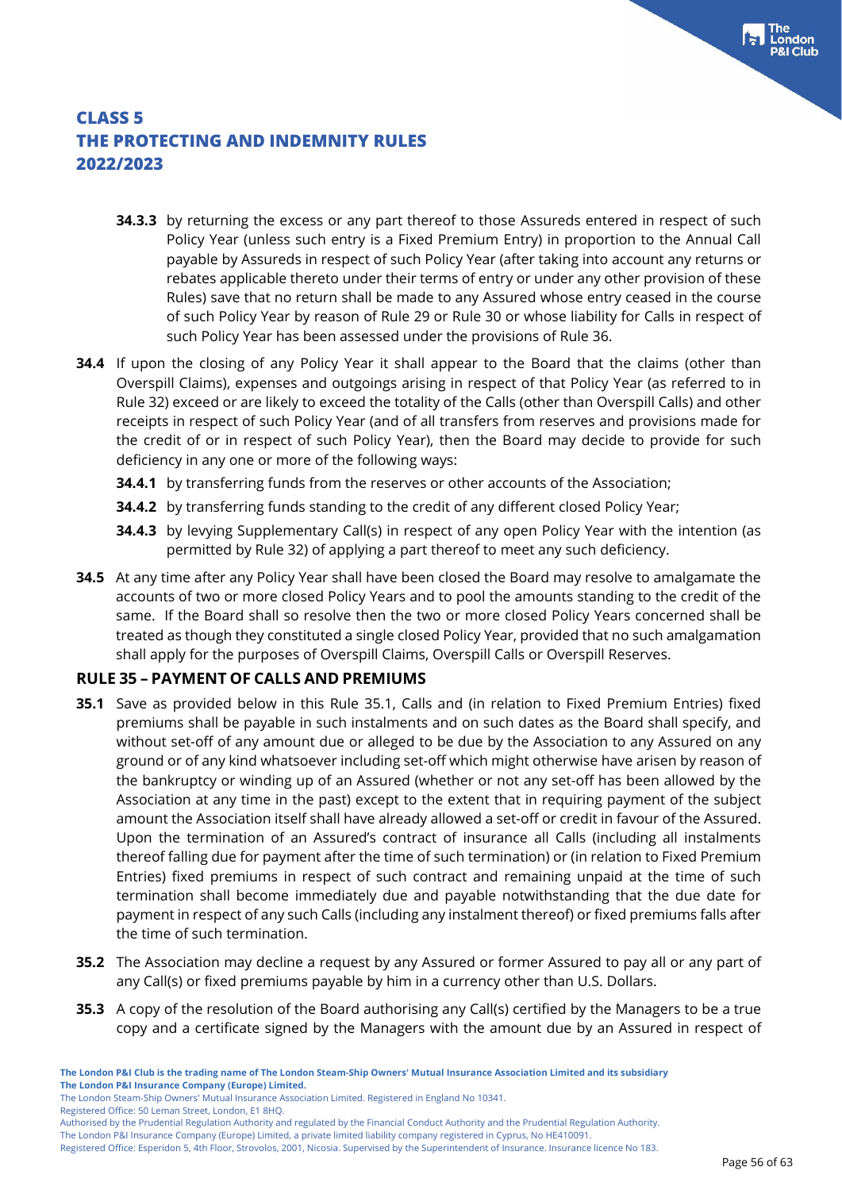**34.3.3** by returning the excess or any part thereof to those Assureds entered in respect of such Policy Year (unless such entry is a Fixed Premium Entry) in proportion to the Annual Call payable by Assureds in respect of such Policy Year (after taking into account any returns or rebates applicable thereto under their terms of entry or under any other provision of these Rules) save that no return shall be made to any Assured whose entry ceased in the course of such Policy Year by reason of Rule 29 or Rule 30 or whose liability for Calls in respect of such Policy Year has been assessed under the provisions of Rule 36.

**34.4** If upon the closing of any Policy Year it shall appear to the Board that the claims (other than Overspill Claims), expenses and outgoings arising in respect of that Policy Year (as referred to in Rule 32) exceed or are likely to exceed the totality of the Calls (other than Overspill Calls) and other receipts in respect of such Policy Year (and of all transfers from reserves and provisions made for the credit of or in respect of such Policy Year), then the Board may decide to provide for such deficiency in any one or more of the following ways:

**34.4.1** by transferring funds from the reserves or other accounts of the Association;

**34.4.2** by transferring funds standing to the credit of any different closed Policy Year;

**34.4.3** by levying Supplementary Call(s) in respect of any open Policy Year with the intention (as permitted by Rule 32) of applying a part thereof to meet any such deficiency.

**34.5** At any time after any Policy Year shall have been closed the Board may resolve to amalgamate the accounts of two or more closed Policy Years and to pool the amounts standing to the credit of the same. If the Board shall so resolve then the two or more closed Policy Years concerned shall be treated as though they constituted a single closed Policy Year, provided that no such amalgamation shall apply for the purposes of Overspill Claims, Overspill Calls or Overspill Reserves.

## RULE 35 – PAYMENT OF CALLS AND PREMIUMS

**35.1** Save as provided below in this Rule 35.1, Calls and (in relation to Fixed Premium Entries) fixed premiums shall be payable in such instalments and on such dates as the Board shall specify, and without set-off of any amount due or alleged to be due by the Association to any Assured on any ground or of any kind whatsoever including set-off which might otherwise have arisen by reason of the bankruptcy or winding up of an Assured (whether or not any set-off has been allowed by the Association at any time in the past) except to the extent that in requiring payment of the subject amount the Association itself shall have already allowed a set-off or credit in favour of the Assured. Upon the termination of an Assured's contract of insurance all Calls (including all instalments thereof falling due for payment after the time of such termination) or (in relation to Fixed Premium Entries) fixed premiums in respect of such contract and remaining unpaid at the time of such termination shall become immediately due and payable notwithstanding that the due date for payment in respect of any such Calls (including any instalment thereof) or fixed premiums falls after the time of such termination.

**35.2** The Association may decline a request by any Assured or former Assured to pay all or any part of any Call(s) or fixed premiums payable by him in a currency other than U.S. Dollars.

**35.3** A copy of the resolution of the Board authorising any Call(s) certified by the Managers to be a true copy and a certificate signed by the Managers with the amount due by an Assured in respect of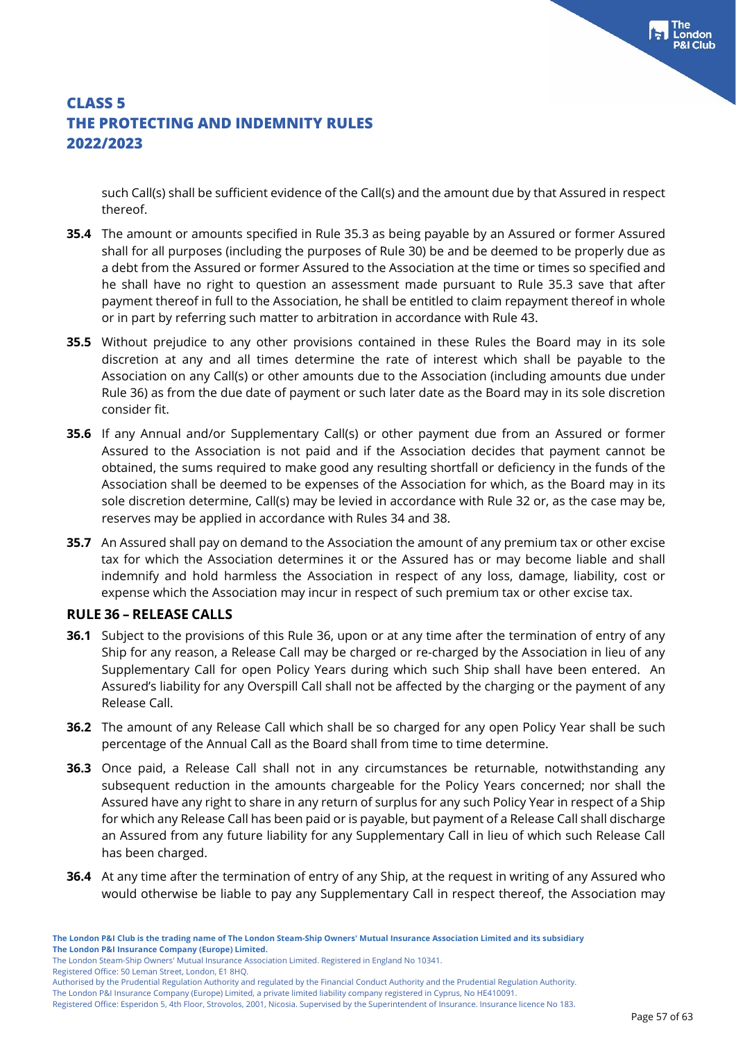such Call(s) shall be sufficient evidence of the Call(s) and the amount due by that Assured in respect thereof.

**35.4** The amount or amounts specified in Rule 35.3 as being payable by an Assured or former Assured shall for all purposes (including the purposes of Rule 30) be and be deemed to be properly due as a debt from the Assured or former Assured to the Association at the time or times so specified and he shall have no right to question an assessment made pursuant to Rule 35.3 save that after payment thereof in full to the Association, he shall be entitled to claim repayment thereof in whole or in part by referring such matter to arbitration in accordance with Rule 43.

**35.5** Without prejudice to any other provisions contained in these Rules the Board may in its sole discretion at any and all times determine the rate of interest which shall be payable to the Association on any Call(s) or other amounts due to the Association (including amounts due under Rule 36) as from the due date of payment or such later date as the Board may in its sole discretion consider fit.

**35.6** If any Annual and/or Supplementary Call(s) or other payment due from an Assured or former Assured to the Association is not paid and if the Association decides that payment cannot be obtained, the sums required to make good any resulting shortfall or deficiency in the funds of the Association shall be deemed to be expenses of the Association for which, as the Board may in its sole discretion determine, Call(s) may be levied in accordance with Rule 32 or, as the case may be, reserves may be applied in accordance with Rules 34 and 38.

**35.7** An Assured shall pay on demand to the Association the amount of any premium tax or other excise tax for which the Association determines it or the Assured has or may become liable and shall indemnify and hold harmless the Association in respect of any loss, damage, liability, cost or expense which the Association may incur in respect of such premium tax or other excise tax.

## RULE 36 – RELEASE CALLS

**36.1** Subject to the provisions of this Rule 36, upon or at any time after the termination of entry of any Ship for any reason, a Release Call may be charged or re-charged by the Association in lieu of any Supplementary Call for open Policy Years during which such Ship shall have been entered. An Assured's liability for any Overspill Call shall not be affected by the charging or the payment of any Release Call.

**36.2** The amount of any Release Call which shall be so charged for any open Policy Year shall be such percentage of the Annual Call as the Board shall from time to time determine.

**36.3** Once paid, a Release Call shall not in any circumstances be returnable, notwithstanding any subsequent reduction in the amounts chargeable for the Policy Years concerned; nor shall the Assured have any right to share in any return of surplus for any such Policy Year in respect of a Ship for which any Release Call has been paid or is payable, but payment of a Release Call shall discharge an Assured from any future liability for any Supplementary Call in lieu of which such Release Call has been charged.

**36.4** At any time after the termination of entry of any Ship, at the request in writing of any Assured who would otherwise be liable to pay any Supplementary Call in respect thereof, the Association may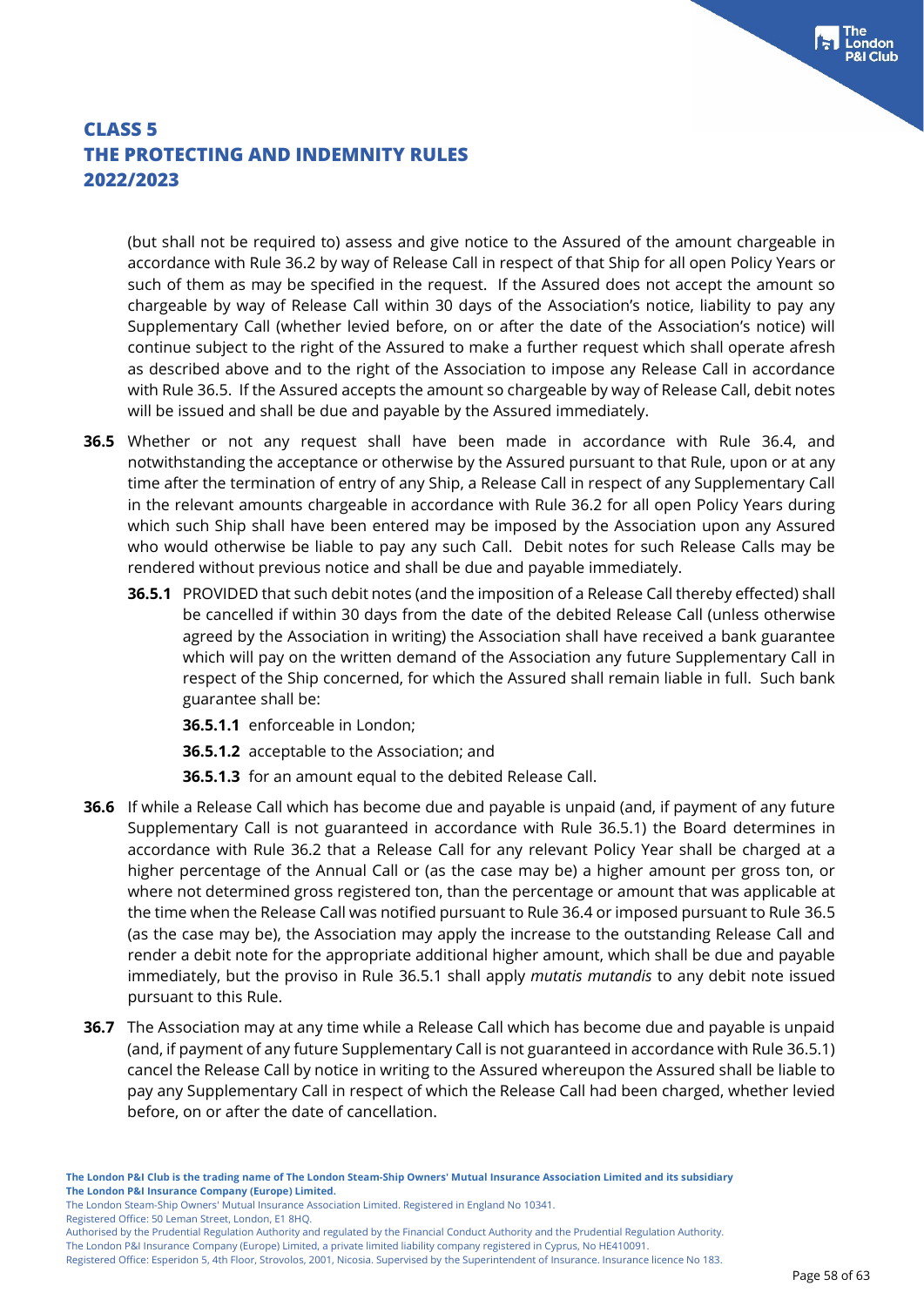(but shall not be required to) assess and give notice to the Assured of the amount chargeable in accordance with Rule 36.2 by way of Release Call in respect of that Ship for all open Policy Years or such of them as may be specified in the request. If the Assured does not accept the amount so chargeable by way of Release Call within 30 days of the Association's notice, liability to pay any Supplementary Call (whether levied before, on or after the date of the Association's notice) will continue subject to the right of the Assured to make a further request which shall operate afresh as described above and to the right of the Association to impose any Release Call in accordance with Rule 36.5. If the Assured accepts the amount so chargeable by way of Release Call, debit notes will be issued and shall be due and payable by the Assured immediately.

**36.5** Whether or not any request shall have been made in accordance with Rule 36.4, and notwithstanding the acceptance or otherwise by the Assured pursuant to that Rule, upon or at any time after the termination of entry of any Ship, a Release Call in respect of any Supplementary Call in the relevant amounts chargeable in accordance with Rule 36.2 for all open Policy Years during which such Ship shall have been entered may be imposed by the Association upon any Assured who would otherwise be liable to pay any such Call. Debit notes for such Release Calls may be rendered without previous notice and shall be due and payable immediately.

**36.5.1** PROVIDED that such debit notes (and the imposition of a Release Call thereby effected) shall be cancelled if within 30 days from the date of the debited Release Call (unless otherwise agreed by the Association in writing) the Association shall have received a bank guarantee which will pay on the written demand of the Association any future Supplementary Call in respect of the Ship concerned, for which the Assured shall remain liable in full. Such bank guarantee shall be:

**36.5.1.1** enforceable in London;

**36.5.1.2** acceptable to the Association; and

**36.5.1.3** for an amount equal to the debited Release Call.

**36.6** If while a Release Call which has become due and payable is unpaid (and, if payment of any future Supplementary Call is not guaranteed in accordance with Rule 36.5.1) the Board determines in accordance with Rule 36.2 that a Release Call for any relevant Policy Year shall be charged at a higher percentage of the Annual Call or (as the case may be) a higher amount per gross ton, or where not determined gross registered ton, than the percentage or amount that was applicable at the time when the Release Call was notified pursuant to Rule 36.4 or imposed pursuant to Rule 36.5 (as the case may be), the Association may apply the increase to the outstanding Release Call and render a debit note for the appropriate additional higher amount, which shall be due and payable immediately, but the proviso in Rule 36.5.1 shall apply *mutatis mutandis* to any debit note issued pursuant to this Rule.

**36.7** The Association may at any time while a Release Call which has become due and payable is unpaid (and, if payment of any future Supplementary Call is not guaranteed in accordance with Rule 36.5.1) cancel the Release Call by notice in writing to the Assured whereupon the Assured shall be liable to pay any Supplementary Call in respect of which the Release Call had been charged, whether levied before, on or after the date of cancellation.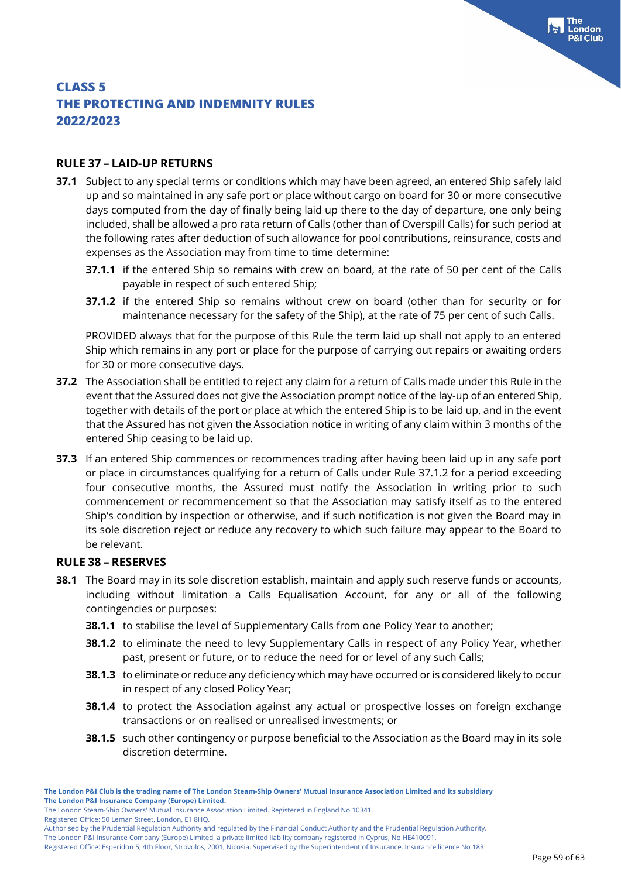# CLASS 5
# THE PROTECTING AND INDEMNITY RULES
# 2022/2023

## RULE 37 – LAID-UP RETURNS

**37.1** Subject to any special terms or conditions which may have been agreed, an entered Ship safely laid up and so maintained in any safe port or place without cargo on board for 30 or more consecutive days computed from the day of finally being laid up there to the day of departure, one only being included, shall be allowed a pro rata return of Calls (other than of Overspill Calls) for such period at the following rates after deduction of such allowance for pool contributions, reinsurance, costs and expenses as the Association may from time to time determine:

**37.1.1** if the entered Ship so remains with crew on board, at the rate of 50 per cent of the Calls payable in respect of such entered Ship;

**37.1.2** if the entered Ship so remains without crew on board (other than for security or for maintenance necessary for the safety of the Ship), at the rate of 75 per cent of such Calls.

PROVIDED always that for the purpose of this Rule the term laid up shall not apply to an entered Ship which remains in any port or place for the purpose of carrying out repairs or awaiting orders for 30 or more consecutive days.

**37.2** The Association shall be entitled to reject any claim for a return of Calls made under this Rule in the event that the Assured does not give the Association prompt notice of the lay-up of an entered Ship, together with details of the port or place at which the entered Ship is to be laid up, and in the event that the Assured has not given the Association notice in writing of any claim within 3 months of the entered Ship ceasing to be laid up.

**37.3** If an entered Ship commences or recommences trading after having been laid up in any safe port or place in circumstances qualifying for a return of Calls under Rule 37.1.2 for a period exceeding four consecutive months, the Assured must notify the Association in writing prior to such commencement or recommencement so that the Association may satisfy itself as to the entered Ship's condition by inspection or otherwise, and if such notification is not given the Board may in its sole discretion reject or reduce any recovery to which such failure may appear to the Board to be relevant.

## RULE 38 – RESERVES

**38.1** The Board may in its sole discretion establish, maintain and apply such reserve funds or accounts, including without limitation a Calls Equalisation Account, for any or all of the following contingencies or purposes:

**38.1.1** to stabilise the level of Supplementary Calls from one Policy Year to another;

**38.1.2** to eliminate the need to levy Supplementary Calls in respect of any Policy Year, whether past, present or future, or to reduce the need for or level of any such Calls;

**38.1.3** to eliminate or reduce any deficiency which may have occurred or is considered likely to occur in respect of any closed Policy Year;

**38.1.4** to protect the Association against any actual or prospective losses on foreign exchange transactions or on realised or unrealised investments; or

**38.1.5** such other contingency or purpose beneficial to the Association as the Board may in its sole discretion determine.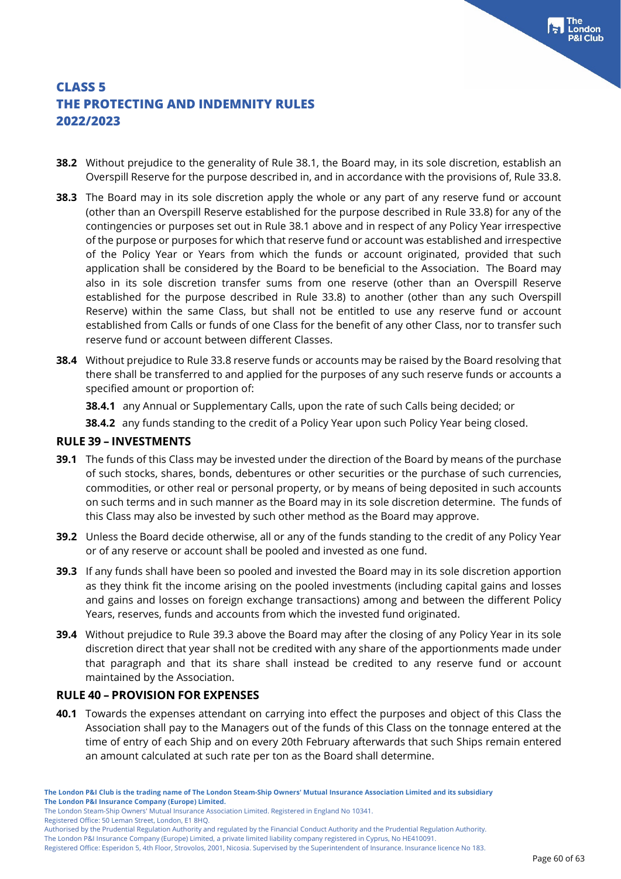**38.2** Without prejudice to the generality of Rule 38.1, the Board may, in its sole discretion, establish an Overspill Reserve for the purpose described in, and in accordance with the provisions of, Rule 33.8.

**38.3** The Board may in its sole discretion apply the whole or any part of any reserve fund or account (other than an Overspill Reserve established for the purpose described in Rule 33.8) for any of the contingencies or purposes set out in Rule 38.1 above and in respect of any Policy Year irrespective of the purpose or purposes for which that reserve fund or account was established and irrespective of the Policy Year or Years from which the funds or account originated, provided that such application shall be considered by the Board to be beneficial to the Association. The Board may also in its sole discretion transfer sums from one reserve (other than an Overspill Reserve established for the purpose described in Rule 33.8) to another (other than any such Overspill Reserve) within the same Class, but shall not be entitled to use any reserve fund or account established from Calls or funds of one Class for the benefit of any other Class, nor to transfer such reserve fund or account between different Classes.

**38.4** Without prejudice to Rule 33.8 reserve funds or accounts may be raised by the Board resolving that there shall be transferred to and applied for the purposes of any such reserve funds or accounts a specified amount or proportion of:

**38.4.1** any Annual or Supplementary Calls, upon the rate of such Calls being decided; or

**38.4.2** any funds standing to the credit of a Policy Year upon such Policy Year being closed.

## RULE 39 – INVESTMENTS

**39.1** The funds of this Class may be invested under the direction of the Board by means of the purchase of such stocks, shares, bonds, debentures or other securities or the purchase of such currencies, commodities, or other real or personal property, or by means of being deposited in such accounts on such terms and in such manner as the Board may in its sole discretion determine. The funds of this Class may also be invested by such other method as the Board may approve.

**39.2** Unless the Board decide otherwise, all or any of the funds standing to the credit of any Policy Year or of any reserve or account shall be pooled and invested as one fund.

**39.3** If any funds shall have been so pooled and invested the Board may in its sole discretion apportion as they think fit the income arising on the pooled investments (including capital gains and losses and gains and losses on foreign exchange transactions) among and between the different Policy Years, reserves, funds and accounts from which the invested fund originated.

**39.4** Without prejudice to Rule 39.3 above the Board may after the closing of any Policy Year in its sole discretion direct that year shall not be credited with any share of the apportionments made under that paragraph and that its share shall instead be credited to any reserve fund or account maintained by the Association.

## RULE 40 – PROVISION FOR EXPENSES

**40.1** Towards the expenses attendant on carrying into effect the purposes and object of this Class the Association shall pay to the Managers out of the funds of this Class on the tonnage entered at the time of entry of each Ship and on every 20th February afterwards that such Ships remain entered an amount calculated at such rate per ton as the Board shall determine.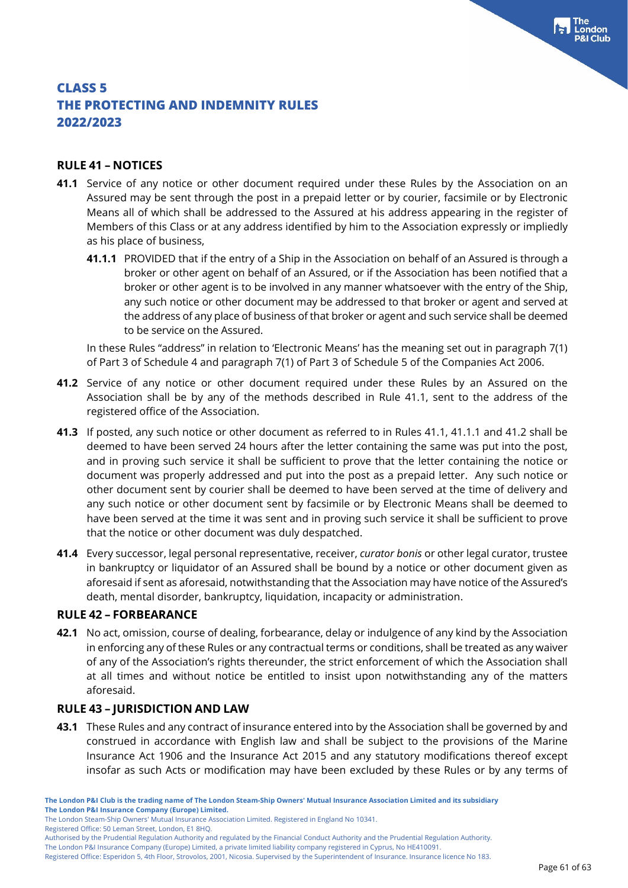# CLASS 5
# THE PROTECTING AND INDEMNITY RULES
# 2022/2023

## RULE 41 – NOTICES

**41.1** Service of any notice or other document required under these Rules by the Association on an Assured may be sent through the post in a prepaid letter or by courier, facsimile or by Electronic Means all of which shall be addressed to the Assured at his address appearing in the register of Members of this Class or at any address identified by him to the Association expressly or impliedly as his place of business,

**41.1.1** PROVIDED that if the entry of a Ship in the Association on behalf of an Assured is through a broker or other agent on behalf of an Assured, or if the Association has been notified that a broker or other agent is to be involved in any manner whatsoever with the entry of the Ship, any such notice or other document may be addressed to that broker or agent and served at the address of any place of business of that broker or agent and such service shall be deemed to be service on the Assured.

In these Rules "address" in relation to 'Electronic Means' has the meaning set out in paragraph 7(1) of Part 3 of Schedule 4 and paragraph 7(1) of Part 3 of Schedule 5 of the Companies Act 2006.

**41.2** Service of any notice or other document required under these Rules by an Assured on the Association shall be by any of the methods described in Rule 41.1, sent to the address of the registered office of the Association.

**41.3** If posted, any such notice or other document as referred to in Rules 41.1, 41.1.1 and 41.2 shall be deemed to have been served 24 hours after the letter containing the same was put into the post, and in proving such service it shall be sufficient to prove that the letter containing the notice or document was properly addressed and put into the post as a prepaid letter. Any such notice or other document sent by courier shall be deemed to have been served at the time of delivery and any such notice or other document sent by facsimile or by Electronic Means shall be deemed to have been served at the time it was sent and in proving such service it shall be sufficient to prove that the notice or other document was duly despatched.

**41.4** Every successor, legal personal representative, receiver, *curator bonis* or other legal curator, trustee in bankruptcy or liquidator of an Assured shall be bound by a notice or other document given as aforesaid if sent as aforesaid, notwithstanding that the Association may have notice of the Assured's death, mental disorder, bankruptcy, liquidation, incapacity or administration.

## RULE 42 – FORBEARANCE

**42.1** No act, omission, course of dealing, forbearance, delay or indulgence of any kind by the Association in enforcing any of these Rules or any contractual terms or conditions, shall be treated as any waiver of any of the Association's rights thereunder, the strict enforcement of which the Association shall at all times and without notice be entitled to insist upon notwithstanding any of the matters aforesaid.

## RULE 43 – JURISDICTION AND LAW

**43.1** These Rules and any contract of insurance entered into by the Association shall be governed by and construed in accordance with English law and shall be subject to the provisions of the Marine Insurance Act 1906 and the Insurance Act 2015 and any statutory modifications thereof except insofar as such Acts or modification may have been excluded by these Rules or by any terms of

**The London P&I Club is the trading name of The London Steam-Ship Owners' Mutual Insurance Association Limited and its subsidiary The London P&I Insurance Company (Europe) Limited.**
The London Steam-Ship Owners' Mutual Insurance Association Limited. Registered in England No 10341.
Registered Office: 50 Leman Street, London, E1 8HQ.
Authorised by the Prudential Regulation Authority and regulated by the Financial Conduct Authority and the Prudential Regulation Authority.
The London P&I Insurance Company (Europe) Limited, a private limited liability company registered in Cyprus, No HE410091.
Registered Office: Esperidon 5, 4th Floor, Strovolos, 2001, Nicosia. Supervised by the Superintendent of Insurance. Insurance licence No 183.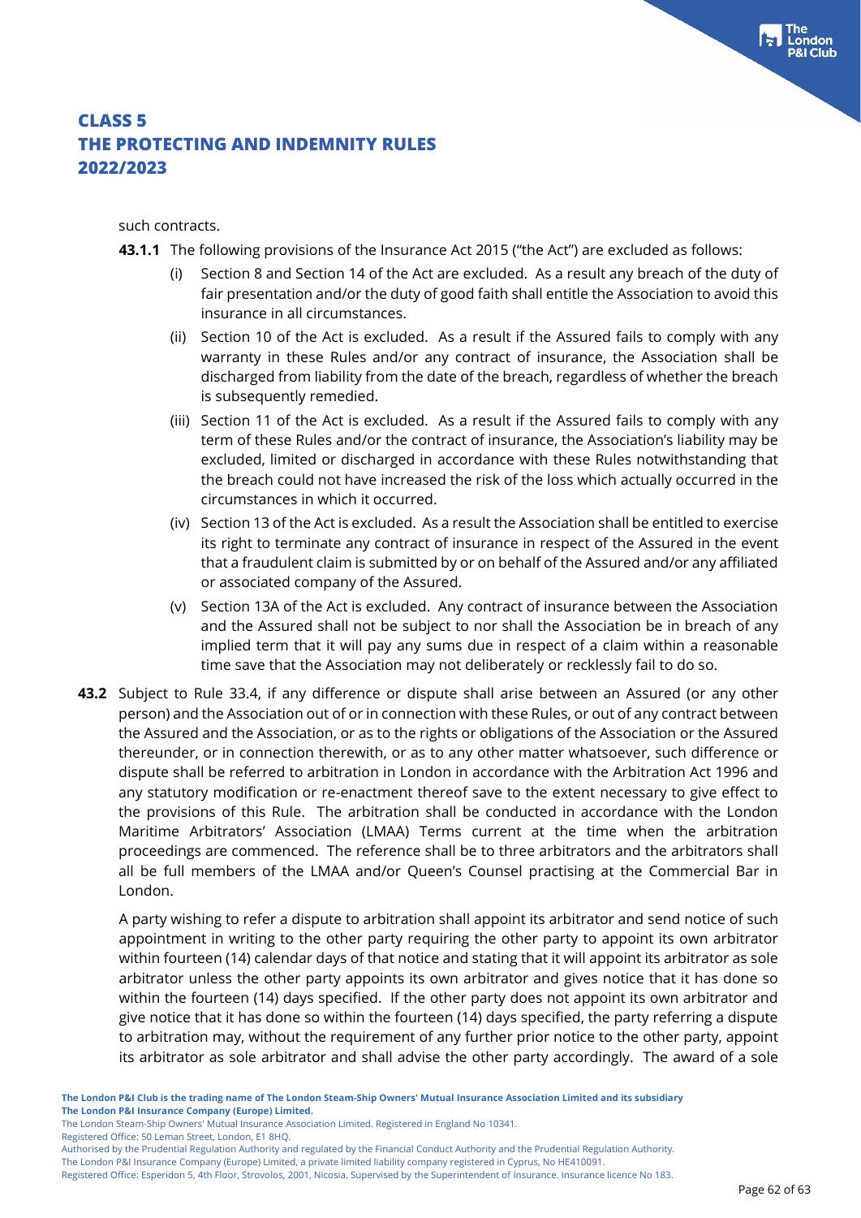such contracts.

**43.1.1** The following provisions of the Insurance Act 2015 ("the Act") are excluded as follows:

(i) Section 8 and Section 14 of the Act are excluded. As a result any breach of the duty of fair presentation and/or the duty of good faith shall entitle the Association to avoid this insurance in all circumstances.

(ii) Section 10 of the Act is excluded. As a result if the Assured fails to comply with any warranty in these Rules and/or any contract of insurance, the Association shall be discharged from liability from the date of the breach, regardless of whether the breach is subsequently remedied.

(iii) Section 11 of the Act is excluded. As a result if the Assured fails to comply with any term of these Rules and/or the contract of insurance, the Association's liability may be excluded, limited or discharged in accordance with these Rules notwithstanding that the breach could not have increased the risk of the loss which actually occurred in the circumstances in which it occurred.

(iv) Section 13 of the Act is excluded. As a result the Association shall be entitled to exercise its right to terminate any contract of insurance in respect of the Assured in the event that a fraudulent claim is submitted by or on behalf of the Assured and/or any affiliated or associated company of the Assured.

(v) Section 13A of the Act is excluded. Any contract of insurance between the Association and the Assured shall not be subject to nor shall the Association be in breach of any implied term that it will pay any sums due in respect of a claim within a reasonable time save that the Association may not deliberately or recklessly fail to do so.

**43.2** Subject to Rule 33.4, if any difference or dispute shall arise between an Assured (or any other person) and the Association out of or in connection with these Rules, or out of any contract between the Assured and the Association, or as to the rights or obligations of the Association or the Assured thereunder, or in connection therewith, or as to any other matter whatsoever, such difference or dispute shall be referred to arbitration in London in accordance with the Arbitration Act 1996 and any statutory modification or re-enactment thereof save to the extent necessary to give effect to the provisions of this Rule. The arbitration shall be conducted in accordance with the London Maritime Arbitrators' Association (LMAA) Terms current at the time when the arbitration proceedings are commenced. The reference shall be to three arbitrators and the arbitrators shall all be full members of the LMAA and/or Queen's Counsel practising at the Commercial Bar in London.

A party wishing to refer a dispute to arbitration shall appoint its arbitrator and send notice of such appointment in writing to the other party requiring the other party to appoint its own arbitrator within fourteen (14) calendar days of that notice and stating that it will appoint its arbitrator as sole arbitrator unless the other party appoints its own arbitrator and gives notice that it has done so within the fourteen (14) days specified. If the other party does not appoint its own arbitrator and give notice that it has done so within the fourteen (14) days specified, the party referring a dispute to arbitration may, without the requirement of any further prior notice to the other party, appoint its arbitrator as sole arbitrator and shall advise the other party accordingly. The award of a sole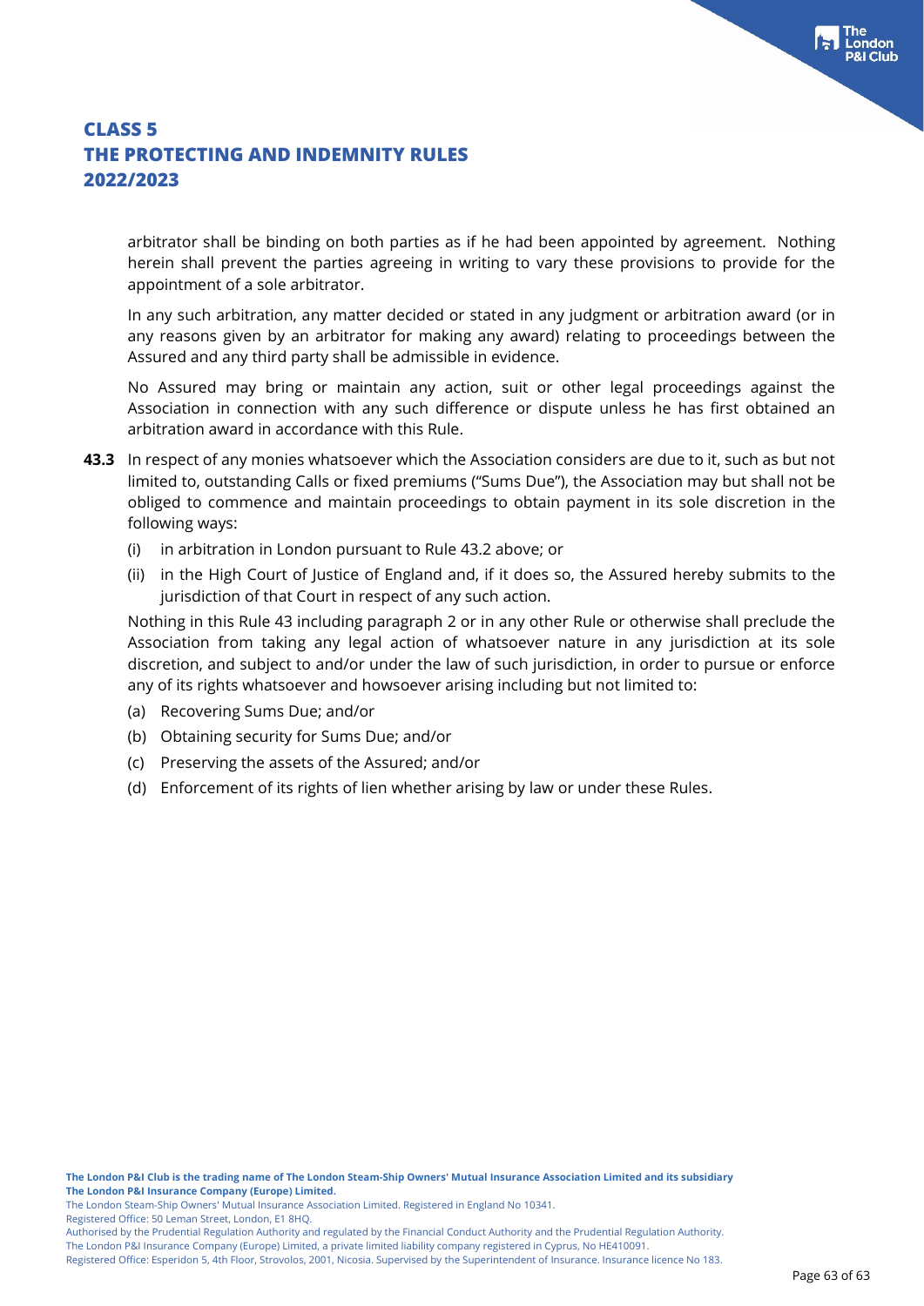arbitrator shall be binding on both parties as if he had been appointed by agreement. Nothing herein shall prevent the parties agreeing in writing to vary these provisions to provide for the appointment of a sole arbitrator.

In any such arbitration, any matter decided or stated in any judgment or arbitration award (or in any reasons given by an arbitrator for making any award) relating to proceedings between the Assured and any third party shall be admissible in evidence.

No Assured may bring or maintain any action, suit or other legal proceedings against the Association in connection with any such difference or dispute unless he has first obtained an arbitration award in accordance with this Rule.

**43.3** In respect of any monies whatsoever which the Association considers are due to it, such as but not limited to, outstanding Calls or fixed premiums ("Sums Due"), the Association may but shall not be obliged to commence and maintain proceedings to obtain payment in its sole discretion in the following ways:

(i) in arbitration in London pursuant to Rule 43.2 above; or

(ii) in the High Court of Justice of England and, if it does so, the Assured hereby submits to the jurisdiction of that Court in respect of any such action.

Nothing in this Rule 43 including paragraph 2 or in any other Rule or otherwise shall preclude the Association from taking any legal action of whatsoever nature in any jurisdiction at its sole discretion, and subject to and/or under the law of such jurisdiction, in order to pursue or enforce any of its rights whatsoever and howsoever arising including but not limited to:

(a) Recovering Sums Due; and/or

(b) Obtaining security for Sums Due; and/or

(c) Preserving the assets of the Assured; and/or

(d) Enforcement of its rights of lien whether arising by law or under these Rules.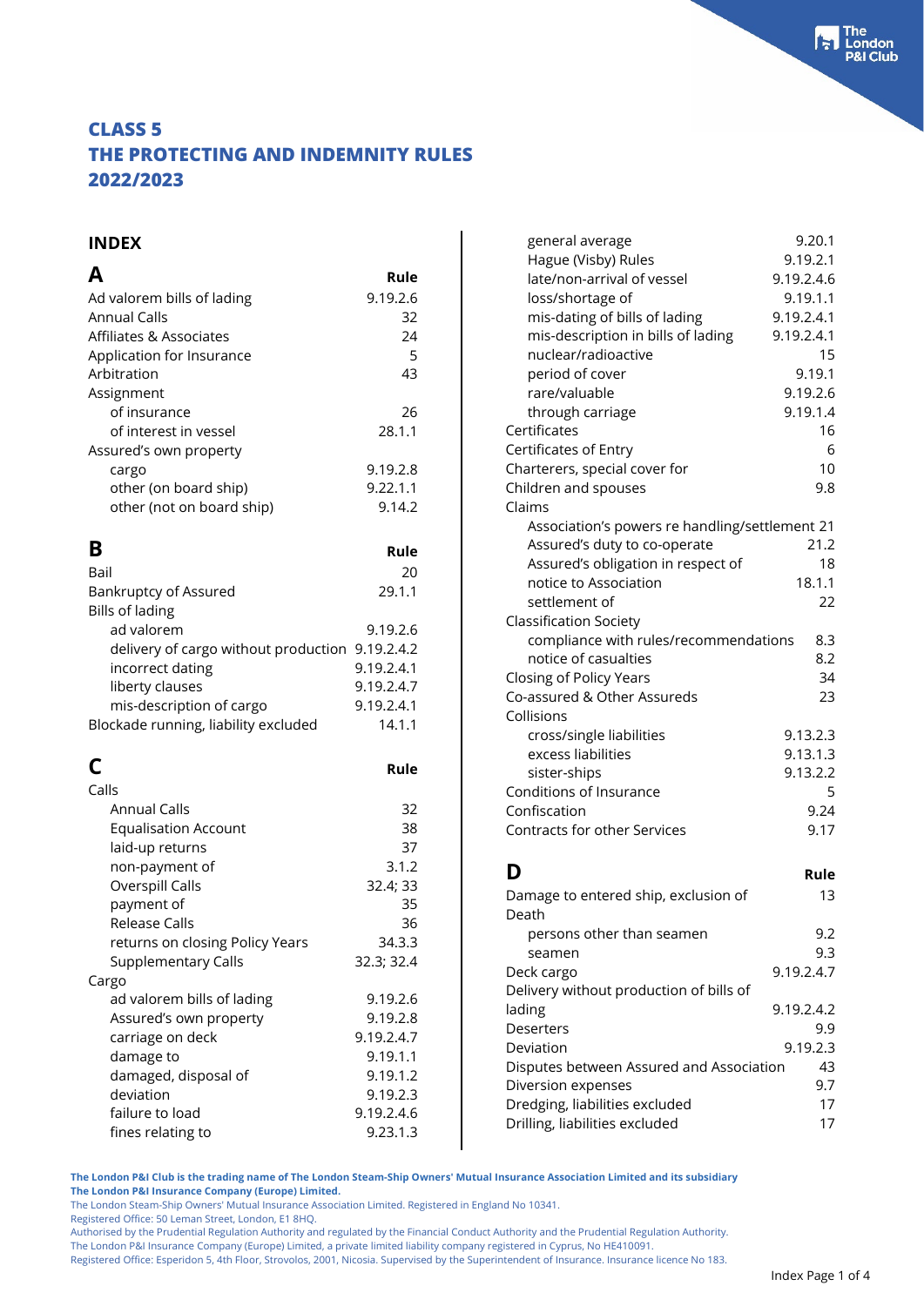# CLASS 5 THE PROTECTING AND INDEMNITY RULES 2022/2023

## INDEX

### A

| | Rule |
|---|---|
| Ad valorem bills of lading | 9.19.2.6 |
| Annual Calls | 32 |
| Affiliates & Associates | 24 |
| Application for Insurance | 5 |
| Arbitration | 43 |
| Assignment | |
| of insurance | 26 |
| of interest in vessel | 28.1.1 |
| Assured's own property | |
| cargo | 9.19.2.8 |
| other (on board ship) | 9.22.1.1 |
| other (not on board ship) | 9.14.2 |

### B

| | Rule |
|---|---|
| Bail | 20 |
| Bankruptcy of Assured | 29.1.1 |
| Bills of lading | |
| ad valorem | 9.19.2.6 |
| delivery of cargo without production | 9.19.2.4.2 |
| incorrect dating | 9.19.2.4.1 |
| liberty clauses | 9.19.2.4.7 |
| mis-description of cargo | 9.19.2.4.1 |
| Blockade running, liability excluded | 14.1.1 |

### C

| | Rule |
|---|---|
| Calls | |
| Annual Calls | 32 |
| Equalisation Account | 38 |
| laid-up returns | 37 |
| non-payment of | 3.1.2 |
| Overspill Calls | 32.4; 33 |
| payment of | 35 |
| Release Calls | 36 |
| returns on closing Policy Years | 34.3.3 |
| Supplementary Calls | 32.3; 32.4 |
| Cargo | |
| ad valorem bills of lading | 9.19.2.6 |
| Assured's own property | 9.19.2.8 |
| carriage on deck | 9.19.2.4.7 |
| damage to | 9.19.1.1 |
| damaged, disposal of | 9.19.1.2 |
| deviation | 9.19.2.3 |
| failure to load | 9.19.2.4.6 |
| fines relating to | 9.23.1.3 |
| general average | 9.20.1 |
| Hague (Visby) Rules | 9.19.2.1 |
| late/non-arrival of vessel | 9.19.2.4.6 |
| loss/shortage of | 9.19.1.1 |
| mis-dating of bills of lading | 9.19.2.4.1 |
| mis-description in bills of lading | 9.19.2.4.1 |
| nuclear/radioactive | 15 |
| period of cover | 9.19.1 |
| rare/valuable | 9.19.2.6 |
| through carriage | 9.19.1.4 |
| Certificates | 16 |
| Certificates of Entry | 6 |
| Charterers, special cover for | 10 |
| Children and spouses | 9.8 |
| Claims | |
| Association's powers re handling/settlement | 21 |
| Assured's duty to co-operate | 21.2 |
| Assured's obligation in respect of | 18 |
| notice to Association | 18.1.1 |
| settlement of | 22 |
| Classification Society | |
| compliance with rules/recommendations | 8.3 |
| notice of casualties | 8.2 |
| Closing of Policy Years | 34 |
| Co-assured & Other Assureds | 23 |
| Collisions | |
| cross/single liabilities | 9.13.2.3 |
| excess liabilities | 9.13.1.3 |
| sister-ships | 9.13.2.2 |
| Conditions of Insurance | 5 |
| Confiscation | 9.24 |
| Contracts for other Services | 9.17 |

### D

| | Rule |
|---|---|
| Damage to entered ship, exclusion of | 13 |
| Death | |
| persons other than seamen | 9.2 |
| seamen | 9.3 |
| Deck cargo | 9.19.2.4.7 |
| Delivery without production of bills of lading | 9.19.2.4.2 |
| Deserters | 9.9 |
| Deviation | 9.19.2.3 |
| Disputes between Assured and Association | 43 |
| Diversion expenses | 9.7 |
| Dredging, liabilities excluded | 17 |
| Drilling, liabilities excluded | 17 |

**The London P&I Club is the trading name of The London Steam-Ship Owners' Mutual Insurance Association Limited and its subsidiary The London P&I Insurance Company (Europe) Limited.**
The London Steam-Ship Owners' Mutual Insurance Association Limited. Registered in England No 10341.
Registered Office: 50 Leman Street, London, E1 8HQ.
Authorised by the Prudential Regulation Authority and regulated by the Financial Conduct Authority and the Prudential Regulation Authority.
The London P&I Insurance Company (Europe) Limited, a private limited liability company registered in Cyprus, No HE410091.
Registered Office: Esperidon 5, 4th Floor, Strovolos, 2001, Nicosia. Supervised by the Superintendent of Insurance. Insurance licence No 183.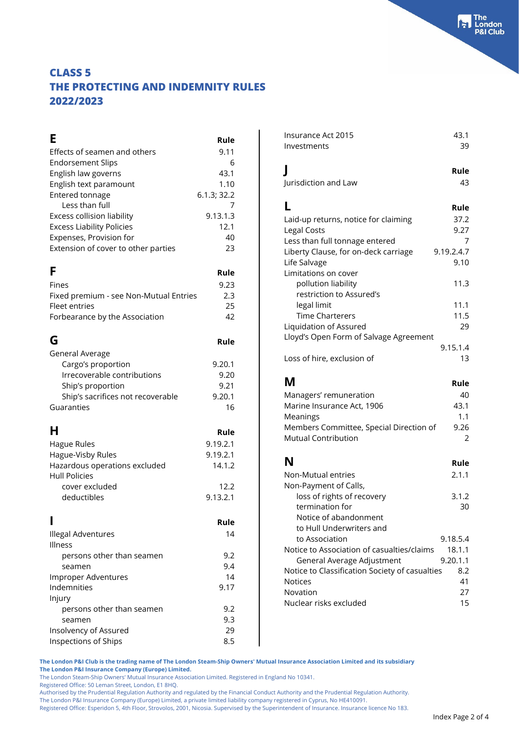# CLASS 5
# THE PROTECTING AND INDEMNITY RULES
# 2022/2023

## E

| E | Rule |
|---|---|
| Effects of seamen and others | 9.11 |
| Endorsement Slips | 6 |
| English law governs | 43.1 |
| English text paramount | 1.10 |
| Entered tonnage | 6.1.3; 32.2 |
| Less than full | 7 |
| Excess collision liability | 9.13.1.3 |
| Excess Liability Policies | 12.1 |
| Expenses, Provision for | 40 |
| Extension of cover to other parties | 23 |

## F

| F | Rule |
|---|---|
| Fines | 9.23 |
| Fixed premium - see Non-Mutual Entries | 2.3 |
| Fleet entries | 25 |
| Forbearance by the Association | 42 |

## G

| G | Rule |
|---|---|
| General Average | |
| Cargo's proportion | 9.20.1 |
| Irrecoverable contributions | 9.20 |
| Ship's proportion | 9.21 |
| Ship's sacrifices not recoverable | 9.20.1 |
| Guarantees | 16 |

## H

| H | Rule |
|---|---|
| Hague Rules | 9.19.2.1 |
| Hague-Visby Rules | 9.19.2.1 |
| Hazardous operations excluded | 14.1.2 |
| Hull Policies | |
| cover excluded | 12.2 |
| deductibles | 9.13.2.1 |

## I

| I | Rule |
|---|---|
| Illegal Adventures | 14 |
| Illness | |
| persons other than seamen | 9.2 |
| seamen | 9.4 |
| Improper Adventures | 14 |
| Indemnities | 9.17 |
| Injury | |
| persons other than seamen | 9.2 |
| seamen | 9.3 |
| Insolvency of Assured | 29 |
| Inspections of Ships | 8.5 |
| Insurance Act 2015 | 43.1 |
| Investments | 39 |

## J

| J | Rule |
|---|---|
| Jurisdiction and Law | 43 |

## L

| L | Rule |
|---|---|
| Laid-up returns, notice for claiming | 37.2 |
| Legal Costs | 9.27 |
| Less than full tonnage entered | 7 |
| Liberty Clause, for on-deck carriage | 9.19.2.4.7 |
| Life Salvage | 9.10 |
| Limitations on cover | |
| pollution liability | 11.3 |
| restriction to Assured's legal limit | 11.1 |
| Time Charterers | 11.5 |
| Liquidation of Assured | 29 |
| Lloyd's Open Form of Salvage Agreement | 9.15.1.4 |
| Loss of hire, exclusion of | 13 |

## M

| M | Rule |
|---|---|
| Managers' remuneration | 40 |
| Marine Insurance Act, 1906 | 43.1 |
| Meanings | 1.1 |
| Members Committee, Special Direction of | 9.26 |
| Mutual Contribution | 2 |

## N

| N | Rule |
|---|---|
| Non-Mutual entries | 2.1.1 |
| Non-Payment of Calls, | |
| loss of rights of recovery | 3.1.2 |
| termination for | 30 |
| Notice of abandonment to Hull Underwriters and to Association | 9.18.5.4 |
| Notice to Association of casualties/claims | 18.1.1 |
| General Average Adjustment | 9.20.1.1 |
| Notice to Classification Society of casualties | 8.2 |
| Notices | 41 |
| Novation | 27 |
| Nuclear risks excluded | 15 |

**The London P&I Club is the trading name of The London Steam-Ship Owners' Mutual Insurance Association Limited and its subsidiary The London P&I Insurance Company (Europe) Limited.**

The London Steam-Ship Owners' Mutual Insurance Association Limited. Registered in England No 10341.
Registered Office: 50 Leman Street, London, E1 8HQ.
Authorised by the Prudential Regulation Authority and regulated by the Financial Conduct Authority and the Prudential Regulation Authority.
The London P&I Insurance Company (Europe) Limited, a private limited liability company registered in Cyprus, No HE410091.
Registered Office: Esperidon 5, 4th Floor, Strovolos, 2001, Nicosia. Supervised by the Superintendent of Insurance. Insurance licence No 183.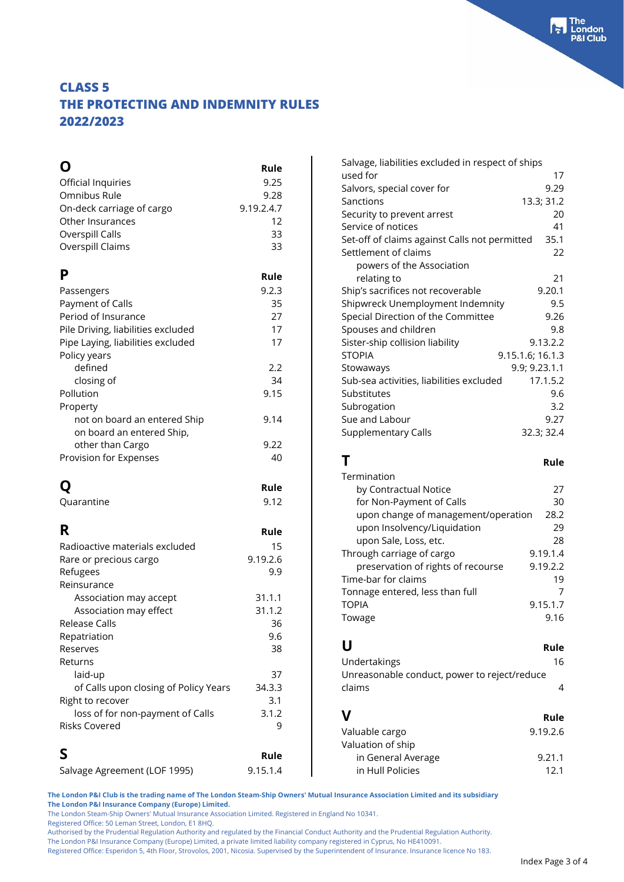# CLASS 5
# THE PROTECTING AND INDEMNITY RULES
# 2022/2023

## O

| | Rule |
|---|---|
| Official Inquiries | 9.25 |
| Omnibus Rule | 9.28 |
| On-deck carriage of cargo | 9.19.2.4.7 |
| Other Insurances | 12 |
| Overspill Calls | 33 |
| Overspill Claims | 33 |

## P

| | Rule |
|---|---|
| Passengers | 9.2.3 |
| Payment of Calls | 35 |
| Period of Insurance | 27 |
| Pile Driving, liabilities excluded | 17 |
| Pipe Laying, liabilities excluded | 17 |
| Policy years | |
| defined | 2.2 |
| closing of | 34 |
| Pollution | 9.15 |
| Property | |
| not on board an entered Ship | 9.14 |
| on board an entered Ship, other than Cargo | 9.22 |
| Provision for Expenses | 40 |

## Q

| | Rule |
|---|---|
| Quarantine | 9.12 |

## R

| | Rule |
|---|---|
| Radioactive materials excluded | 15 |
| Rare or precious cargo | 9.19.2.6 |
| Refugees | 9.9 |
| Reinsurance | |
| Association may accept | 31.1.1 |
| Association may effect | 31.1.2 |
| Release Calls | 36 |
| Repatriation | 9.6 |
| Reserves | 38 |
| Returns | |
| laid-up | 37 |
| of Calls upon closing of Policy Years | 34.3.3 |
| Right to recover | 3.1 |
| loss of for non-payment of Calls | 3.1.2 |
| Risks Covered | 9 |

## S

| | Rule |
|---|---|
| Salvage Agreement (LOF 1995) | 9.15.1.4 |
| Salvage, liabilities excluded in respect of ships used for | 17 |
| Salvors, special cover for | 9.29 |
| Sanctions | 13.3; 31.2 |
| Security to prevent arrest | 20 |
| Service of notices | 41 |
| Set-off of claims against Calls not permitted | 35.1 |
| Settlement of claims | 22 |
| powers of the Association relating to | 21 |
| Ship's sacrifices not recoverable | 9.20.1 |
| Shipwreck Unemployment Indemnity | 9.5 |
| Special Direction of the Committee | 9.26 |
| Spouses and children | 9.8 |
| Sister-ship collision liability | 9.13.2.2 |
| STOPIA | 9.15.1.6; 16.1.3 |
| Stowaways | 9.9; 9.23.1.1 |
| Sub-sea activities, liabilities excluded | 17.1.5.2 |
| Substitutes | 9.6 |
| Subrogation | 3.2 |
| Sue and Labour | 9.27 |
| Supplementary Calls | 32.3; 32.4 |

## T

| | Rule |
|---|---|
| Termination | |
| by Contractual Notice | 27 |
| for Non-Payment of Calls | 30 |
| upon change of management/operation | 28.2 |
| upon Insolvency/Liquidation | 29 |
| upon Sale, Loss, etc. | 28 |
| Through carriage of cargo | 9.19.1.4 |
| preservation of rights of recourse | 9.19.2.2 |
| Time-bar for claims | 19 |
| Tonnage entered, less than full | 7 |
| TOPIA | 9.15.1.7 |
| Towage | 9.16 |

## U

| | Rule |
|---|---|
| Undertakings | 16 |
| Unreasonable conduct, power to reject/reduce claims | 4 |

## V

| | Rule |
|---|---|
| Valuable cargo | 9.19.2.6 |
| Valuation of ship | |
| in General Average | 9.21.1 |
| in Hull Policies | 12.1 |

**The London P&I Club is the trading name of The London Steam-Ship Owners' Mutual Insurance Association Limited and its subsidiary The London P&I Insurance Company (Europe) Limited.**
The London Steam-Ship Owners' Mutual Insurance Association Limited. Registered in England No 10341.
Registered Office: 50 Leman Street, London, E1 8HQ.
Authorised by the Prudential Regulation Authority and regulated by the Financial Conduct Authority and the Prudential Regulation Authority.
The London P&I Insurance Company (Europe) Limited, a private limited liability company registered in Cyprus, No HE410091.
Registered Office: Esperidon 5, 4th Floor, Strovolos, 2001, Nicosia. Supervised by the Superintendent of Insurance. Insurance licence No 183.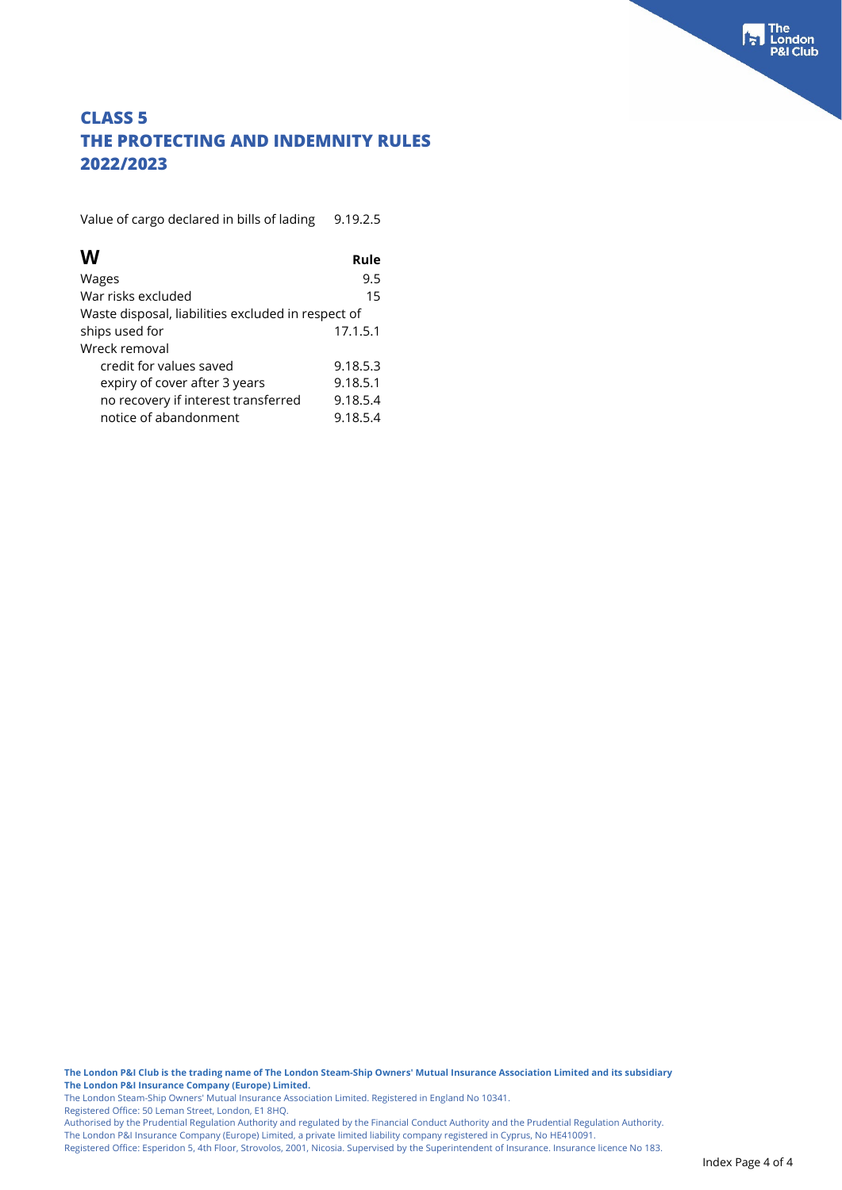# CLASS 5
# THE PROTECTING AND INDEMNITY RULES
# 2022/2023

| | |
|---|---|
| Value of cargo declared in bills of lading | 9.19.2.5 |

| **W** | **Rule** |
|---|---|
| Wages | 9.5 |
| War risks excluded | 15 |
| Waste disposal, liabilities excluded in respect of ships used for | 17.1.5.1 |
| Wreck removal | |
| credit for values saved | 9.18.5.3 |
| expiry of cover after 3 years | 9.18.5.1 |
| no recovery if interest transferred | 9.18.5.4 |
| notice of abandonment | 9.18.5.4 |

**The London P&I Club is the trading name of The London Steam-Ship Owners' Mutual Insurance Association Limited and its subsidiary The London P&I Insurance Company (Europe) Limited.**

The London Steam-Ship Owners' Mutual Insurance Association Limited. Registered in England No 10341.
Registered Office: 50 Leman Street, London, E1 8HQ.
Authorised by the Prudential Regulation Authority and regulated by the Financial Conduct Authority and the Prudential Regulation Authority.
The London P&I Insurance Company (Europe) Limited, a private limited liability company registered in Cyprus, No HE410091.
Registered Office: Esperidon 5, 4th Floor, Strovolos, 2001, Nicosia. Supervised by the Superintendent of Insurance. Insurance licence No 183.